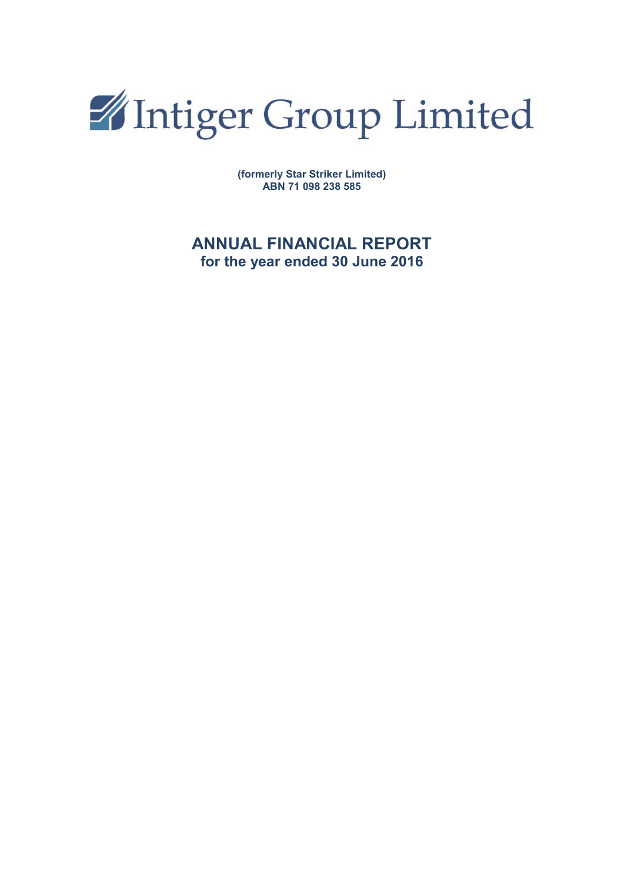# Intiger Group Limited

**(formerly Star Striker Limited)**
**ABN 71 098 238 585**

## ANNUAL FINANCIAL REPORT
### for the year ended 30 June 2016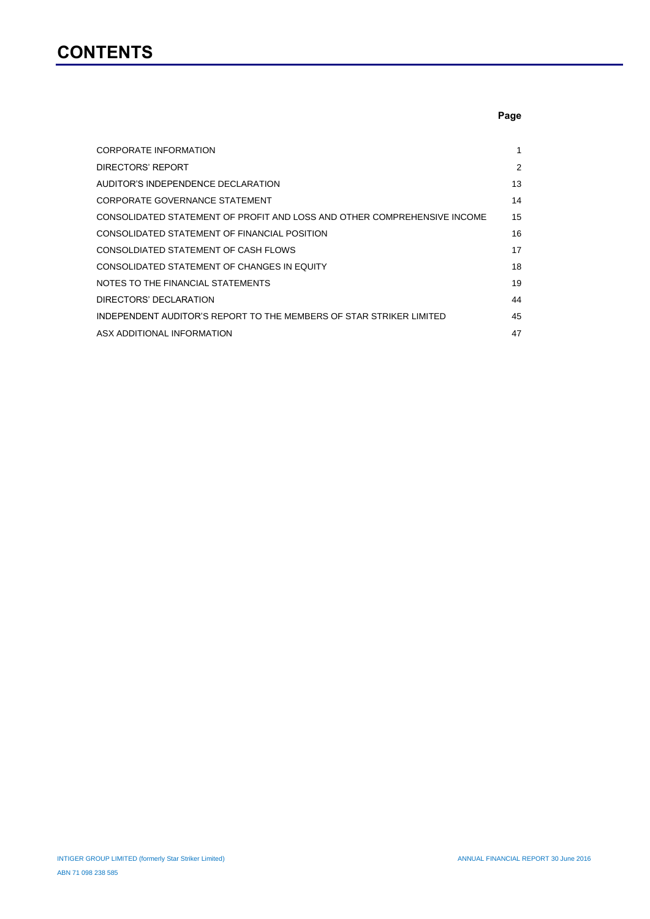# CONTENTS

| | Page |
|---|---|
| CORPORATE INFORMATION | 1 |
| DIRECTORS' REPORT | 2 |
| AUDITOR'S INDEPENDENCE DECLARATION | 13 |
| CORPORATE GOVERNANCE STATEMENT | 14 |
| CONSOLIDATED STATEMENT OF PROFIT AND LOSS AND OTHER COMPREHENSIVE INCOME | 15 |
| CONSOLIDATED STATEMENT OF FINANCIAL POSITION | 16 |
| CONSOLDIATED STATEMENT OF CASH FLOWS | 17 |
| CONSOLIDATED STATEMENT OF CHANGES IN EQUITY | 18 |
| NOTES TO THE FINANCIAL STATEMENTS | 19 |
| DIRECTORS' DECLARATION | 44 |
| INDEPENDENT AUDITOR'S REPORT TO THE MEMBERS OF STAR STRIKER LIMITED | 45 |
| ASX ADDITIONAL INFORMATION | 47 |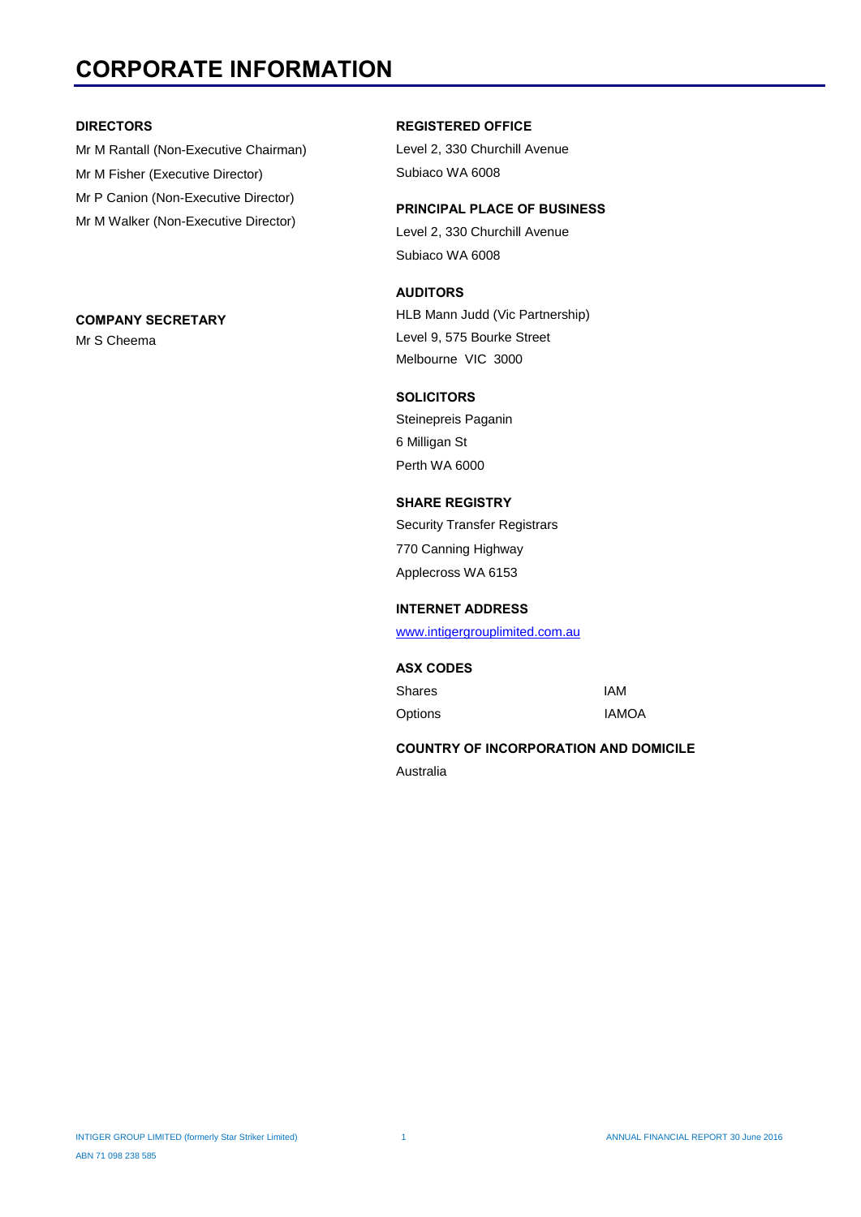# CORPORATE INFORMATION

**DIRECTORS**

Mr M Rantall (Non-Executive Chairman)
Mr M Fisher (Executive Director)
Mr P Canion (Non-Executive Director)
Mr M Walker (Non-Executive Director)

**COMPANY SECRETARY**

Mr S Cheema

**REGISTERED OFFICE**

Level 2, 330 Churchill Avenue
Subiaco WA 6008

**PRINCIPAL PLACE OF BUSINESS**

Level 2, 330 Churchill Avenue
Subiaco WA 6008

**AUDITORS**

HLB Mann Judd (Vic Partnership)
Level 9, 575 Bourke Street
Melbourne VIC 3000

**SOLICITORS**

Steinepreis Paganin
6 Milligan St
Perth WA 6000

**SHARE REGISTRY**

Security Transfer Registrars
770 Canning Highway
Applecross WA 6153

**INTERNET ADDRESS**

www.intigergrouplimited.com.au

**ASX CODES**

| | |
|---|---|
| Shares | IAM |
| Options | IAMOA |

**COUNTRY OF INCORPORATION AND DOMICILE**

Australia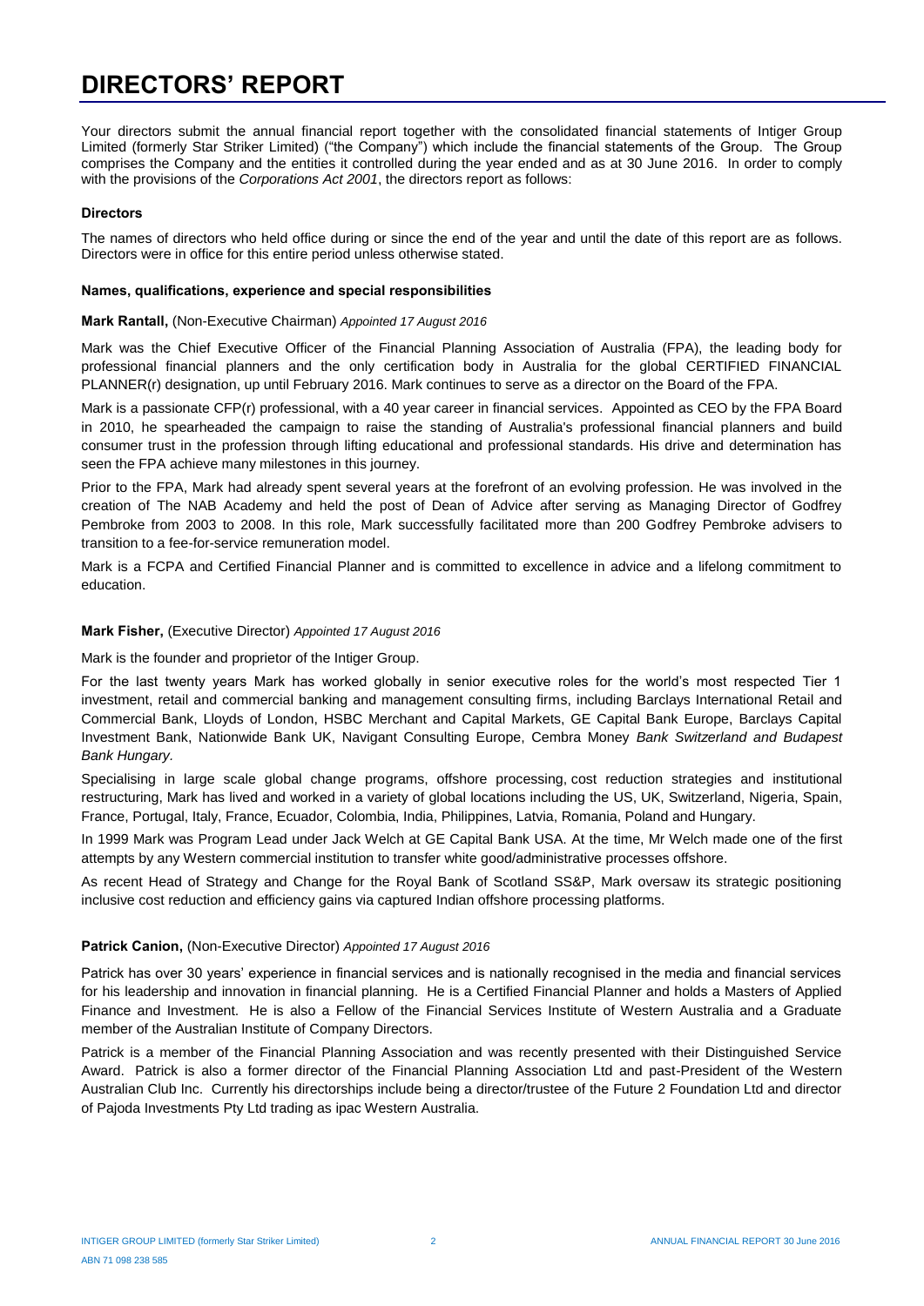# DIRECTORS' REPORT

Your directors submit the annual financial report together with the consolidated financial statements of Intiger Group Limited (formerly Star Striker Limited) ("the Company") which include the financial statements of the Group. The Group comprises the Company and the entities it controlled during the year ended and as at 30 June 2016. In order to comply with the provisions of the *Corporations Act 2001*, the directors report as follows:

**Directors**

The names of directors who held office during or since the end of the year and until the date of this report are as follows. Directors were in office for this entire period unless otherwise stated.

**Names, qualifications, experience and special responsibilities**

**Mark Rantall,** (Non-Executive Chairman) *Appointed 17 August 2016*

Mark was the Chief Executive Officer of the Financial Planning Association of Australia (FPA), the leading body for professional financial planners and the only certification body in Australia for the global CERTIFIED FINANCIAL PLANNER(r) designation, up until February 2016. Mark continues to serve as a director on the Board of the FPA.

Mark is a passionate CFP(r) professional, with a 40 year career in financial services. Appointed as CEO by the FPA Board in 2010, he spearheaded the campaign to raise the standing of Australia's professional financial planners and build consumer trust in the profession through lifting educational and professional standards. His drive and determination has seen the FPA achieve many milestones in this journey.

Prior to the FPA, Mark had already spent several years at the forefront of an evolving profession. He was involved in the creation of The NAB Academy and held the post of Dean of Advice after serving as Managing Director of Godfrey Pembroke from 2003 to 2008. In this role, Mark successfully facilitated more than 200 Godfrey Pembroke advisers to transition to a fee-for-service remuneration model.

Mark is a FCPA and Certified Financial Planner and is committed to excellence in advice and a lifelong commitment to education.

**Mark Fisher,** (Executive Director) *Appointed 17 August 2016*

Mark is the founder and proprietor of the Intiger Group.

For the last twenty years Mark has worked globally in senior executive roles for the world's most respected Tier 1 investment, retail and commercial banking and management consulting firms, including Barclays International Retail and Commercial Bank, Lloyds of London, HSBC Merchant and Capital Markets, GE Capital Bank Europe, Barclays Capital Investment Bank, Nationwide Bank UK, Navigant Consulting Europe, Cembra Money *Bank Switzerland and Budapest Bank Hungary.*

Specialising in large scale global change programs, offshore processing, cost reduction strategies and institutional restructuring, Mark has lived and worked in a variety of global locations including the US, UK, Switzerland, Nigeria, Spain, France, Portugal, Italy, France, Ecuador, Colombia, India, Philippines, Latvia, Romania, Poland and Hungary.

In 1999 Mark was Program Lead under Jack Welch at GE Capital Bank USA. At the time, Mr Welch made one of the first attempts by any Western commercial institution to transfer white good/administrative processes offshore.

As recent Head of Strategy and Change for the Royal Bank of Scotland SS&P, Mark oversaw its strategic positioning inclusive cost reduction and efficiency gains via captured Indian offshore processing platforms.

**Patrick Canion,** (Non-Executive Director) *Appointed 17 August 2016*

Patrick has over 30 years' experience in financial services and is nationally recognised in the media and financial services for his leadership and innovation in financial planning. He is a Certified Financial Planner and holds a Masters of Applied Finance and Investment. He is also a Fellow of the Financial Services Institute of Western Australia and a Graduate member of the Australian Institute of Company Directors.

Patrick is a member of the Financial Planning Association and was recently presented with their Distinguished Service Award. Patrick is also a former director of the Financial Planning Association Ltd and past-President of the Western Australian Club Inc. Currently his directorships include being a director/trustee of the Future 2 Foundation Ltd and director of Pajoda Investments Pty Ltd trading as ipac Western Australia.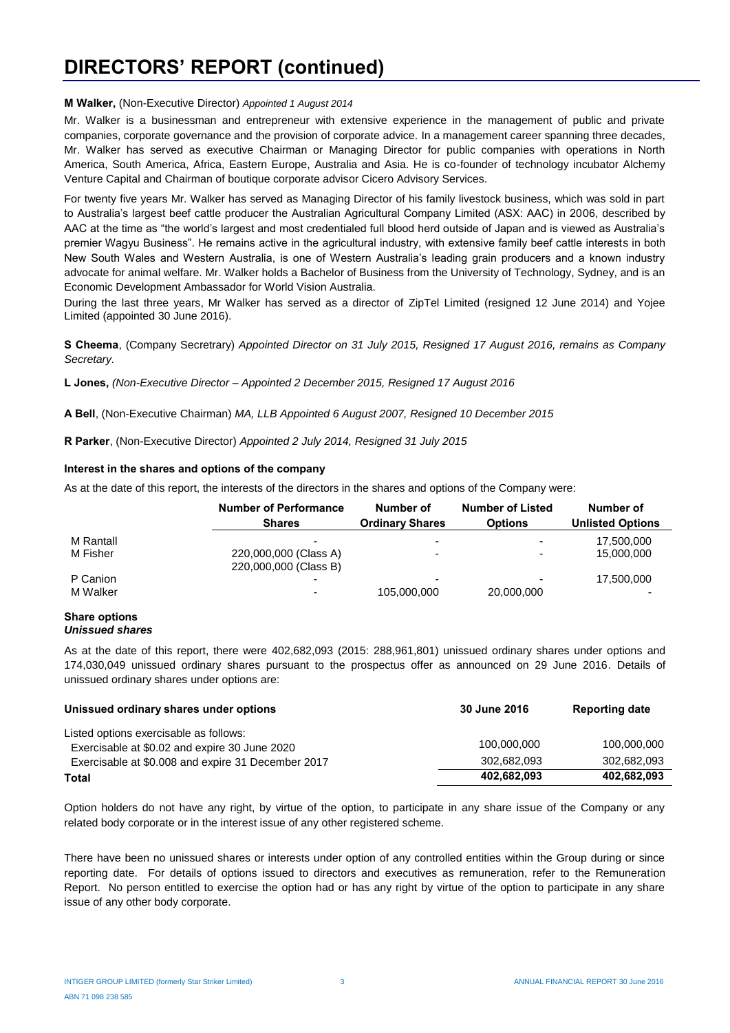# DIRECTORS' REPORT (continued)

**M Walker,** (Non-Executive Director) *Appointed 1 August 2014*

Mr. Walker is a businessman and entrepreneur with extensive experience in the management of public and private companies, corporate governance and the provision of corporate advice. In a management career spanning three decades, Mr. Walker has served as executive Chairman or Managing Director for public companies with operations in North America, South America, Africa, Eastern Europe, Australia and Asia. He is co-founder of technology incubator Alchemy Venture Capital and Chairman of boutique corporate advisor Cicero Advisory Services.

For twenty five years Mr. Walker has served as Managing Director of his family livestock business, which was sold in part to Australia's largest beef cattle producer the Australian Agricultural Company Limited (ASX: AAC) in 2006, described by AAC at the time as "the world's largest and most credentialed full blood herd outside of Japan and is viewed as Australia's premier Wagyu Business". He remains active in the agricultural industry, with extensive family beef cattle interests in both New South Wales and Western Australia, is one of Western Australia's leading grain producers and a known industry advocate for animal welfare. Mr. Walker holds a Bachelor of Business from the University of Technology, Sydney, and is an Economic Development Ambassador for World Vision Australia.

During the last three years, Mr Walker has served as a director of ZipTel Limited (resigned 12 June 2014) and Yojee Limited (appointed 30 June 2016).

**S Cheema**, (Company Secretrary) *Appointed Director on 31 July 2015, Resigned 17 August 2016, remains as Company Secretary.*

**L Jones,** *(Non-Executive Director – Appointed 2 December 2015, Resigned 17 August 2016*

**A Bell**, (Non-Executive Chairman) *MA, LLB Appointed 6 August 2007, Resigned 10 December 2015*

**R Parker**, (Non-Executive Director) *Appointed 2 July 2014, Resigned 31 July 2015*

### Interest in the shares and options of the company

As at the date of this report, the interests of the directors in the shares and options of the Company were:

| | Number of Performance Shares | Number of Ordinary Shares | Number of Listed Options | Number of Unlisted Options |
|---|---|---|---|---|
| M Rantall | - | - | - | 17,500,000 |
| M Fisher | 220,000,000 (Class A)<br>220,000,000 (Class B) | - | - | 15,000,000 |
| P Canion | - | - | - | 17,500,000 |
| M Walker | - | 105,000,000 | 20,000,000 | - |

### Share options

***Unissued shares***

As at the date of this report, there were 402,682,093 (2015: 288,961,801) unissued ordinary shares under options and 174,030,049 unissued ordinary shares pursuant to the prospectus offer as announced on 29 June 2016. Details of unissued ordinary shares under options are:

| Unissued ordinary shares under options | 30 June 2016 | Reporting date |
|---|---|---|
| Listed options exercisable as follows: | | |
| Exercisable at $0.02 and expire 30 June 2020 | 100,000,000 | 100,000,000 |
| Exercisable at $0.008 and expire 31 December 2017 | 302,682,093 | 302,682,093 |
| **Total** | **402,682,093** | **402,682,093** |

Option holders do not have any right, by virtue of the option, to participate in any share issue of the Company or any related body corporate or in the interest issue of any other registered scheme.

There have been no unissued shares or interests under option of any controlled entities within the Group during or since reporting date. For details of options issued to directors and executives as remuneration, refer to the Remuneration Report. No person entitled to exercise the option had or has any right by virtue of the option to participate in any share issue of any other body corporate.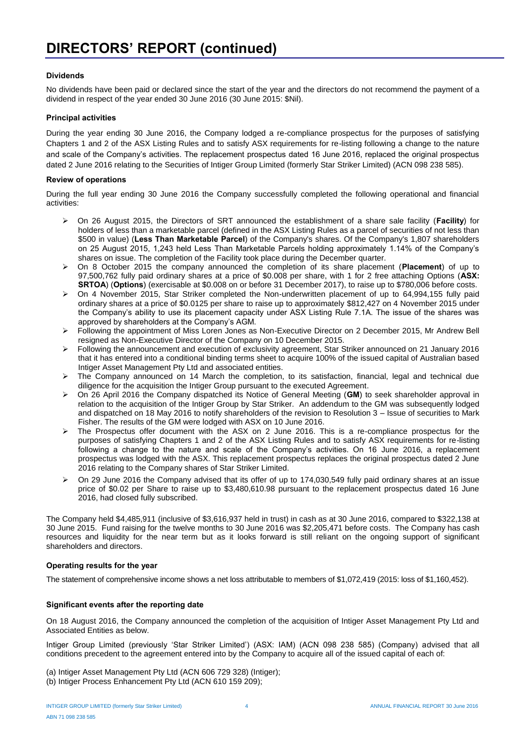# DIRECTORS' REPORT (continued)

**Dividends**

No dividends have been paid or declared since the start of the year and the directors do not recommend the payment of a dividend in respect of the year ended 30 June 2016 (30 June 2015: $Nil).

**Principal activities**

During the year ending 30 June 2016, the Company lodged a re-compliance prospectus for the purposes of satisfying Chapters 1 and 2 of the ASX Listing Rules and to satisfy ASX requirements for re-listing following a change to the nature and scale of the Company's activities. The replacement prospectus dated 16 June 2016, replaced the original prospectus dated 2 June 2016 relating to the Securities of Intiger Group Limited (formerly Star Striker Limited) (ACN 098 238 585).

**Review of operations**

During the full year ending 30 June 2016 the Company successfully completed the following operational and financial activities:

- On 26 August 2015, the Directors of SRT announced the establishment of a share sale facility (**Facility**) for holders of less than a marketable parcel (defined in the ASX Listing Rules as a parcel of securities of not less than $500 in value) (**Less Than Marketable Parcel**) of the Company's shares. Of the Company's 1,807 shareholders on 25 August 2015, 1,243 held Less Than Marketable Parcels holding approximately 1.14% of the Company's shares on issue. The completion of the Facility took place during the December quarter.
- On 8 October 2015 the company announced the completion of its share placement (**Placement**) of up to 97,500,762 fully paid ordinary shares at a price of $0.008 per share, with 1 for 2 free attaching Options (**ASX: SRTOA**) (**Options**) (exercisable at $0.008 on or before 31 December 2017), to raise up to $780,006 before costs.
- On 4 November 2015, Star Striker completed the Non-underwritten placement of up to 64,994,155 fully paid ordinary shares at a price of $0.0125 per share to raise up to approximately $812,427 on 4 November 2015 under the Company's ability to use its placement capacity under ASX Listing Rule 7.1A. The issue of the shares was approved by shareholders at the Company's AGM.
- Following the appointment of Miss Loren Jones as Non-Executive Director on 2 December 2015, Mr Andrew Bell resigned as Non-Executive Director of the Company on 10 December 2015.
- Following the announcement and execution of exclusivity agreement, Star Striker announced on 21 January 2016 that it has entered into a conditional binding terms sheet to acquire 100% of the issued capital of Australian based Intiger Asset Management Pty Ltd and associated entities.
- The Company announced on 14 March the completion, to its satisfaction, financial, legal and technical due diligence for the acquisition the Intiger Group pursuant to the executed Agreement.
- On 26 April 2016 the Company dispatched its Notice of General Meeting (**GM**) to seek shareholder approval in relation to the acquisition of the Intiger Group by Star Striker. An addendum to the GM was subsequently lodged and dispatched on 18 May 2016 to notify shareholders of the revision to Resolution 3 – Issue of securities to Mark Fisher. The results of the GM were lodged with ASX on 10 June 2016.
- The Prospectus offer document with the ASX on 2 June 2016. This is a re-compliance prospectus for the purposes of satisfying Chapters 1 and 2 of the ASX Listing Rules and to satisfy ASX requirements for re-listing following a change to the nature and scale of the Company's activities. On 16 June 2016, a replacement prospectus was lodged with the ASX. This replacement prospectus replaces the original prospectus dated 2 June 2016 relating to the Company shares of Star Striker Limited.
- On 29 June 2016 the Company advised that its offer of up to 174,030,549 fully paid ordinary shares at an issue price of $0.02 per Share to raise up to $3,480,610.98 pursuant to the replacement prospectus dated 16 June 2016, had closed fully subscribed.

The Company held $4,485,911 (inclusive of $3,616,937 held in trust) in cash as at 30 June 2016, compared to $322,138 at 30 June 2015. Fund raising for the twelve months to 30 June 2016 was $2,205,471 before costs. The Company has cash resources and liquidity for the near term but as it looks forward is still reliant on the ongoing support of significant shareholders and directors.

**Operating results for the year**

The statement of comprehensive income shows a net loss attributable to members of $1,072,419 (2015: loss of $1,160,452).

**Significant events after the reporting date**

On 18 August 2016, the Company announced the completion of the acquisition of Intiger Asset Management Pty Ltd and Associated Entities as below.

Intiger Group Limited (previously 'Star Striker Limited') (ASX: IAM) (ACN 098 238 585) (Company) advised that all conditions precedent to the agreement entered into by the Company to acquire all of the issued capital of each of:

(a) Intiger Asset Management Pty Ltd (ACN 606 729 328) (Intiger);
(b) Intiger Process Enhancement Pty Ltd (ACN 610 159 209);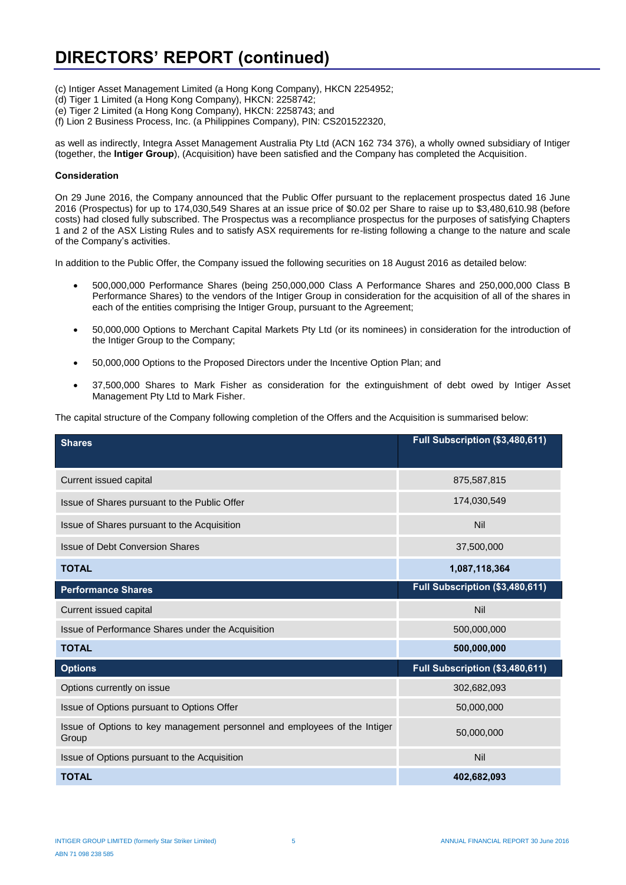# DIRECTORS' REPORT (continued)

(c) Intiger Asset Management Limited (a Hong Kong Company), HKCN 2254952;
(d) Tiger 1 Limited (a Hong Kong Company), HKCN: 2258742;
(e) Tiger 2 Limited (a Hong Kong Company), HKCN: 2258743; and
(f) Lion 2 Business Process, Inc. (a Philippines Company), PIN: CS201522320,

as well as indirectly, Integra Asset Management Australia Pty Ltd (ACN 162 734 376), a wholly owned subsidiary of Intiger (together, the **Intiger Group**), (Acquisition) have been satisfied and the Company has completed the Acquisition.

**Consideration**

On 29 June 2016, the Company announced that the Public Offer pursuant to the replacement prospectus dated 16 June 2016 (Prospectus) for up to 174,030,549 Shares at an issue price of $0.02 per Share to raise up to $3,480,610.98 (before costs) had closed fully subscribed. The Prospectus was a recompliance prospectus for the purposes of satisfying Chapters 1 and 2 of the ASX Listing Rules and to satisfy ASX requirements for re-listing following a change to the nature and scale of the Company's activities.

In addition to the Public Offer, the Company issued the following securities on 18 August 2016 as detailed below:

- 500,000,000 Performance Shares (being 250,000,000 Class A Performance Shares and 250,000,000 Class B Performance Shares) to the vendors of the Intiger Group in consideration for the acquisition of all of the shares in each of the entities comprising the Intiger Group, pursuant to the Agreement;
- 50,000,000 Options to Merchant Capital Markets Pty Ltd (or its nominees) in consideration for the introduction of the Intiger Group to the Company;
- 50,000,000 Options to the Proposed Directors under the Incentive Option Plan; and
- 37,500,000 Shares to Mark Fisher as consideration for the extinguishment of debt owed by Intiger Asset Management Pty Ltd to Mark Fisher.

The capital structure of the Company following completion of the Offers and the Acquisition is summarised below:

| **Shares** | **Full Subscription ($3,480,611)** |
|---|---|
| Current issued capital | 875,587,815 |
| Issue of Shares pursuant to the Public Offer | 174,030,549 |
| Issue of Shares pursuant to the Acquisition | Nil |
| Issue of Debt Conversion Shares | 37,500,000 |
| **TOTAL** | **1,087,118,364** |
| **Performance Shares** | **Full Subscription ($3,480,611)** |
| Current issued capital | Nil |
| Issue of Performance Shares under the Acquisition | 500,000,000 |
| **TOTAL** | **500,000,000** |
| **Options** | **Full Subscription ($3,480,611)** |
| Options currently on issue | 302,682,093 |
| Issue of Options pursuant to Options Offer | 50,000,000 |
| Issue of Options to key management personnel and employees of the Intiger Group | 50,000,000 |
| Issue of Options pursuant to the Acquisition | Nil |
| **TOTAL** | **402,682,093** |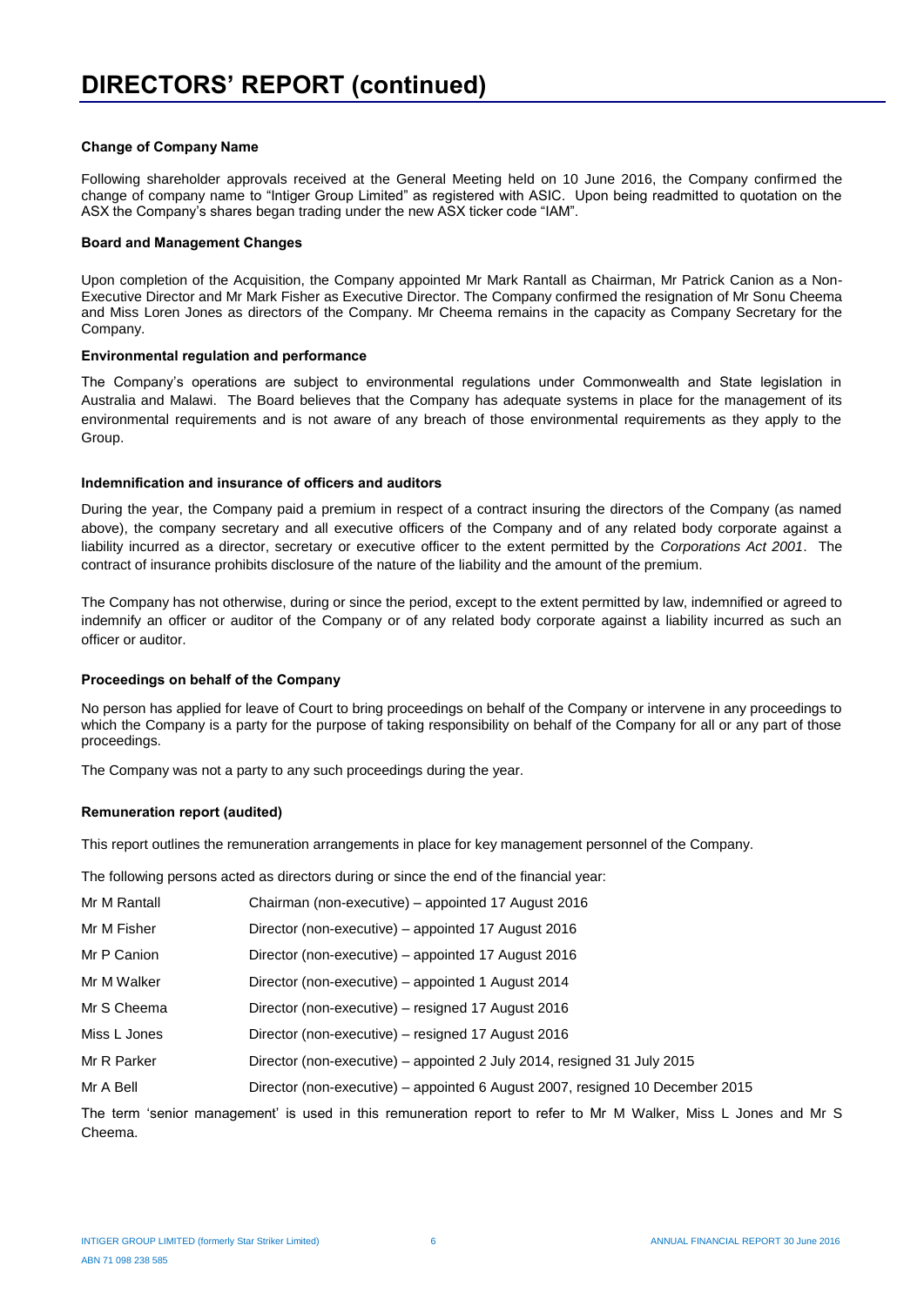# DIRECTORS' REPORT (continued)

### Change of Company Name

Following shareholder approvals received at the General Meeting held on 10 June 2016, the Company confirmed the change of company name to "Intiger Group Limited" as registered with ASIC. Upon being readmitted to quotation on the ASX the Company's shares began trading under the new ASX ticker code "IAM".

### Board and Management Changes

Upon completion of the Acquisition, the Company appointed Mr Mark Rantall as Chairman, Mr Patrick Canion as a Non-Executive Director and Mr Mark Fisher as Executive Director. The Company confirmed the resignation of Mr Sonu Cheema and Miss Loren Jones as directors of the Company. Mr Cheema remains in the capacity as Company Secretary for the Company.

### Environmental regulation and performance

The Company's operations are subject to environmental regulations under Commonwealth and State legislation in Australia and Malawi. The Board believes that the Company has adequate systems in place for the management of its environmental requirements and is not aware of any breach of those environmental requirements as they apply to the Group.

### Indemnification and insurance of officers and auditors

During the year, the Company paid a premium in respect of a contract insuring the directors of the Company (as named above), the company secretary and all executive officers of the Company and of any related body corporate against a liability incurred as a director, secretary or executive officer to the extent permitted by the *Corporations Act 2001*. The contract of insurance prohibits disclosure of the nature of the liability and the amount of the premium.

The Company has not otherwise, during or since the period, except to the extent permitted by law, indemnified or agreed to indemnify an officer or auditor of the Company or of any related body corporate against a liability incurred as such an officer or auditor.

### Proceedings on behalf of the Company

No person has applied for leave of Court to bring proceedings on behalf of the Company or intervene in any proceedings to which the Company is a party for the purpose of taking responsibility on behalf of the Company for all or any part of those proceedings.

The Company was not a party to any such proceedings during the year.

### Remuneration report (audited)

This report outlines the remuneration arrangements in place for key management personnel of the Company.

The following persons acted as directors during or since the end of the financial year:

| | |
|---|---|
| Mr M Rantall | Chairman (non-executive) – appointed 17 August 2016 |
| Mr M Fisher | Director (non-executive) – appointed 17 August 2016 |
| Mr P Canion | Director (non-executive) – appointed 17 August 2016 |
| Mr M Walker | Director (non-executive) – appointed 1 August 2014 |
| Mr S Cheema | Director (non-executive) – resigned 17 August 2016 |
| Miss L Jones | Director (non-executive) – resigned 17 August 2016 |
| Mr R Parker | Director (non-executive) – appointed 2 July 2014, resigned 31 July 2015 |
| Mr A Bell | Director (non-executive) – appointed 6 August 2007, resigned 10 December 2015 |

The term 'senior management' is used in this remuneration report to refer to Mr M Walker, Miss L Jones and Mr S Cheema.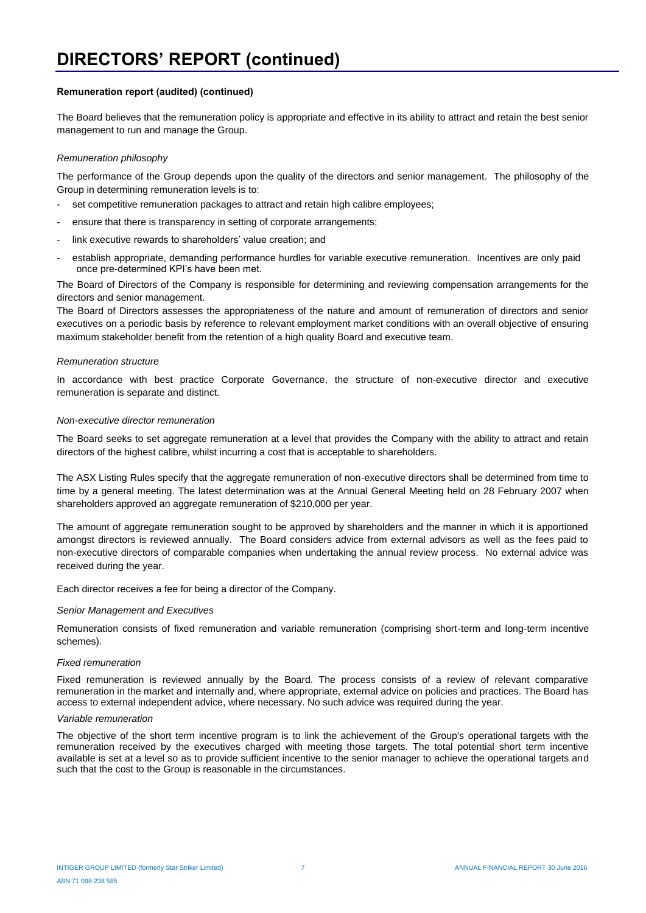# DIRECTORS' REPORT (continued)

**Remuneration report (audited) (continued)**

The Board believes that the remuneration policy is appropriate and effective in its ability to attract and retain the best senior management to run and manage the Group.

*Remuneration philosophy*

The performance of the Group depends upon the quality of the directors and senior management. The philosophy of the Group in determining remuneration levels is to:

- set competitive remuneration packages to attract and retain high calibre employees;
- ensure that there is transparency in setting of corporate arrangements;
- link executive rewards to shareholders' value creation; and
- establish appropriate, demanding performance hurdles for variable executive remuneration. Incentives are only paid once pre-determined KPI's have been met.

The Board of Directors of the Company is responsible for determining and reviewing compensation arrangements for the directors and senior management.

The Board of Directors assesses the appropriateness of the nature and amount of remuneration of directors and senior executives on a periodic basis by reference to relevant employment market conditions with an overall objective of ensuring maximum stakeholder benefit from the retention of a high quality Board and executive team.

*Remuneration structure*

In accordance with best practice Corporate Governance, the structure of non-executive director and executive remuneration is separate and distinct.

*Non-executive director remuneration*

The Board seeks to set aggregate remuneration at a level that provides the Company with the ability to attract and retain directors of the highest calibre, whilst incurring a cost that is acceptable to shareholders.

The ASX Listing Rules specify that the aggregate remuneration of non-executive directors shall be determined from time to time by a general meeting. The latest determination was at the Annual General Meeting held on 28 February 2007 when shareholders approved an aggregate remuneration of $210,000 per year.

The amount of aggregate remuneration sought to be approved by shareholders and the manner in which it is apportioned amongst directors is reviewed annually. The Board considers advice from external advisors as well as the fees paid to non-executive directors of comparable companies when undertaking the annual review process. No external advice was received during the year.

Each director receives a fee for being a director of the Company.

*Senior Management and Executives*

Remuneration consists of fixed remuneration and variable remuneration (comprising short-term and long-term incentive schemes).

*Fixed remuneration*

Fixed remuneration is reviewed annually by the Board. The process consists of a review of relevant comparative remuneration in the market and internally and, where appropriate, external advice on policies and practices. The Board has access to external independent advice, where necessary. No such advice was required during the year.

*Variable remuneration*

The objective of the short term incentive program is to link the achievement of the Group's operational targets with the remuneration received by the executives charged with meeting those targets. The total potential short term incentive available is set at a level so as to provide sufficient incentive to the senior manager to achieve the operational targets and such that the cost to the Group is reasonable in the circumstances.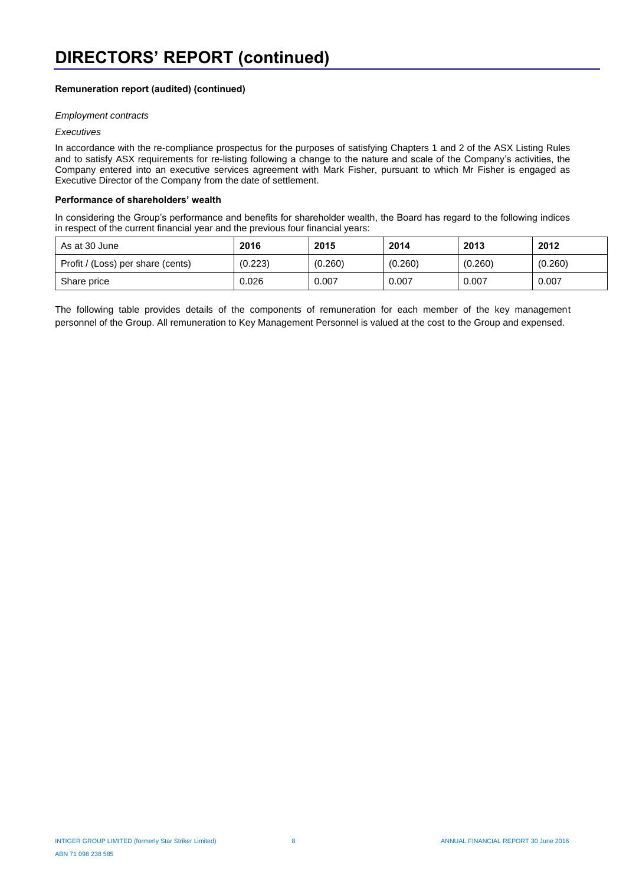# DIRECTORS' REPORT (continued)

**Remuneration report (audited) (continued)**

*Employment contracts*

*Executives*

In accordance with the re-compliance prospectus for the purposes of satisfying Chapters 1 and 2 of the ASX Listing Rules and to satisfy ASX requirements for re-listing following a change to the nature and scale of the Company's activities, the Company entered into an executive services agreement with Mark Fisher, pursuant to which Mr Fisher is engaged as Executive Director of the Company from the date of settlement.

**Performance of shareholders' wealth**

In considering the Group's performance and benefits for shareholder wealth, the Board has regard to the following indices in respect of the current financial year and the previous four financial years:

| As at 30 June | **2016** | **2015** | **2014** | **2013** | **2012** |
|---|---|---|---|---|---|
| Profit / (Loss) per share (cents) | (0.223) | (0.260) | (0.260) | (0.260) | (0.260) |
| Share price | 0.026 | 0.007 | 0.007 | 0.007 | 0.007 |

The following table provides details of the components of remuneration for each member of the key management personnel of the Group. All remuneration to Key Management Personnel is valued at the cost to the Group and expensed.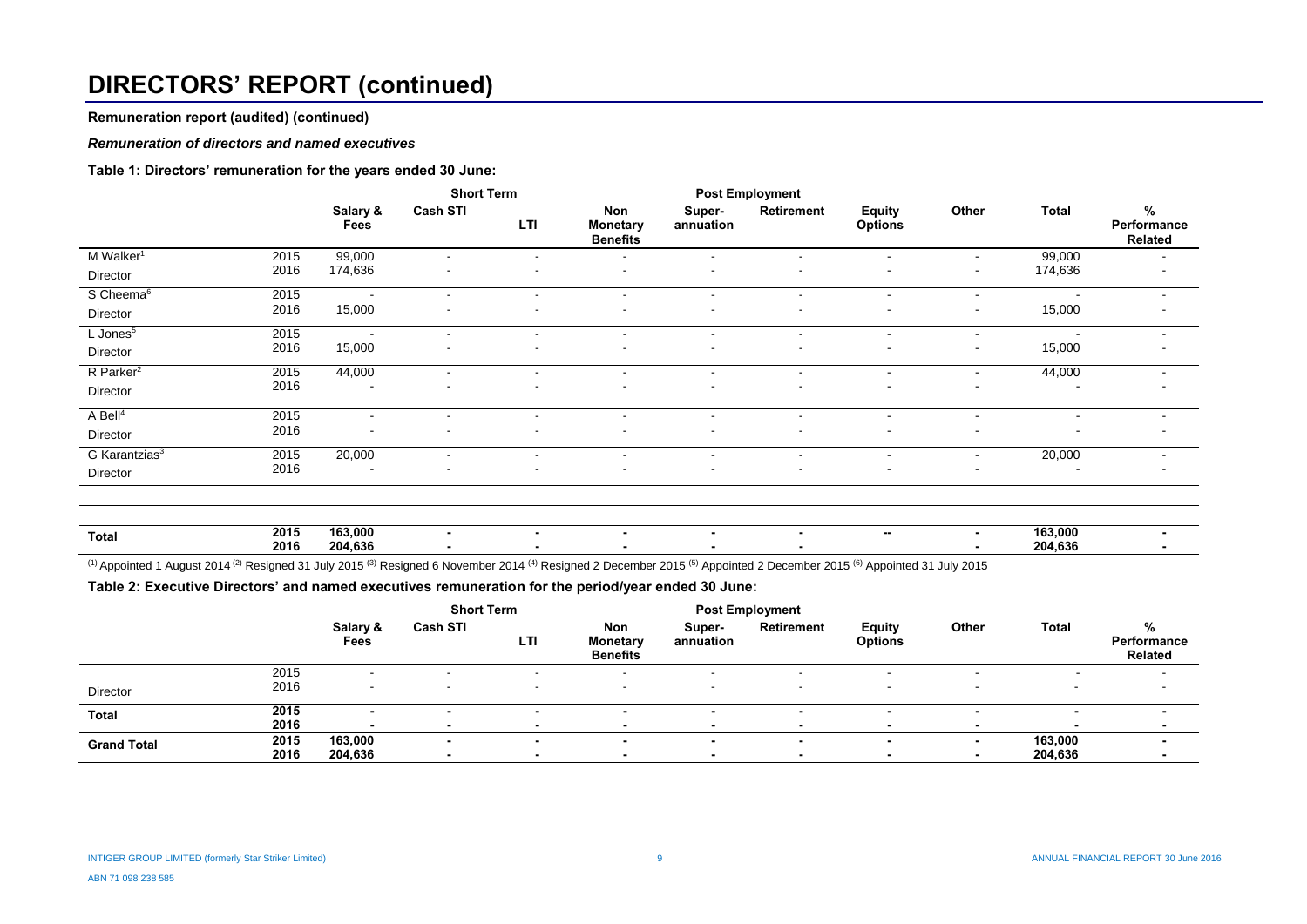# DIRECTORS' REPORT (continued)

**Remuneration report (audited) (continued)**

***Remuneration of directors and named executives***

**Table 1: Directors' remuneration for the years ended 30 June:**

| | | Short Term | | | | Post Employment | | | | | |
|---|---|---|---|---|---|---|---|---|---|---|---|
| | | **Salary & Fees** | **Cash STI** | **LTI** | **Non Monetary Benefits** | **Super-annuation** | **Retirement** | **Equity Options** | **Other** | **Total** | **% Performance Related** |
| M Walker[1] | 2015 | 99,000 | - | - | - | - | - | - | - | 99,000 | - |
| Director | 2016 | 174,636 | - | - | - | - | - | - | - | 174,636 | - |
| S Cheema[6] | 2015 | - | - | - | - | - | - | - | - | - | - |
| Director | 2016 | 15,000 | - | - | - | - | - | - | - | 15,000 | - |
| L Jones[5] | 2015 | - | - | - | - | - | - | - | - | - | - |
| Director | 2016 | 15,000 | - | - | - | - | - | - | - | 15,000 | - |
| R Parker[2] | 2015 | 44,000 | - | - | - | - | - | - | - | 44,000 | - |
| Director | 2016 | - | - | - | - | - | - | - | - | - | - |
| A Bell[4] | 2015 | - | - | - | - | - | - | - | - | - | - |
| Director | 2016 | - | - | - | - | - | - | - | - | - | - |
| G Karantzias[3] | 2015 | 20,000 | - | - | - | - | - | - | - | 20,000 | - |
| Director | 2016 | - | - | - | - | - | - | - | - | - | - |
| **Total** | **2015** | **163,000** | **-** | **-** | **-** | **-** | **-** | **--** | **-** | **163,000** | **-** |
| | **2016** | **204,636** | **-** | **-** | **-** | **-** | **-** | | **-** | **204,636** | **-** |

(1) Appointed 1 August 2014 (2) Resigned 31 July 2015 (3) Resigned 6 November 2014 (4) Resigned 2 December 2015 (5) Appointed 2 December 2015 (6) Appointed 31 July 2015

**Table 2: Executive Directors' and named executives remuneration for the period/year ended 30 June:**

| | | Short Term | | | | Post Employment | | | | | |
|---|---|---|---|---|---|---|---|---|---|---|---|
| | | **Salary & Fees** | **Cash STI** | **LTI** | **Non Monetary Benefits** | **Super-annuation** | **Retirement** | **Equity Options** | **Other** | **Total** | **% Performance Related** |
| | 2015 | - | - | - | - | - | - | - | - | - | - |
| Director | 2016 | - | - | - | - | - | - | - | - | - | - |
| **Total** | **2015** | **-** | **-** | **-** | **-** | **-** | **-** | **-** | **-** | **-** | **-** |
| | **2016** | **-** | **-** | **-** | **-** | **-** | **-** | **-** | **-** | **-** | **-** |
| **Grand Total** | **2015** | **163,000** | **-** | **-** | **-** | **-** | **-** | **-** | **-** | **163,000** | **-** |
| | **2016** | **204,636** | **-** | **-** | **-** | **-** | **-** | **-** | **-** | **204,636** | **-** |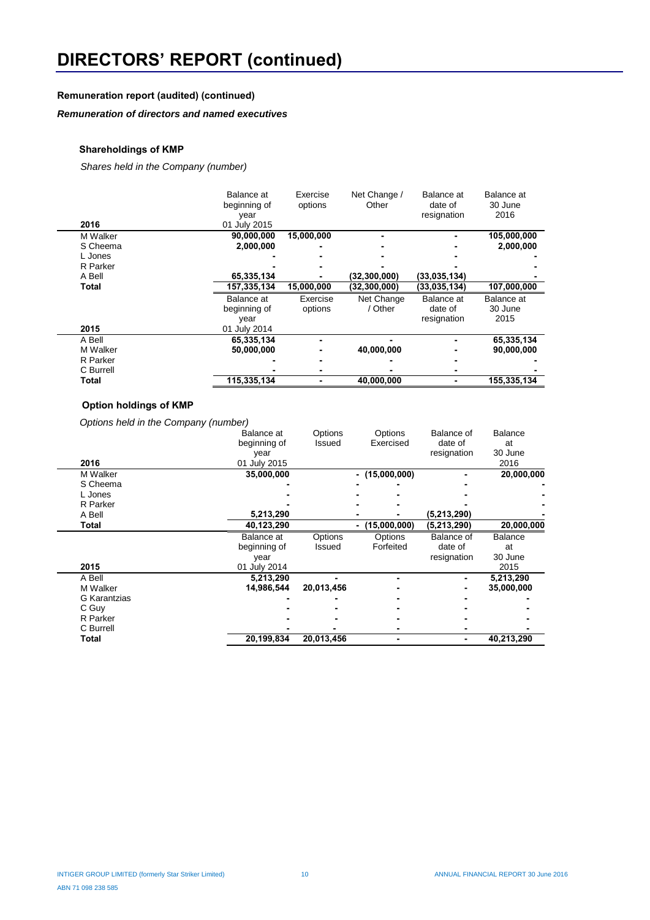# DIRECTORS' REPORT (continued)

**Remuneration report (audited) (continued)**

***Remuneration of directors and named executives***

**Shareholdings of KMP**

*Shares held in the Company (number)*

| 2016 | Balance at beginning of year 01 July 2015 | Exercise options | Net Change / Other | Balance at date of resignation | Balance at 30 June 2016 |
|---|---|---|---|---|---|
| M Walker | **90,000,000** | **15,000,000** | **-** | **-** | **105,000,000** |
| S Cheema | **2,000,000** | **-** | **-** | **-** | **2,000,000** |
| L Jones | **-** | **-** | **-** | **-** | **-** |
| R Parker | **-** | **-** | **-** | **-** | **-** |
| A Bell | **65,335,134** | **-** | **(32,300,000)** | **(33,035,134)** | **-** |
| **Total** | **157,335,134** | **15,000,000** | **(32,300,000)** | **(33,035,134)** | **107,000,000** |

| 2015 | Balance at beginning of year 01 July 2014 | Exercise options | Net Change / Other | Balance at date of resignation | Balance at 30 June 2015 |
|---|---|---|---|---|---|
| A Bell | **65,335,134** | **-** | **-** | **-** | **65,335,134** |
| M Walker | **50,000,000** | **-** | **40,000,000** | **-** | **90,000,000** |
| R Parker | **-** | **-** | **-** | **-** | **-** |
| C Burrell | **-** | **-** | **-** | **-** | **-** |
| **Total** | **115,335,134** | **-** | **40,000,000** | **-** | **155,335,134** |

**Option holdings of KMP**

*Options held in the Company (number)*

| 2016 | Balance at beginning of year 01 July 2015 | Options Issued | Options Exercised | Balance of date of resignation | Balance at 30 June 2016 |
|---|---|---|---|---|---|
| M Walker | **35,000,000** | **-** | **(15,000,000)** | **-** | **20,000,000** |
| S Cheema | **-** | **-** | **-** | **-** | **-** |
| L Jones | **-** | **-** | **-** | **-** | **-** |
| R Parker | **-** | **-** | **-** | **-** | **-** |
| A Bell | **5,213,290** | **-** | **-** | **(5,213,290)** | **-** |
| **Total** | **40,123,290** | **-** | **(15,000,000)** | **(5,213,290)** | **20,000,000** |

| 2015 | Balance at beginning of year 01 July 2014 | Options Issued | Options Forfeited | Balance of date of resignation | Balance at 30 June 2015 |
|---|---|---|---|---|---|
| A Bell | **5,213,290** | **-** | **-** | **-** | **5,213,290** |
| M Walker | **14,986,544** | **20,013,456** | **-** | **-** | **35,000,000** |
| G Karantzias | **-** | **-** | **-** | **-** | **-** |
| C Guy | **-** | **-** | **-** | **-** | **-** |
| R Parker | **-** | **-** | **-** | **-** | **-** |
| C Burrell | **-** | **-** | **-** | **-** | **-** |
| **Total** | **20,199,834** | **20,013,456** | **-** | **-** | **40,213,290** |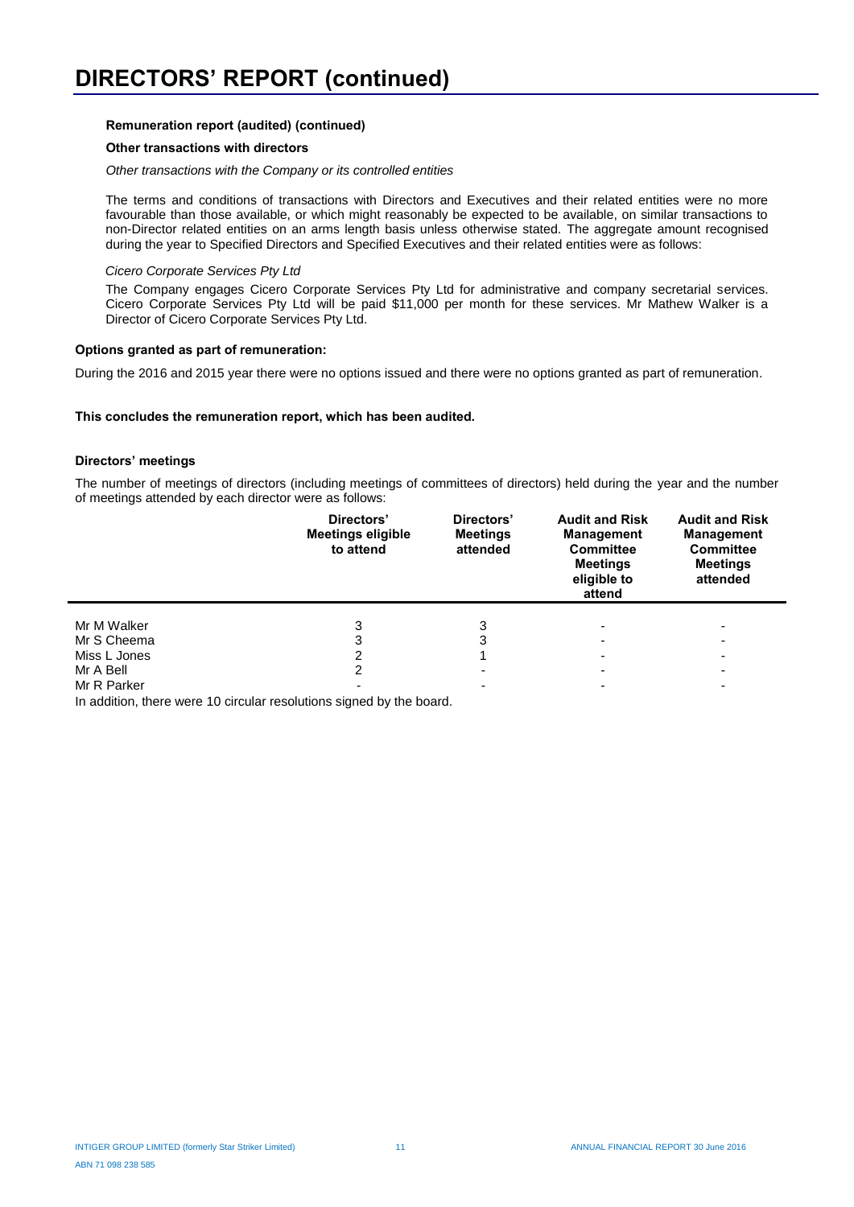# DIRECTORS' REPORT (continued)

**Remuneration report (audited) (continued)**

**Other transactions with directors**

*Other transactions with the Company or its controlled entities*

The terms and conditions of transactions with Directors and Executives and their related entities were no more favourable than those available, or which might reasonably be expected to be available, on similar transactions to non-Director related entities on an arms length basis unless otherwise stated. The aggregate amount recognised during the year to Specified Directors and Specified Executives and their related entities were as follows:

*Cicero Corporate Services Pty Ltd*

The Company engages Cicero Corporate Services Pty Ltd for administrative and company secretarial services. Cicero Corporate Services Pty Ltd will be paid $11,000 per month for these services. Mr Mathew Walker is a Director of Cicero Corporate Services Pty Ltd.

**Options granted as part of remuneration:**

During the 2016 and 2015 year there were no options issued and there were no options granted as part of remuneration.

**This concludes the remuneration report, which has been audited.**

**Directors' meetings**

The number of meetings of directors (including meetings of committees of directors) held during the year and the number of meetings attended by each director were as follows:

| | Directors' Meetings eligible to attend | Directors' Meetings attended | Audit and Risk Management Committee Meetings eligible to attend | Audit and Risk Management Committee Meetings attended |
|---|---|---|---|---|
| Mr M Walker | 3 | 3 | - | - |
| Mr S Cheema | 3 | 3 | - | - |
| Miss L Jones | 2 | 1 | - | - |
| Mr A Bell | 2 | - | - | - |
| Mr R Parker | - | - | - | - |

In addition, there were 10 circular resolutions signed by the board.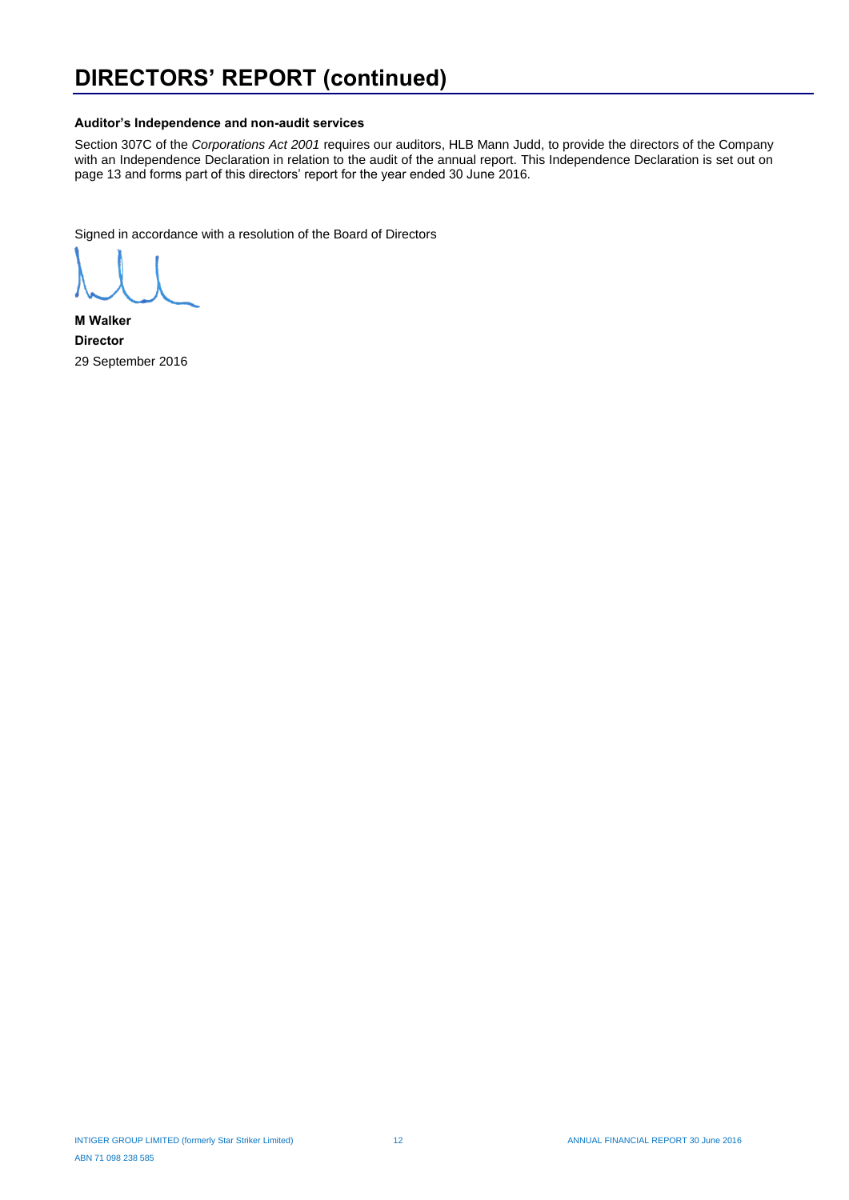# DIRECTORS' REPORT (continued)

**Auditor's Independence and non-audit services**

Section 307C of the *Corporations Act 2001* requires our auditors, HLB Mann Judd, to provide the directors of the Company with an Independence Declaration in relation to the audit of the annual report. This Independence Declaration is set out on page 13 and forms part of this directors' report for the year ended 30 June 2016.

Signed in accordance with a resolution of the Board of Directors

**M Walker**
**Director**
29 September 2016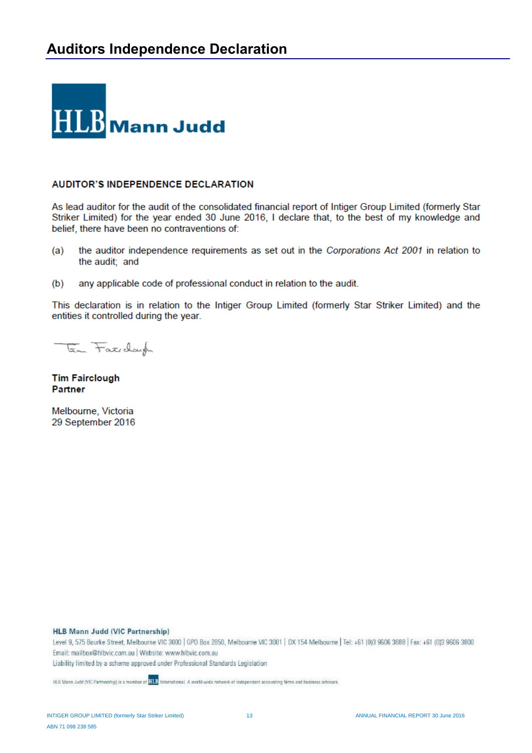# Auditors Independence Declaration

HLB Mann Judd

**AUDITOR'S INDEPENDENCE DECLARATION**

As lead auditor for the audit of the consolidated financial report of Intiger Group Limited (formerly Star Striker Limited) for the year ended 30 June 2016, I declare that, to the best of my knowledge and belief, there have been no contraventions of:

(a) the auditor independence requirements as set out in the *Corporations Act 2001* in relation to the audit; and

(b) any applicable code of professional conduct in relation to the audit.

This declaration is in relation to the Intiger Group Limited (formerly Star Striker Limited) and the entities it controlled during the year.

**Tim Fairclough**
**Partner**

Melbourne, Victoria
29 September 2016

**HLB Mann Judd (VIC Partnership)**
Level 9, 575 Bourke Street, Melbourne VIC 3000 | GPO Box 2850, Melbourne VIC 3001 | DX 154 Melbourne | Tel: +61 (0)3 9606 3888 | Fax: +61 (0)3 9606 3800
Email: mailbox@hlbvic.com.au | Website: www.hlbvic.com.au
Liability limited by a scheme approved under Professional Standards Legislation

HLB Mann Judd (VIC Partnership) is a member of HLB International. A world-wide network of independent accounting firms and business advisers.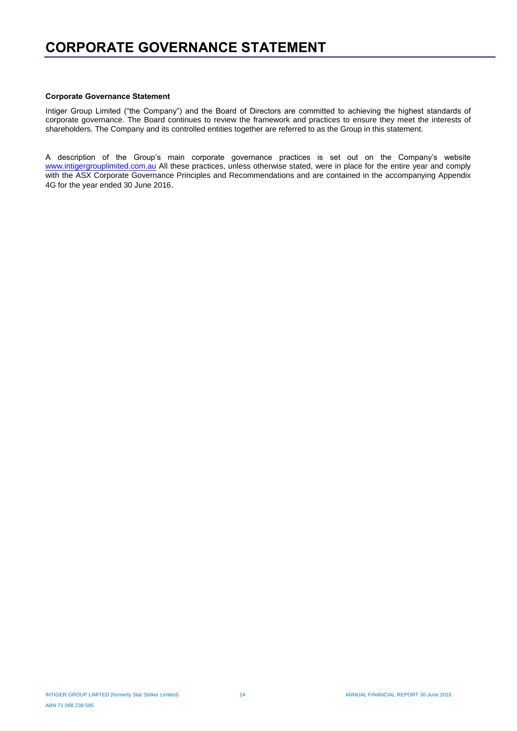# CORPORATE GOVERNANCE STATEMENT

**Corporate Governance Statement**

Intiger Group Limited ("the Company") and the Board of Directors are committed to achieving the highest standards of corporate governance. The Board continues to review the framework and practices to ensure they meet the interests of shareholders. The Company and its controlled entities together are referred to as the Group in this statement.

A description of the Group's main corporate governance practices is set out on the Company's website www.intigergrouplimited.com.au All these practices, unless otherwise stated, were in place for the entire year and comply with the ASX Corporate Governance Principles and Recommendations and are contained in the accompanying Appendix 4G for the year ended 30 June 2016.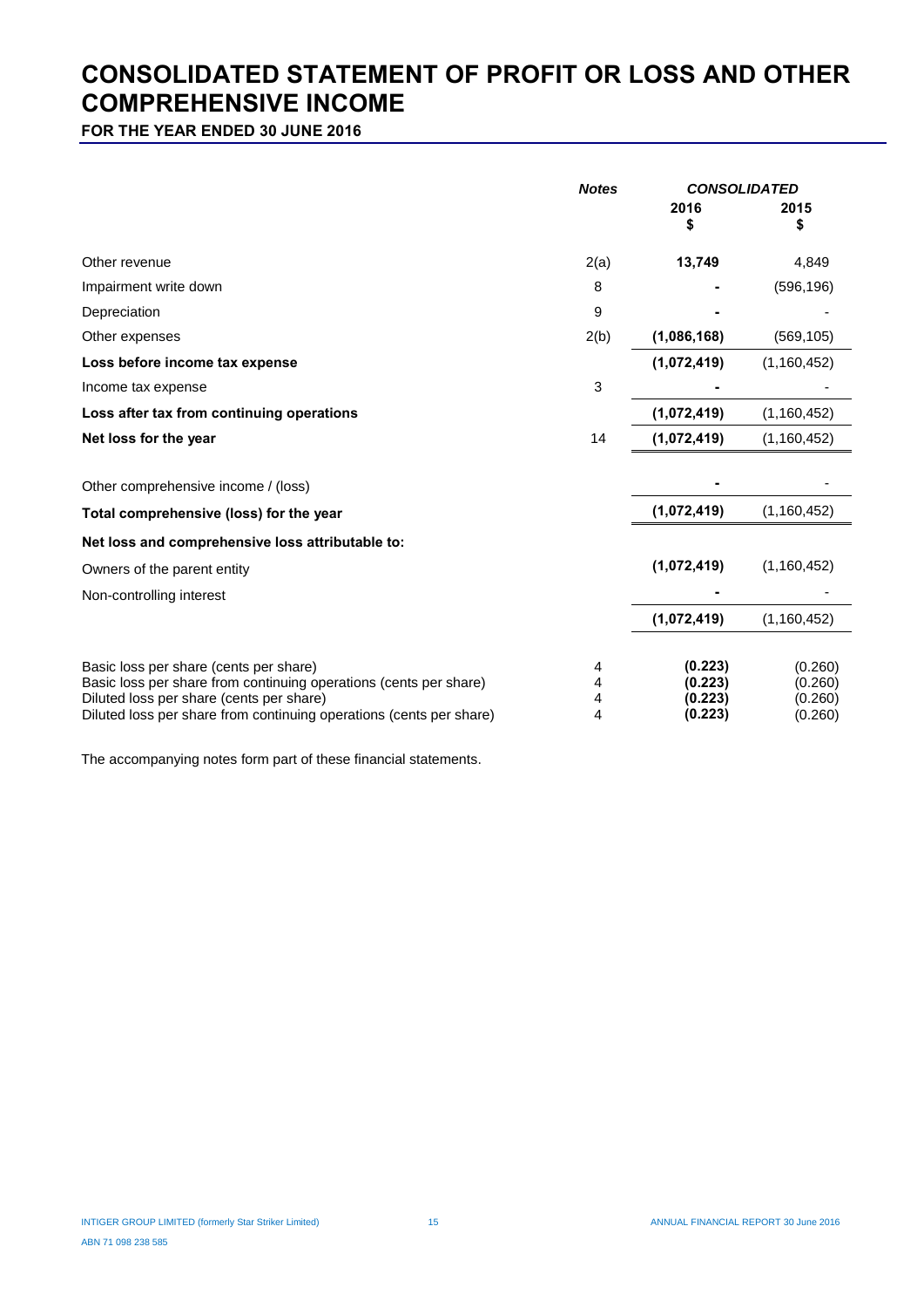# CONSOLIDATED STATEMENT OF PROFIT OR LOSS AND OTHER COMPREHENSIVE INCOME

**FOR THE YEAR ENDED 30 JUNE 2016**

| | *Notes* | *CONSOLIDATED* | |
|---|---|---|---|
| | | **2016** **$** | **2015** **$** |
| Other revenue | 2(a) | **13,749** | 4,849 |
| Impairment write down | 8 | **-** | (596,196) |
| Depreciation | 9 | **-** | - |
| Other expenses | 2(b) | **(1,086,168)** | (569,105) |
| **Loss before income tax expense** | | **(1,072,419)** | (1,160,452) |
| Income tax expense | 3 | **-** | - |
| **Loss after tax from continuing operations** | | **(1,072,419)** | (1,160,452) |
| **Net loss for the year** | 14 | **(1,072,419)** | (1,160,452) |
| | | | |
| Other comprehensive income / (loss) | | **-** | - |
| **Total comprehensive (loss) for the year** | | **(1,072,419)** | (1,160,452) |
| **Net loss and comprehensive loss attributable to:** | | | |
| Owners of the parent entity | | **(1,072,419)** | (1,160,452) |
| Non-controlling interest | | **-** | - |
| | | **(1,072,419)** | (1,160,452) |
| | | | |
| Basic loss per share (cents per share) | 4 | **(0.223)** | (0.260) |
| Basic loss per share from continuing operations (cents per share) | 4 | **(0.223)** | (0.260) |
| Diluted loss per share (cents per share) | 4 | **(0.223)** | (0.260) |
| Diluted loss per share from continuing operations (cents per share) | 4 | **(0.223)** | (0.260) |

The accompanying notes form part of these financial statements.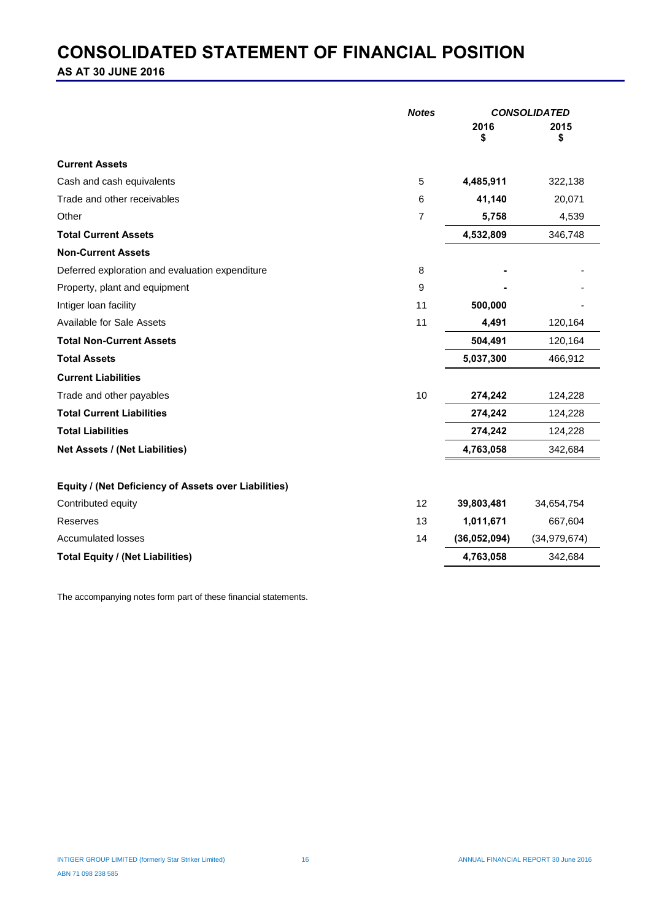# CONSOLIDATED STATEMENT OF FINANCIAL POSITION

**AS AT 30 JUNE 2016**

| | *Notes* | *CONSOLIDATED* | |
|---|---|---|---|
| | | **2016 $** | **2015 $** |
| **Current Assets** | | | |
| Cash and cash equivalents | 5 | **4,485,911** | 322,138 |
| Trade and other receivables | 6 | **41,140** | 20,071 |
| Other | 7 | **5,758** | 4,539 |
| **Total Current Assets** | | **4,532,809** | 346,748 |
| **Non-Current Assets** | | | |
| Deferred exploration and evaluation expenditure | 8 | **-** | - |
| Property, plant and equipment | 9 | **-** | - |
| Intiger loan facility | 11 | **500,000** | - |
| Available for Sale Assets | 11 | **4,491** | 120,164 |
| **Total Non-Current Assets** | | **504,491** | 120,164 |
| **Total Assets** | | **5,037,300** | 466,912 |
| **Current Liabilities** | | | |
| Trade and other payables | 10 | **274,242** | 124,228 |
| **Total Current Liabilities** | | **274,242** | 124,228 |
| **Total Liabilities** | | **274,242** | 124,228 |
| **Net Assets / (Net Liabilities)** | | **4,763,058** | 342,684 |
| | | | |
| **Equity / (Net Deficiency of Assets over Liabilities)** | | | |
| Contributed equity | 12 | **39,803,481** | 34,654,754 |
| Reserves | 13 | **1,011,671** | 667,604 |
| Accumulated losses | 14 | **(36,052,094)** | (34,979,674) |
| **Total Equity / (Net Liabilities)** | | **4,763,058** | 342,684 |

The accompanying notes form part of these financial statements.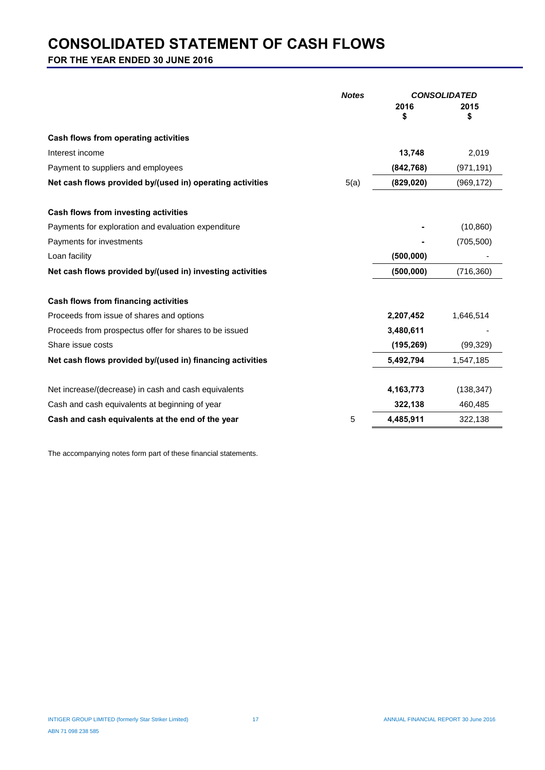# CONSOLIDATED STATEMENT OF CASH FLOWS

**FOR THE YEAR ENDED 30 JUNE 2016**

| | *Notes* | *CONSOLIDATED* | |
|---|---|---|---|
| | | **2016** **$** | **2015** **$** |
| **Cash flows from operating activities** | | | |
| Interest income | | **13,748** | 2,019 |
| Payment to suppliers and employees | | **(842,768)** | (971,191) |
| **Net cash flows provided by/(used in) operating activities** | 5(a) | **(829,020)** | (969,172) |
| | | | |
| **Cash flows from investing activities** | | | |
| Payments for exploration and evaluation expenditure | | **-** | (10,860) |
| Payments for investments | | **-** | (705,500) |
| Loan facility | | **(500,000)** | - |
| **Net cash flows provided by/(used in) investing activities** | | **(500,000)** | (716,360) |
| | | | |
| **Cash flows from financing activities** | | | |
| Proceeds from issue of shares and options | | **2,207,452** | 1,646,514 |
| Proceeds from prospectus offer for shares to be issued | | **3,480,611** | - |
| Share issue costs | | **(195,269)** | (99,329) |
| **Net cash flows provided by/(used in) financing activities** | | **5,492,794** | 1,547,185 |
| | | | |
| Net increase/(decrease) in cash and cash equivalents | | **4,163,773** | (138,347) |
| Cash and cash equivalents at beginning of year | | **322,138** | 460,485 |
| **Cash and cash equivalents at the end of the year** | 5 | **4,485,911** | 322,138 |

The accompanying notes form part of these financial statements.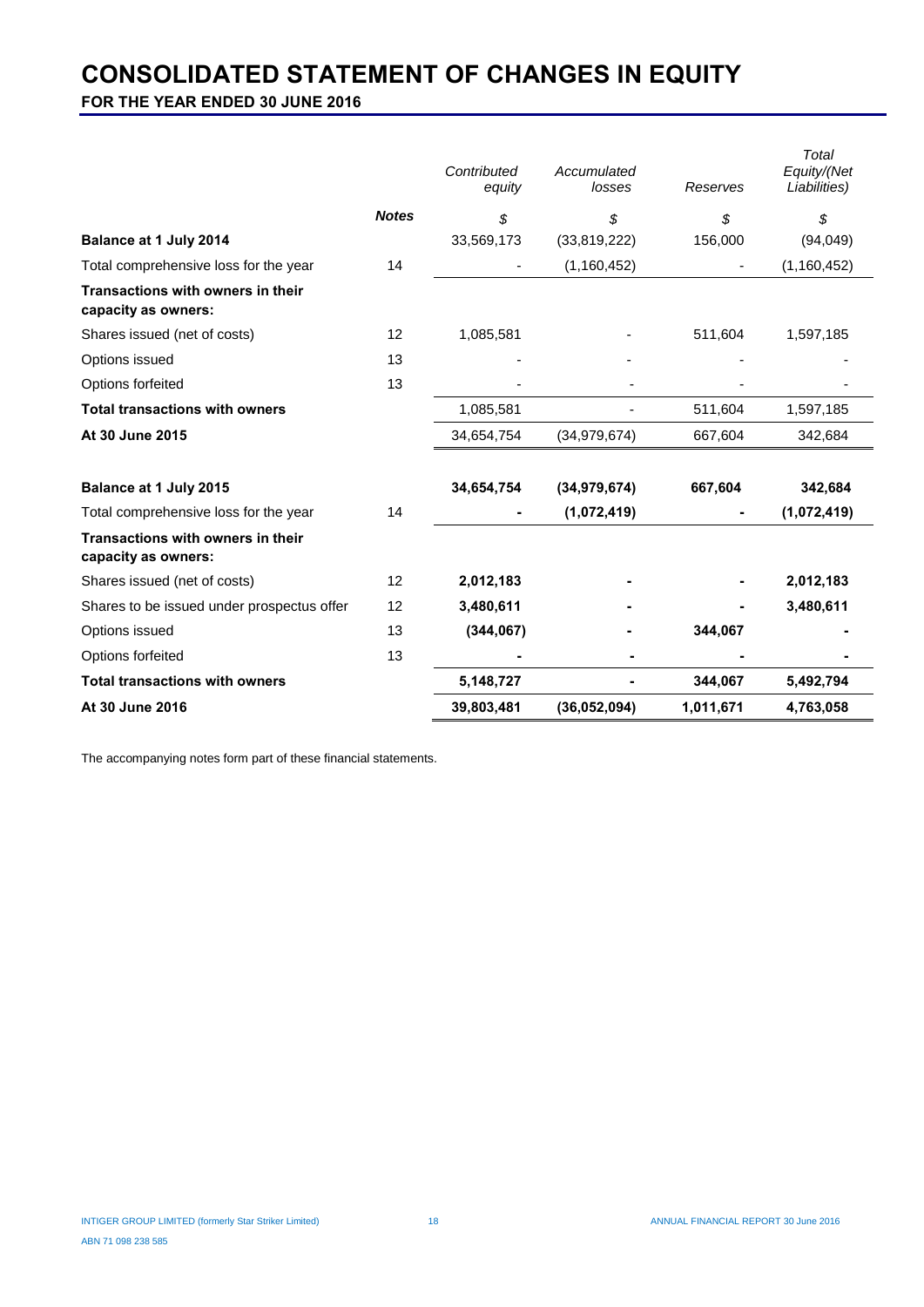# CONSOLIDATED STATEMENT OF CHANGES IN EQUITY

**FOR THE YEAR ENDED 30 JUNE 2016**

| | Notes | *Contributed equity* | *Accumulated losses* | *Reserves* | *Total Equity/(Net Liabilities)* |
|---|---|---|---|---|---|
| | | *$* | *$* | *$* | *$* |
| **Balance at 1 July 2014** | | 33,569,173 | (33,819,222) | 156,000 | (94,049) |
| Total comprehensive loss for the year | 14 | - | (1,160,452) | - | (1,160,452) |
| **Transactions with owners in their capacity as owners:** | | | | | |
| Shares issued (net of costs) | 12 | 1,085,581 | - | 511,604 | 1,597,185 |
| Options issued | 13 | - | - | - | - |
| Options forfeited | 13 | - | - | - | - |
| **Total transactions with owners** | | 1,085,581 | - | 511,604 | 1,597,185 |
| **At 30 June 2015** | | 34,654,754 | (34,979,674) | 667,604 | 342,684 |
| | | | | | |
| **Balance at 1 July 2015** | | **34,654,754** | **(34,979,674)** | **667,604** | **342,684** |
| Total comprehensive loss for the year | 14 | **-** | **(1,072,419)** | **-** | **(1,072,419)** |
| **Transactions with owners in their capacity as owners:** | | | | | |
| Shares issued (net of costs) | 12 | **2,012,183** | **-** | **-** | **2,012,183** |
| Shares to be issued under prospectus offer | 12 | **3,480,611** | **-** | **-** | **3,480,611** |
| Options issued | 13 | **(344,067)** | **-** | **344,067** | **-** |
| Options forfeited | 13 | **-** | **-** | **-** | **-** |
| **Total transactions with owners** | | **5,148,727** | **-** | **344,067** | **5,492,794** |
| **At 30 June 2016** | | **39,803,481** | **(36,052,094)** | **1,011,671** | **4,763,058** |

The accompanying notes form part of these financial statements.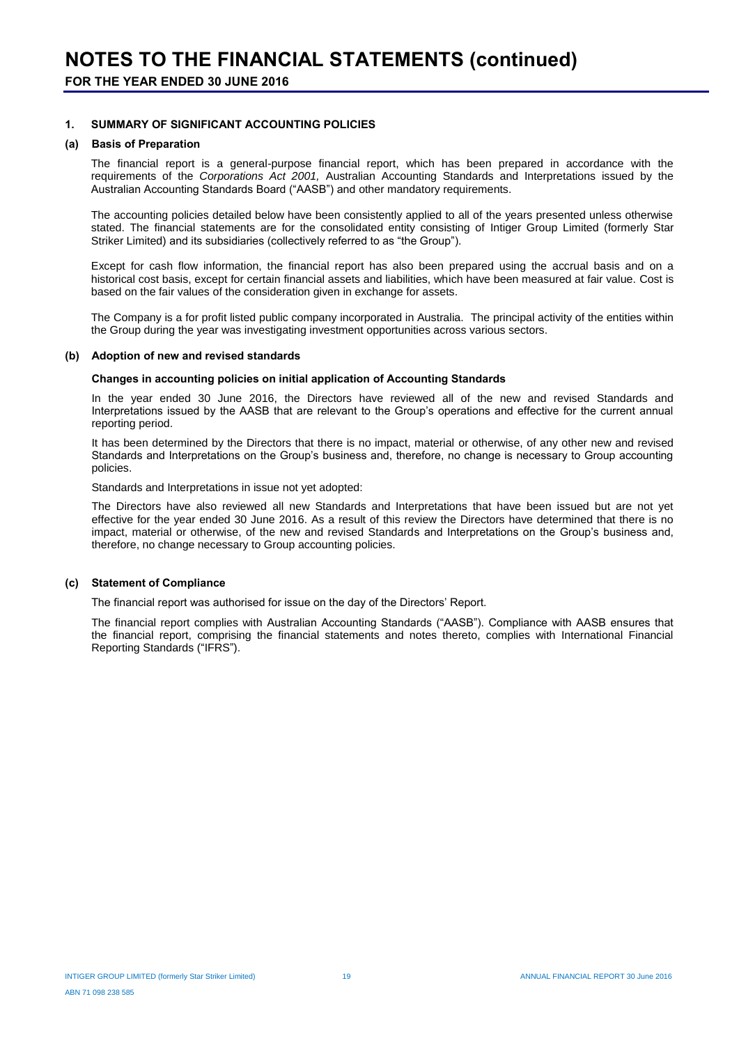# NOTES TO THE FINANCIAL STATEMENTS (continued)

**FOR THE YEAR ENDED 30 JUNE 2016**

## 1. SUMMARY OF SIGNIFICANT ACCOUNTING POLICIES

### (a) Basis of Preparation

The financial report is a general-purpose financial report, which has been prepared in accordance with the requirements of the *Corporations Act 2001,* Australian Accounting Standards and Interpretations issued by the Australian Accounting Standards Board ("AASB") and other mandatory requirements.

The accounting policies detailed below have been consistently applied to all of the years presented unless otherwise stated. The financial statements are for the consolidated entity consisting of Intiger Group Limited (formerly Star Striker Limited) and its subsidiaries (collectively referred to as "the Group").

Except for cash flow information, the financial report has also been prepared using the accrual basis and on a historical cost basis, except for certain financial assets and liabilities, which have been measured at fair value. Cost is based on the fair values of the consideration given in exchange for assets.

The Company is a for profit listed public company incorporated in Australia. The principal activity of the entities within the Group during the year was investigating investment opportunities across various sectors.

### (b) Adoption of new and revised standards

**Changes in accounting policies on initial application of Accounting Standards**

In the year ended 30 June 2016, the Directors have reviewed all of the new and revised Standards and Interpretations issued by the AASB that are relevant to the Group's operations and effective for the current annual reporting period.

It has been determined by the Directors that there is no impact, material or otherwise, of any other new and revised Standards and Interpretations on the Group's business and, therefore, no change is necessary to Group accounting policies.

Standards and Interpretations in issue not yet adopted:

The Directors have also reviewed all new Standards and Interpretations that have been issued but are not yet effective for the year ended 30 June 2016. As a result of this review the Directors have determined that there is no impact, material or otherwise, of the new and revised Standards and Interpretations on the Group's business and, therefore, no change necessary to Group accounting policies.

### (c) Statement of Compliance

The financial report was authorised for issue on the day of the Directors' Report.

The financial report complies with Australian Accounting Standards ("AASB"). Compliance with AASB ensures that the financial report, comprising the financial statements and notes thereto, complies with International Financial Reporting Standards ("IFRS").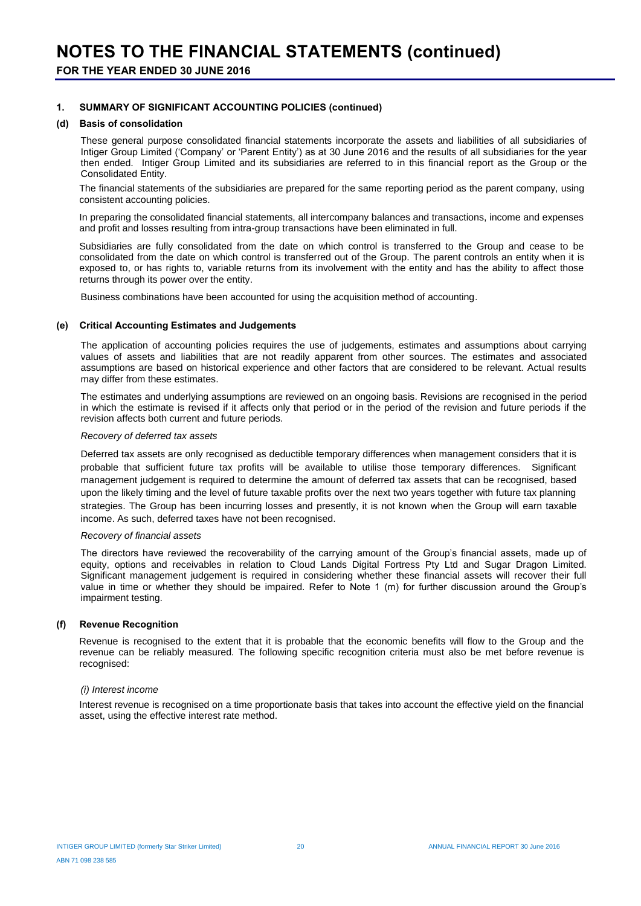# NOTES TO THE FINANCIAL STATEMENTS (continued)

**FOR THE YEAR ENDED 30 JUNE 2016**

## 1. SUMMARY OF SIGNIFICANT ACCOUNTING POLICIES (continued)

### (d) Basis of consolidation

These general purpose consolidated financial statements incorporate the assets and liabilities of all subsidiaries of Intiger Group Limited ('Company' or 'Parent Entity') as at 30 June 2016 and the results of all subsidiaries for the year then ended. Intiger Group Limited and its subsidiaries are referred to in this financial report as the Group or the Consolidated Entity.

The financial statements of the subsidiaries are prepared for the same reporting period as the parent company, using consistent accounting policies.

In preparing the consolidated financial statements, all intercompany balances and transactions, income and expenses and profit and losses resulting from intra-group transactions have been eliminated in full.

Subsidiaries are fully consolidated from the date on which control is transferred to the Group and cease to be consolidated from the date on which control is transferred out of the Group. The parent controls an entity when it is exposed to, or has rights to, variable returns from its involvement with the entity and has the ability to affect those returns through its power over the entity.

Business combinations have been accounted for using the acquisition method of accounting.

### (e) Critical Accounting Estimates and Judgements

The application of accounting policies requires the use of judgements, estimates and assumptions about carrying values of assets and liabilities that are not readily apparent from other sources. The estimates and associated assumptions are based on historical experience and other factors that are considered to be relevant. Actual results may differ from these estimates.

The estimates and underlying assumptions are reviewed on an ongoing basis. Revisions are recognised in the period in which the estimate is revised if it affects only that period or in the period of the revision and future periods if the revision affects both current and future periods.

*Recovery of deferred tax assets*

Deferred tax assets are only recognised as deductible temporary differences when management considers that it is probable that sufficient future tax profits will be available to utilise those temporary differences. Significant management judgement is required to determine the amount of deferred tax assets that can be recognised, based upon the likely timing and the level of future taxable profits over the next two years together with future tax planning strategies. The Group has been incurring losses and presently, it is not known when the Group will earn taxable income. As such, deferred taxes have not been recognised.

*Recovery of financial assets*

The directors have reviewed the recoverability of the carrying amount of the Group's financial assets, made up of equity, options and receivables in relation to Cloud Lands Digital Fortress Pty Ltd and Sugar Dragon Limited. Significant management judgement is required in considering whether these financial assets will recover their full value in time or whether they should be impaired. Refer to Note 1 (m) for further discussion around the Group's impairment testing.

### (f) Revenue Recognition

Revenue is recognised to the extent that it is probable that the economic benefits will flow to the Group and the revenue can be reliably measured. The following specific recognition criteria must also be met before revenue is recognised:

*(i) Interest income*

Interest revenue is recognised on a time proportionate basis that takes into account the effective yield on the financial asset, using the effective interest rate method.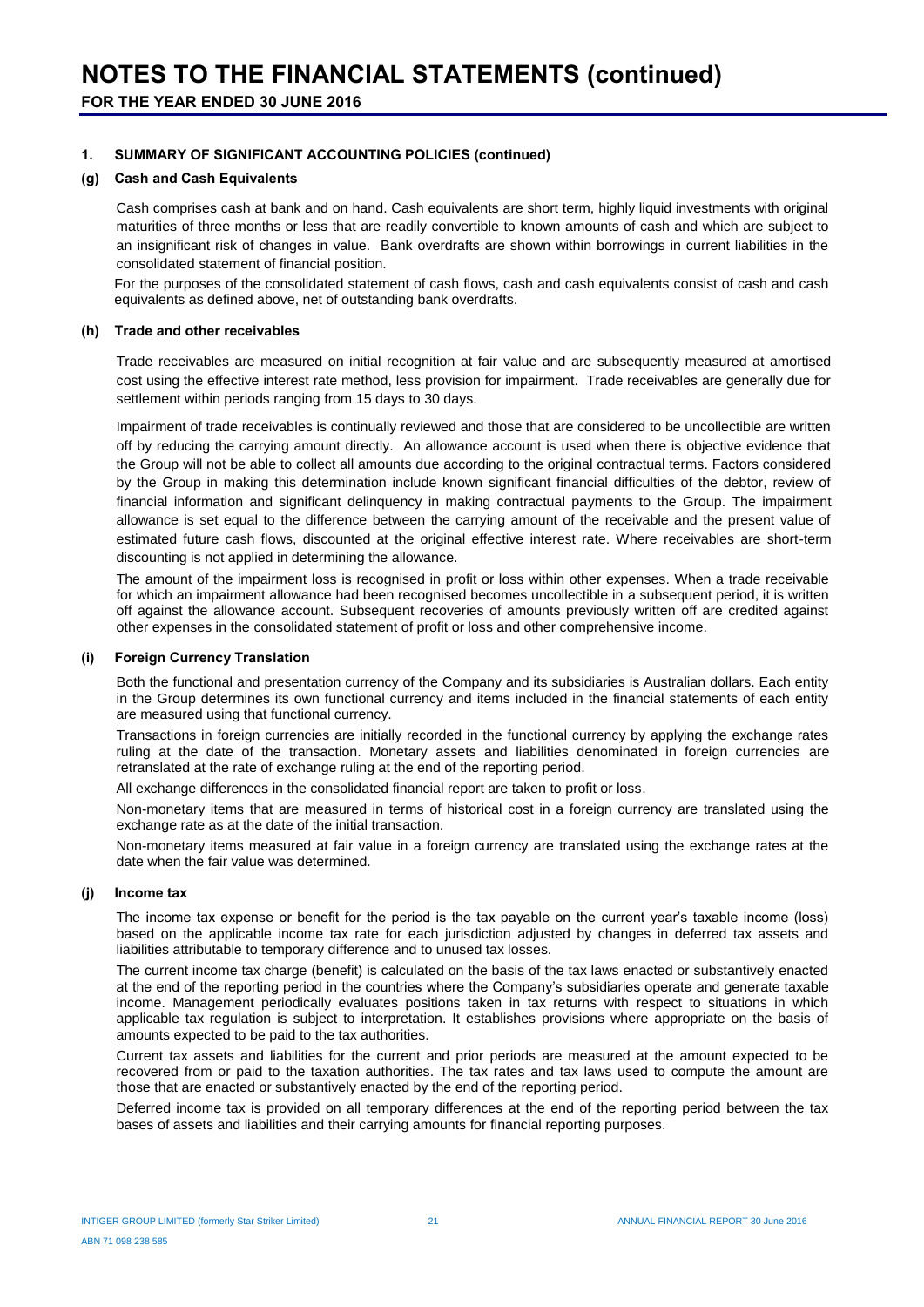# NOTES TO THE FINANCIAL STATEMENTS (continued)

**FOR THE YEAR ENDED 30 JUNE 2016**

## 1. SUMMARY OF SIGNIFICANT ACCOUNTING POLICIES (continued)

### (g) Cash and Cash Equivalents

Cash comprises cash at bank and on hand. Cash equivalents are short term, highly liquid investments with original maturities of three months or less that are readily convertible to known amounts of cash and which are subject to an insignificant risk of changes in value. Bank overdrafts are shown within borrowings in current liabilities in the consolidated statement of financial position.

For the purposes of the consolidated statement of cash flows, cash and cash equivalents consist of cash and cash equivalents as defined above, net of outstanding bank overdrafts.

### (h) Trade and other receivables

Trade receivables are measured on initial recognition at fair value and are subsequently measured at amortised cost using the effective interest rate method, less provision for impairment. Trade receivables are generally due for settlement within periods ranging from 15 days to 30 days.

Impairment of trade receivables is continually reviewed and those that are considered to be uncollectible are written off by reducing the carrying amount directly. An allowance account is used when there is objective evidence that the Group will not be able to collect all amounts due according to the original contractual terms. Factors considered by the Group in making this determination include known significant financial difficulties of the debtor, review of financial information and significant delinquency in making contractual payments to the Group. The impairment allowance is set equal to the difference between the carrying amount of the receivable and the present value of estimated future cash flows, discounted at the original effective interest rate. Where receivables are short-term discounting is not applied in determining the allowance.

The amount of the impairment loss is recognised in profit or loss within other expenses. When a trade receivable for which an impairment allowance had been recognised becomes uncollectible in a subsequent period, it is written off against the allowance account. Subsequent recoveries of amounts previously written off are credited against other expenses in the consolidated statement of profit or loss and other comprehensive income.

### (i) Foreign Currency Translation

Both the functional and presentation currency of the Company and its subsidiaries is Australian dollars. Each entity in the Group determines its own functional currency and items included in the financial statements of each entity are measured using that functional currency.

Transactions in foreign currencies are initially recorded in the functional currency by applying the exchange rates ruling at the date of the transaction. Monetary assets and liabilities denominated in foreign currencies are retranslated at the rate of exchange ruling at the end of the reporting period.

All exchange differences in the consolidated financial report are taken to profit or loss.

Non-monetary items that are measured in terms of historical cost in a foreign currency are translated using the exchange rate as at the date of the initial transaction.

Non-monetary items measured at fair value in a foreign currency are translated using the exchange rates at the date when the fair value was determined.

### (j) Income tax

The income tax expense or benefit for the period is the tax payable on the current year's taxable income (loss) based on the applicable income tax rate for each jurisdiction adjusted by changes in deferred tax assets and liabilities attributable to temporary difference and to unused tax losses.

The current income tax charge (benefit) is calculated on the basis of the tax laws enacted or substantively enacted at the end of the reporting period in the countries where the Company's subsidiaries operate and generate taxable income. Management periodically evaluates positions taken in tax returns with respect to situations in which applicable tax regulation is subject to interpretation. It establishes provisions where appropriate on the basis of amounts expected to be paid to the tax authorities.

Current tax assets and liabilities for the current and prior periods are measured at the amount expected to be recovered from or paid to the taxation authorities. The tax rates and tax laws used to compute the amount are those that are enacted or substantively enacted by the end of the reporting period.

Deferred income tax is provided on all temporary differences at the end of the reporting period between the tax bases of assets and liabilities and their carrying amounts for financial reporting purposes.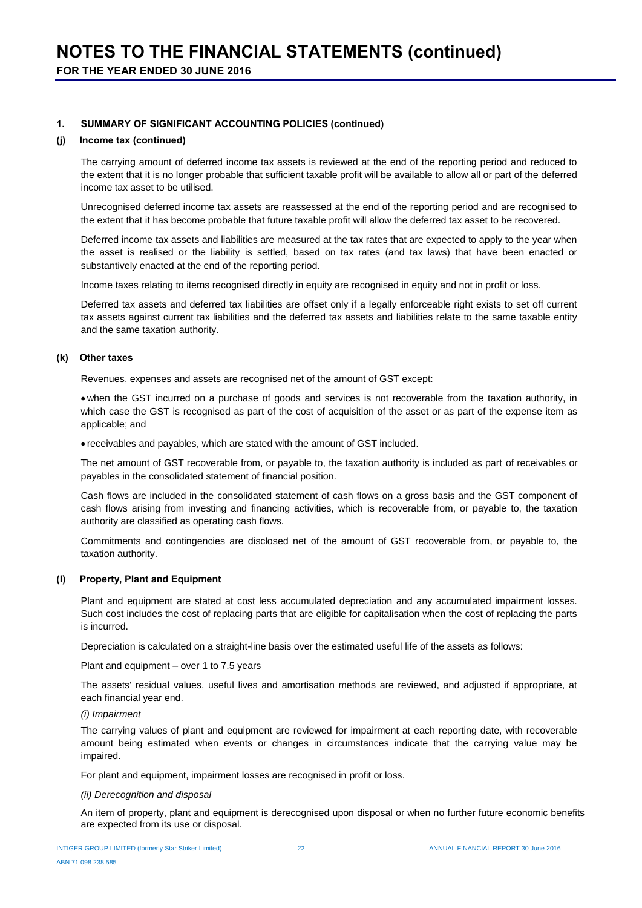## 1. SUMMARY OF SIGNIFICANT ACCOUNTING POLICIES (continued)

### (j) Income tax (continued)

The carrying amount of deferred income tax assets is reviewed at the end of the reporting period and reduced to the extent that it is no longer probable that sufficient taxable profit will be available to allow all or part of the deferred income tax asset to be utilised.

Unrecognised deferred income tax assets are reassessed at the end of the reporting period and are recognised to the extent that it has become probable that future taxable profit will allow the deferred tax asset to be recovered.

Deferred income tax assets and liabilities are measured at the tax rates that are expected to apply to the year when the asset is realised or the liability is settled, based on tax rates (and tax laws) that have been enacted or substantively enacted at the end of the reporting period.

Income taxes relating to items recognised directly in equity are recognised in equity and not in profit or loss.

Deferred tax assets and deferred tax liabilities are offset only if a legally enforceable right exists to set off current tax assets against current tax liabilities and the deferred tax assets and liabilities relate to the same taxable entity and the same taxation authority.

### (k) Other taxes

Revenues, expenses and assets are recognised net of the amount of GST except:

- when the GST incurred on a purchase of goods and services is not recoverable from the taxation authority, in which case the GST is recognised as part of the cost of acquisition of the asset or as part of the expense item as applicable; and
- receivables and payables, which are stated with the amount of GST included.

The net amount of GST recoverable from, or payable to, the taxation authority is included as part of receivables or payables in the consolidated statement of financial position.

Cash flows are included in the consolidated statement of cash flows on a gross basis and the GST component of cash flows arising from investing and financing activities, which is recoverable from, or payable to, the taxation authority are classified as operating cash flows.

Commitments and contingencies are disclosed net of the amount of GST recoverable from, or payable to, the taxation authority.

### (l) Property, Plant and Equipment

Plant and equipment are stated at cost less accumulated depreciation and any accumulated impairment losses. Such cost includes the cost of replacing parts that are eligible for capitalisation when the cost of replacing the parts is incurred.

Depreciation is calculated on a straight-line basis over the estimated useful life of the assets as follows:

Plant and equipment – over 1 to 7.5 years

The assets' residual values, useful lives and amortisation methods are reviewed, and adjusted if appropriate, at each financial year end.

*(i) Impairment*

The carrying values of plant and equipment are reviewed for impairment at each reporting date, with recoverable amount being estimated when events or changes in circumstances indicate that the carrying value may be impaired.

For plant and equipment, impairment losses are recognised in profit or loss.

*(ii) Derecognition and disposal*

An item of property, plant and equipment is derecognised upon disposal or when no further future economic benefits are expected from its use or disposal.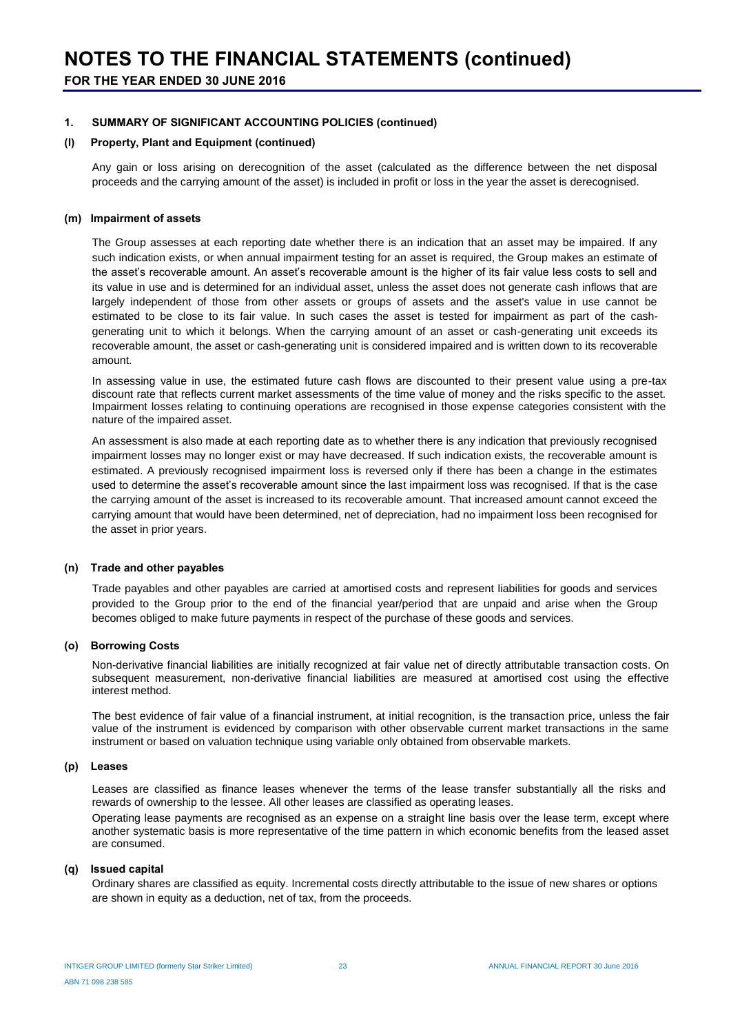# NOTES TO THE FINANCIAL STATEMENTS (continued)

**FOR THE YEAR ENDED 30 JUNE 2016**

## 1. SUMMARY OF SIGNIFICANT ACCOUNTING POLICIES (continued)

### (l) Property, Plant and Equipment (continued)

Any gain or loss arising on derecognition of the asset (calculated as the difference between the net disposal proceeds and the carrying amount of the asset) is included in profit or loss in the year the asset is derecognised.

### (m) Impairment of assets

The Group assesses at each reporting date whether there is an indication that an asset may be impaired. If any such indication exists, or when annual impairment testing for an asset is required, the Group makes an estimate of the asset's recoverable amount. An asset's recoverable amount is the higher of its fair value less costs to sell and its value in use and is determined for an individual asset, unless the asset does not generate cash inflows that are largely independent of those from other assets or groups of assets and the asset's value in use cannot be estimated to be close to its fair value. In such cases the asset is tested for impairment as part of the cash-generating unit to which it belongs. When the carrying amount of an asset or cash-generating unit exceeds its recoverable amount, the asset or cash-generating unit is considered impaired and is written down to its recoverable amount.

In assessing value in use, the estimated future cash flows are discounted to their present value using a pre-tax discount rate that reflects current market assessments of the time value of money and the risks specific to the asset. Impairment losses relating to continuing operations are recognised in those expense categories consistent with the nature of the impaired asset.

An assessment is also made at each reporting date as to whether there is any indication that previously recognised impairment losses may no longer exist or may have decreased. If such indication exists, the recoverable amount is estimated. A previously recognised impairment loss is reversed only if there has been a change in the estimates used to determine the asset's recoverable amount since the last impairment loss was recognised. If that is the case the carrying amount of the asset is increased to its recoverable amount. That increased amount cannot exceed the carrying amount that would have been determined, net of depreciation, had no impairment loss been recognised for the asset in prior years.

### (n) Trade and other payables

Trade payables and other payables are carried at amortised costs and represent liabilities for goods and services provided to the Group prior to the end of the financial year/period that are unpaid and arise when the Group becomes obliged to make future payments in respect of the purchase of these goods and services.

### (o) Borrowing Costs

Non-derivative financial liabilities are initially recognized at fair value net of directly attributable transaction costs. On subsequent measurement, non-derivative financial liabilities are measured at amortised cost using the effective interest method.

The best evidence of fair value of a financial instrument, at initial recognition, is the transaction price, unless the fair value of the instrument is evidenced by comparison with other observable current market transactions in the same instrument or based on valuation technique using variable only obtained from observable markets.

### (p) Leases

Leases are classified as finance leases whenever the terms of the lease transfer substantially all the risks and rewards of ownership to the lessee. All other leases are classified as operating leases.

Operating lease payments are recognised as an expense on a straight line basis over the lease term, except where another systematic basis is more representative of the time pattern in which economic benefits from the leased asset are consumed.

### (q) Issued capital

Ordinary shares are classified as equity. Incremental costs directly attributable to the issue of new shares or options are shown in equity as a deduction, net of tax, from the proceeds.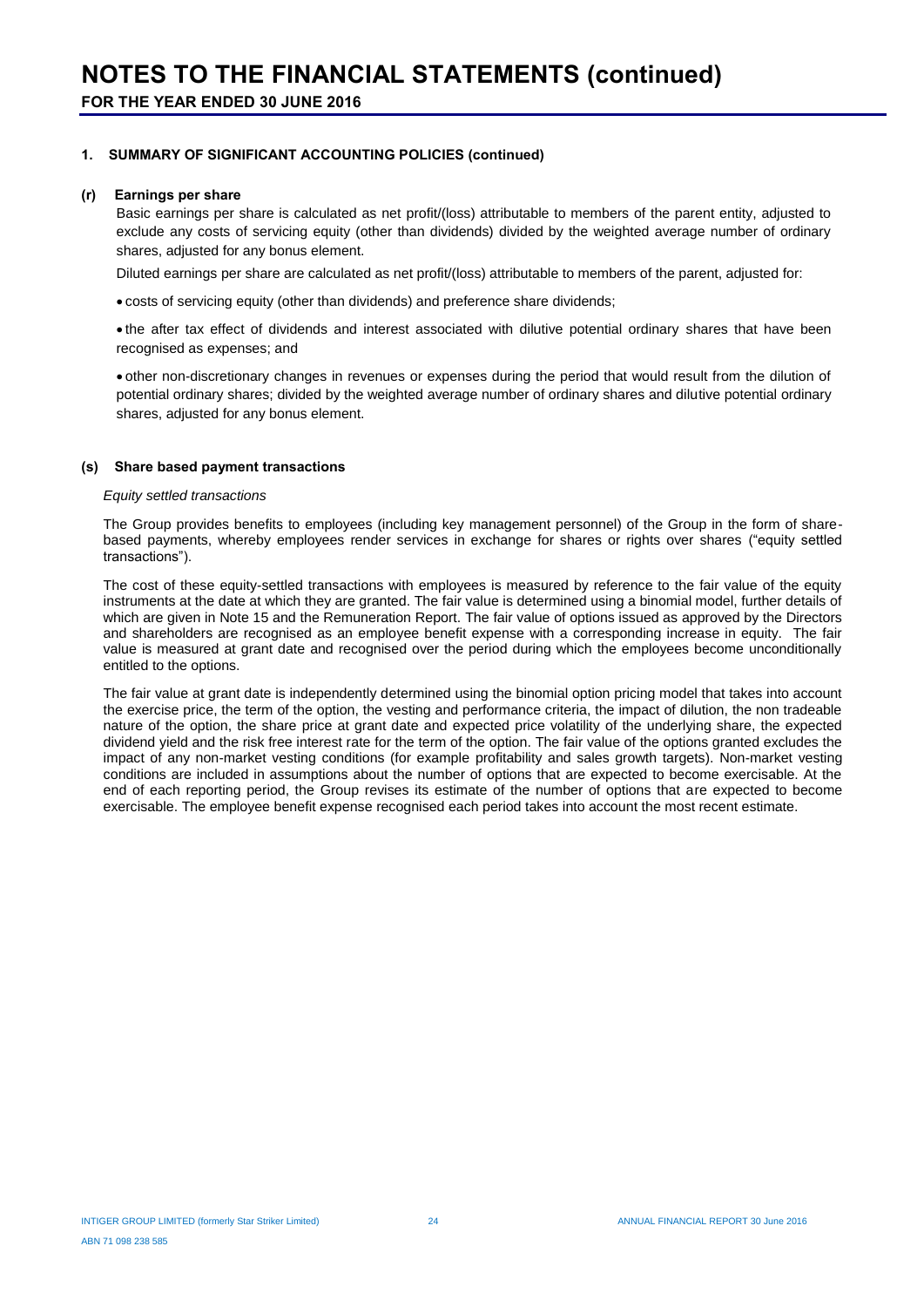## 1. SUMMARY OF SIGNIFICANT ACCOUNTING POLICIES (continued)

### (r) Earnings per share

Basic earnings per share is calculated as net profit/(loss) attributable to members of the parent entity, adjusted to exclude any costs of servicing equity (other than dividends) divided by the weighted average number of ordinary shares, adjusted for any bonus element.

Diluted earnings per share are calculated as net profit/(loss) attributable to members of the parent, adjusted for:

- costs of servicing equity (other than dividends) and preference share dividends;
- the after tax effect of dividends and interest associated with dilutive potential ordinary shares that have been recognised as expenses; and
- other non-discretionary changes in revenues or expenses during the period that would result from the dilution of potential ordinary shares; divided by the weighted average number of ordinary shares and dilutive potential ordinary shares, adjusted for any bonus element.

### (s) Share based payment transactions

*Equity settled transactions*

The Group provides benefits to employees (including key management personnel) of the Group in the form of share-based payments, whereby employees render services in exchange for shares or rights over shares ("equity settled transactions").

The cost of these equity-settled transactions with employees is measured by reference to the fair value of the equity instruments at the date at which they are granted. The fair value is determined using a binomial model, further details of which are given in Note 15 and the Remuneration Report. The fair value of options issued as approved by the Directors and shareholders are recognised as an employee benefit expense with a corresponding increase in equity. The fair value is measured at grant date and recognised over the period during which the employees become unconditionally entitled to the options.

The fair value at grant date is independently determined using the binomial option pricing model that takes into account the exercise price, the term of the option, the vesting and performance criteria, the impact of dilution, the non tradeable nature of the option, the share price at grant date and expected price volatility of the underlying share, the expected dividend yield and the risk free interest rate for the term of the option. The fair value of the options granted excludes the impact of any non-market vesting conditions (for example profitability and sales growth targets). Non-market vesting conditions are included in assumptions about the number of options that are expected to become exercisable. At the end of each reporting period, the Group revises its estimate of the number of options that are expected to become exercisable. The employee benefit expense recognised each period takes into account the most recent estimate.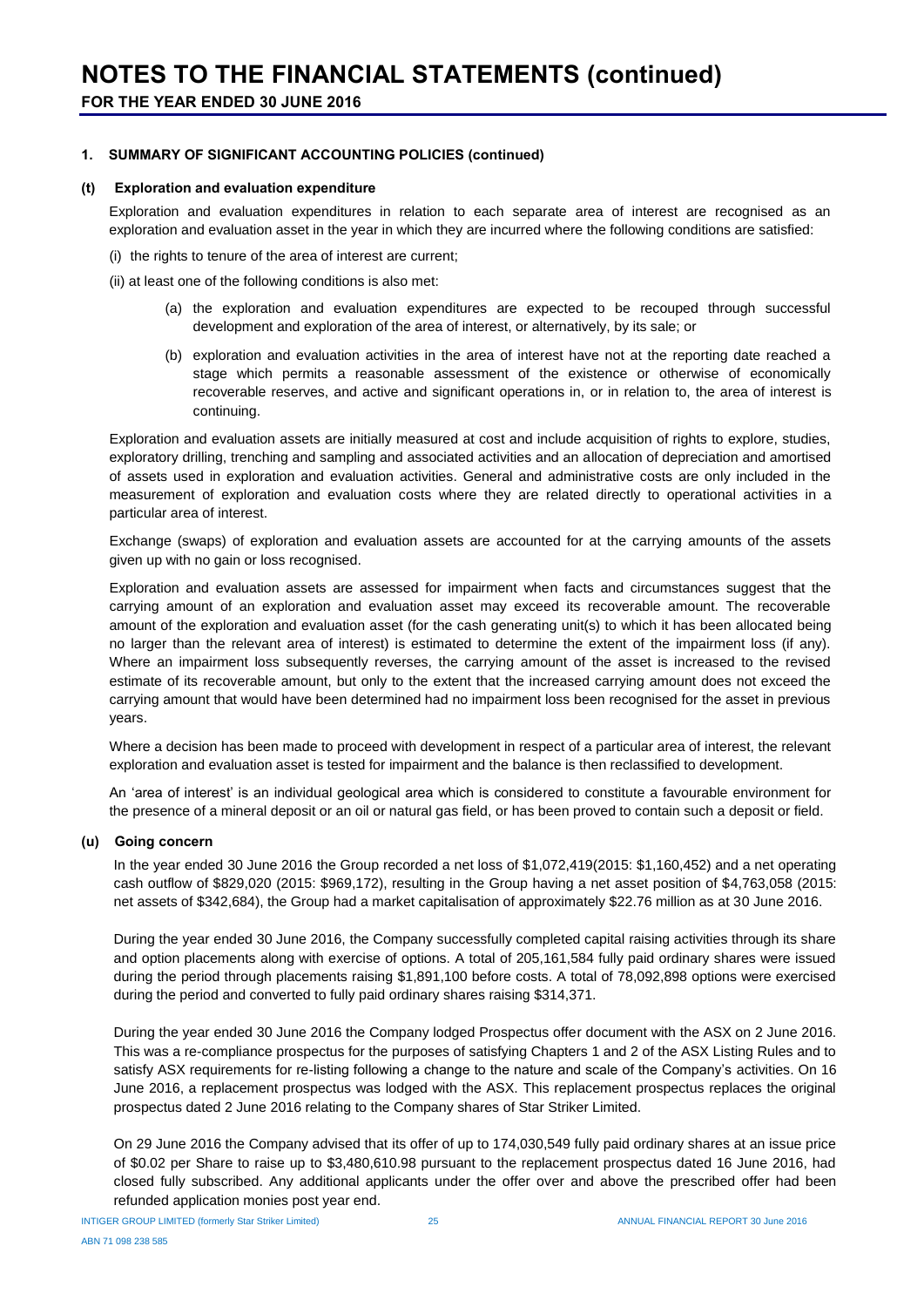# NOTES TO THE FINANCIAL STATEMENTS (continued)

**FOR THE YEAR ENDED 30 JUNE 2016**

## 1. SUMMARY OF SIGNIFICANT ACCOUNTING POLICIES (continued)

### (t) Exploration and evaluation expenditure

Exploration and evaluation expenditures in relation to each separate area of interest are recognised as an exploration and evaluation asset in the year in which they are incurred where the following conditions are satisfied:

(i) the rights to tenure of the area of interest are current;

(ii) at least one of the following conditions is also met:

> (a) the exploration and evaluation expenditures are expected to be recouped through successful development and exploration of the area of interest, or alternatively, by its sale; or
>
> (b) exploration and evaluation activities in the area of interest have not at the reporting date reached a stage which permits a reasonable assessment of the existence or otherwise of economically recoverable reserves, and active and significant operations in, or in relation to, the area of interest is continuing.

Exploration and evaluation assets are initially measured at cost and include acquisition of rights to explore, studies, exploratory drilling, trenching and sampling and associated activities and an allocation of depreciation and amortised of assets used in exploration and evaluation activities. General and administrative costs are only included in the measurement of exploration and evaluation costs where they are related directly to operational activities in a particular area of interest.

Exchange (swaps) of exploration and evaluation assets are accounted for at the carrying amounts of the assets given up with no gain or loss recognised.

Exploration and evaluation assets are assessed for impairment when facts and circumstances suggest that the carrying amount of an exploration and evaluation asset may exceed its recoverable amount. The recoverable amount of the exploration and evaluation asset (for the cash generating unit(s) to which it has been allocated being no larger than the relevant area of interest) is estimated to determine the extent of the impairment loss (if any). Where an impairment loss subsequently reverses, the carrying amount of the asset is increased to the revised estimate of its recoverable amount, but only to the extent that the increased carrying amount does not exceed the carrying amount that would have been determined had no impairment loss been recognised for the asset in previous years.

Where a decision has been made to proceed with development in respect of a particular area of interest, the relevant exploration and evaluation asset is tested for impairment and the balance is then reclassified to development.

An 'area of interest' is an individual geological area which is considered to constitute a favourable environment for the presence of a mineral deposit or an oil or natural gas field, or has been proved to contain such a deposit or field.

### (u) Going concern

In the year ended 30 June 2016 the Group recorded a net loss of $1,072,419(2015: $1,160,452) and a net operating cash outflow of $829,020 (2015: $969,172), resulting in the Group having a net asset position of $4,763,058 (2015: net assets of $342,684), the Group had a market capitalisation of approximately $22.76 million as at 30 June 2016.

During the year ended 30 June 2016, the Company successfully completed capital raising activities through its share and option placements along with exercise of options. A total of 205,161,584 fully paid ordinary shares were issued during the period through placements raising $1,891,100 before costs. A total of 78,092,898 options were exercised during the period and converted to fully paid ordinary shares raising $314,371.

During the year ended 30 June 2016 the Company lodged Prospectus offer document with the ASX on 2 June 2016. This was a re-compliance prospectus for the purposes of satisfying Chapters 1 and 2 of the ASX Listing Rules and to satisfy ASX requirements for re-listing following a change to the nature and scale of the Company's activities. On 16 June 2016, a replacement prospectus was lodged with the ASX. This replacement prospectus replaces the original prospectus dated 2 June 2016 relating to the Company shares of Star Striker Limited.

On 29 June 2016 the Company advised that its offer of up to 174,030,549 fully paid ordinary shares at an issue price of $0.02 per Share to raise up to $3,480,610.98 pursuant to the replacement prospectus dated 16 June 2016, had closed fully subscribed. Any additional applicants under the offer over and above the prescribed offer had been refunded application monies post year end.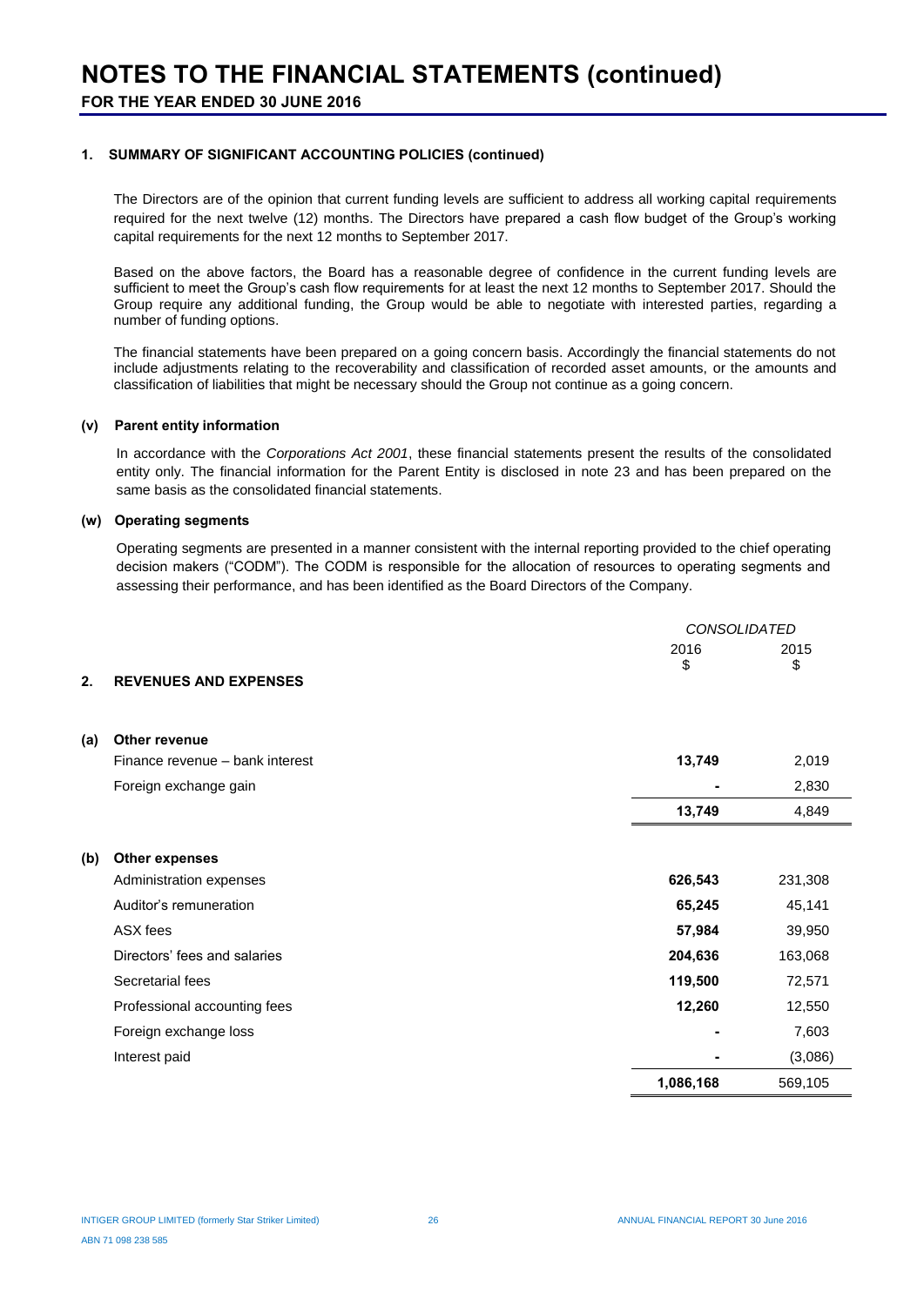# NOTES TO THE FINANCIAL STATEMENTS (continued)

**FOR THE YEAR ENDED 30 JUNE 2016**

### 1. SUMMARY OF SIGNIFICANT ACCOUNTING POLICIES (continued)

The Directors are of the opinion that current funding levels are sufficient to address all working capital requirements required for the next twelve (12) months. The Directors have prepared a cash flow budget of the Group's working capital requirements for the next 12 months to September 2017.

Based on the above factors, the Board has a reasonable degree of confidence in the current funding levels are sufficient to meet the Group's cash flow requirements for at least the next 12 months to September 2017. Should the Group require any additional funding, the Group would be able to negotiate with interested parties, regarding a number of funding options.

The financial statements have been prepared on a going concern basis. Accordingly the financial statements do not include adjustments relating to the recoverability and classification of recorded asset amounts, or the amounts and classification of liabilities that might be necessary should the Group not continue as a going concern.

#### (v) Parent entity information

In accordance with the *Corporations Act 2001*, these financial statements present the results of the consolidated entity only. The financial information for the Parent Entity is disclosed in note 23 and has been prepared on the same basis as the consolidated financial statements.

#### (w) Operating segments

Operating segments are presented in a manner consistent with the internal reporting provided to the chief operating decision makers ("CODM"). The CODM is responsible for the allocation of resources to operating segments and assessing their performance, and has been identified as the Board Directors of the Company.

### 2. REVENUES AND EXPENSES

| | *CONSOLIDATED* | |
|---|---|---|
| | 2016<br>$ | 2015<br>$ |
| **(a) Other revenue** | | |
| Finance revenue – bank interest | **13,749** | 2,019 |
| Foreign exchange gain | **-** | 2,830 |
| | **13,749** | 4,849 |
| **(b) Other expenses** | | |
| Administration expenses | **626,543** | 231,308 |
| Auditor's remuneration | **65,245** | 45,141 |
| ASX fees | **57,984** | 39,950 |
| Directors' fees and salaries | **204,636** | 163,068 |
| Secretarial fees | **119,500** | 72,571 |
| Professional accounting fees | **12,260** | 12,550 |
| Foreign exchange loss | **-** | 7,603 |
| Interest paid | **-** | (3,086) |
| | **1,086,168** | 569,105 |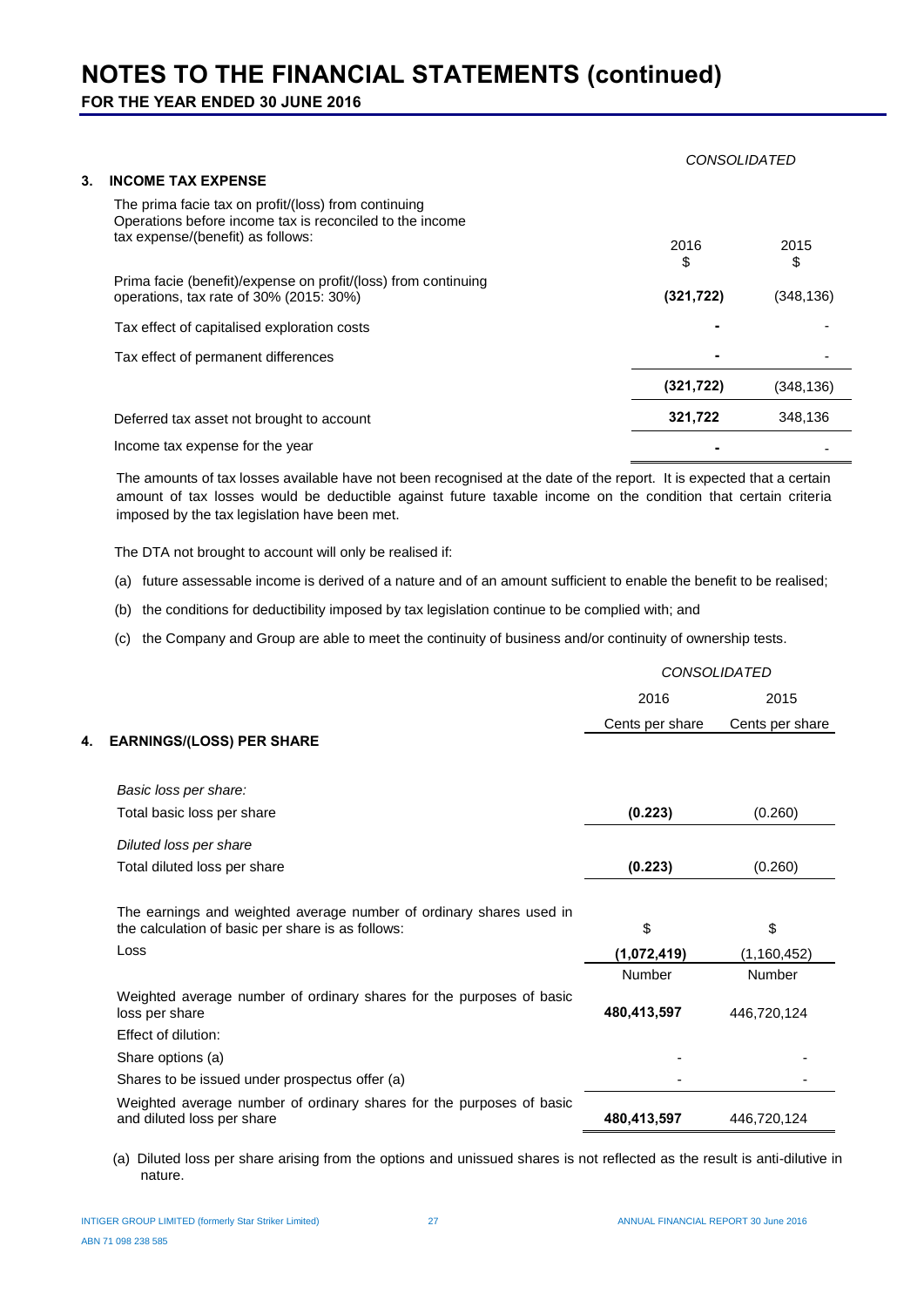# NOTES TO THE FINANCIAL STATEMENTS (continued)

**FOR THE YEAR ENDED 30 JUNE 2016**

## 3. INCOME TAX EXPENSE

| | *CONSOLIDATED* | |
|---|---|---|
| The prima facie tax on profit/(loss) from continuing Operations before income tax is reconciled to the income tax expense/(benefit) as follows: | 2016<br>$ | 2015<br>$ |
| Prima facie (benefit)/expense on profit/(loss) from continuing operations, tax rate of 30% (2015: 30%) | **(321,722)** | (348,136) |
| Tax effect of capitalised exploration costs | **-** | - |
| Tax effect of permanent differences | **-** | - |
| | **(321,722)** | (348,136) |
| Deferred tax asset not brought to account | **321,722** | 348,136 |
| Income tax expense for the year | **-** | - |

The amounts of tax losses available have not been recognised at the date of the report. It is expected that a certain amount of tax losses would be deductible against future taxable income on the condition that certain criteria imposed by the tax legislation have been met.

The DTA not brought to account will only be realised if:

(a) future assessable income is derived of a nature and of an amount sufficient to enable the benefit to be realised;

(b) the conditions for deductibility imposed by tax legislation continue to be complied with; and

(c) the Company and Group are able to meet the continuity of business and/or continuity of ownership tests.

## 4. EARNINGS/(LOSS) PER SHARE

| | *CONSOLIDATED* | |
|---|---|---|
| | 2016<br>Cents per share | 2015<br>Cents per share |
| *Basic loss per share:* | | |
| Total basic loss per share | **(0.223)** | (0.260) |
| *Diluted loss per share* | | |
| Total diluted loss per share | **(0.223)** | (0.260) |
| The earnings and weighted average number of ordinary shares used in the calculation of basic per share is as follows: | $ | $ |
| Loss | **(1,072,419)** | (1,160,452) |
| | Number | Number |
| Weighted average number of ordinary shares for the purposes of basic loss per share | **480,413,597** | 446,720,124 |
| Effect of dilution: | | |
| Share options (a) | - | - |
| Shares to be issued under prospectus offer (a) | - | - |
| Weighted average number of ordinary shares for the purposes of basic and diluted loss per share | **480,413,597** | 446,720,124 |

(a) Diluted loss per share arising from the options and unissued shares is not reflected as the result is anti-dilutive in nature.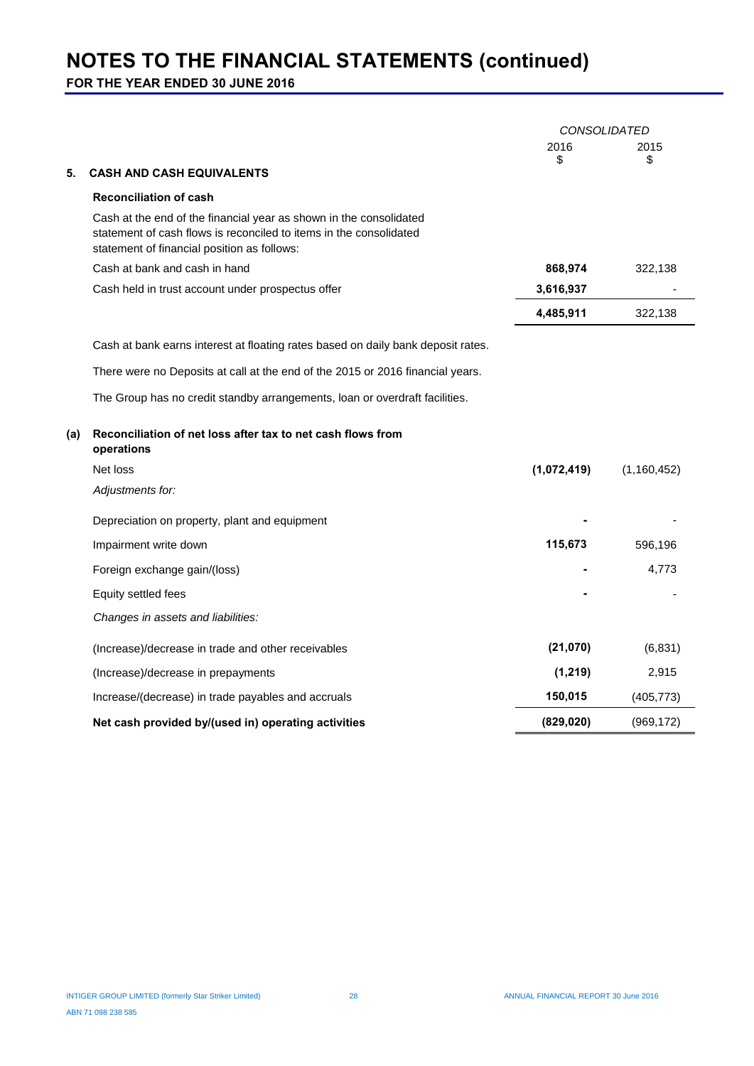# NOTES TO THE FINANCIAL STATEMENTS (continued)

**FOR THE YEAR ENDED 30 JUNE 2016**

| | CONSOLIDATED | |
|---|---|---|
| | 2016 $ | 2015 $ |
| **5. CASH AND CASH EQUIVALENTS** | | |
| **Reconciliation of cash** | | |
| Cash at the end of the financial year as shown in the consolidated statement of cash flows is reconciled to items in the consolidated statement of financial position as follows: | | |
| Cash at bank and cash in hand | **868,974** | 322,138 |
| Cash held in trust account under prospectus offer | **3,616,937** | - |
| | **4,485,911** | 322,138 |

Cash at bank earns interest at floating rates based on daily bank deposit rates.

There were no Deposits at call at the end of the 2015 or 2016 financial years.

The Group has no credit standby arrangements, loan or overdraft facilities.

| **(a) Reconciliation of net loss after tax to net cash flows from operations** | 2016 $ | 2015 $ |
|---|---|---|
| Net loss | **(1,072,419)** | (1,160,452) |
| *Adjustments for:* | | |
| Depreciation on property, plant and equipment | **-** | - |
| Impairment write down | **115,673** | 596,196 |
| Foreign exchange gain/(loss) | **-** | 4,773 |
| Equity settled fees | **-** | - |
| *Changes in assets and liabilities:* | | |
| (Increase)/decrease in trade and other receivables | **(21,070)** | (6,831) |
| (Increase)/decrease in prepayments | **(1,219)** | 2,915 |
| Increase/(decrease) in trade payables and accruals | **150,015** | (405,773) |
| **Net cash provided by/(used in) operating activities** | **(829,020)** | (969,172) |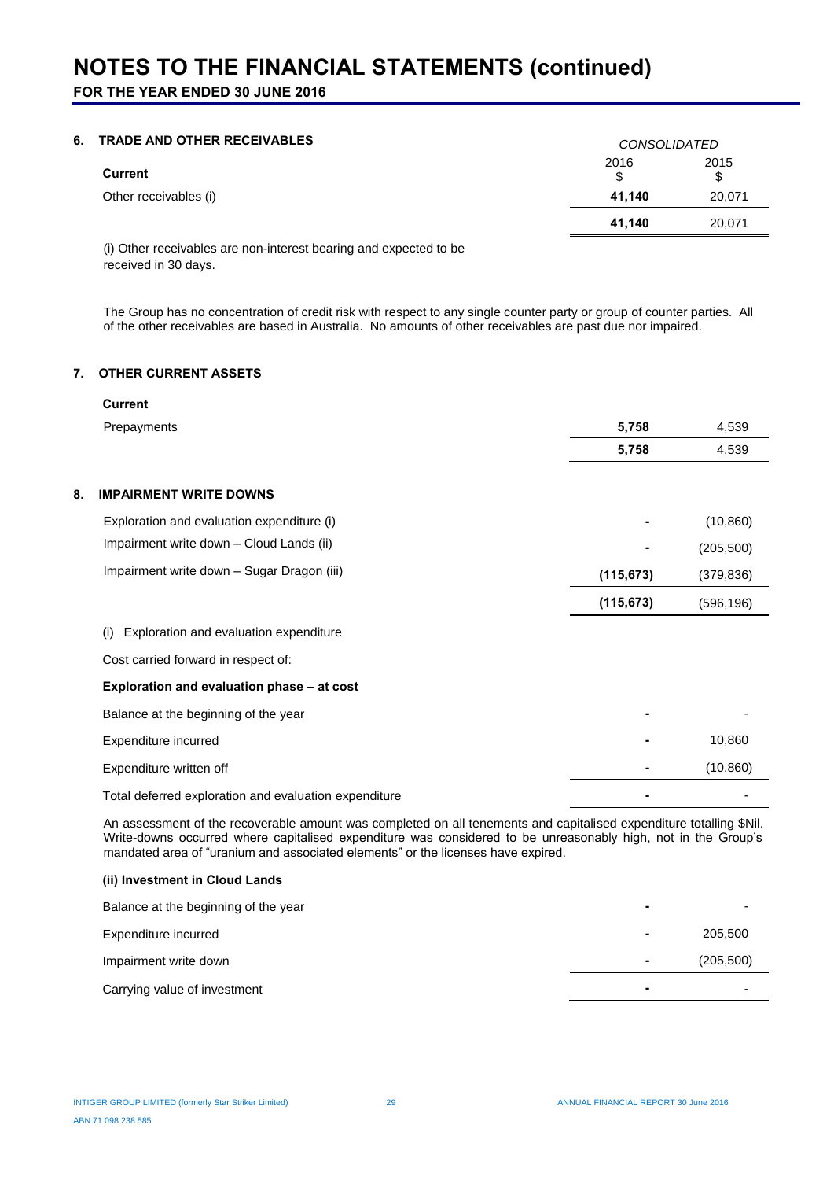# NOTES TO THE FINANCIAL STATEMENTS (continued)

**FOR THE YEAR ENDED 30 JUNE 2016**

### 6. TRADE AND OTHER RECEIVABLES

| | *CONSOLIDATED* | |
|---|---|---|
| **Current** | 2016<br>$ | 2015<br>$ |
| Other receivables (i) | **41,140** | 20,071 |
| | **41,140** | 20,071 |

(i) Other receivables are non-interest bearing and expected to be received in 30 days.

The Group has no concentration of credit risk with respect to any single counter party or group of counter parties. All of the other receivables are based in Australia. No amounts of other receivables are past due nor impaired.

### 7. OTHER CURRENT ASSETS

| **Current** | | |
|---|---|---|
| Prepayments | **5,758** | 4,539 |
| | **5,758** | 4,539 |

### 8. IMPAIRMENT WRITE DOWNS

| | | |
|---|---|---|
| Exploration and evaluation expenditure (i) | **-** | (10,860) |
| Impairment write down – Cloud Lands (ii) | **-** | (205,500) |
| Impairment write down – Sugar Dragon (iii) | **(115,673)** | (379,836) |
| | **(115,673)** | (596,196) |

(i) Exploration and evaluation expenditure

Cost carried forward in respect of:

| **Exploration and evaluation phase – at cost** | | |
|---|---|---|
| Balance at the beginning of the year | **-** | - |
| Expenditure incurred | **-** | 10,860 |
| Expenditure written off | **-** | (10,860) |
| Total deferred exploration and evaluation expenditure | **-** | - |

An assessment of the recoverable amount was completed on all tenements and capitalised expenditure totalling $Nil. Write-downs occurred where capitalised expenditure was considered to be unreasonably high, not in the Group's mandated area of "uranium and associated elements" or the licenses have expired.

| **(ii) Investment in Cloud Lands** | | |
|---|---|---|
| Balance at the beginning of the year | **-** | - |
| Expenditure incurred | **-** | 205,500 |
| Impairment write down | **-** | (205,500) |
| Carrying value of investment | **-** | - |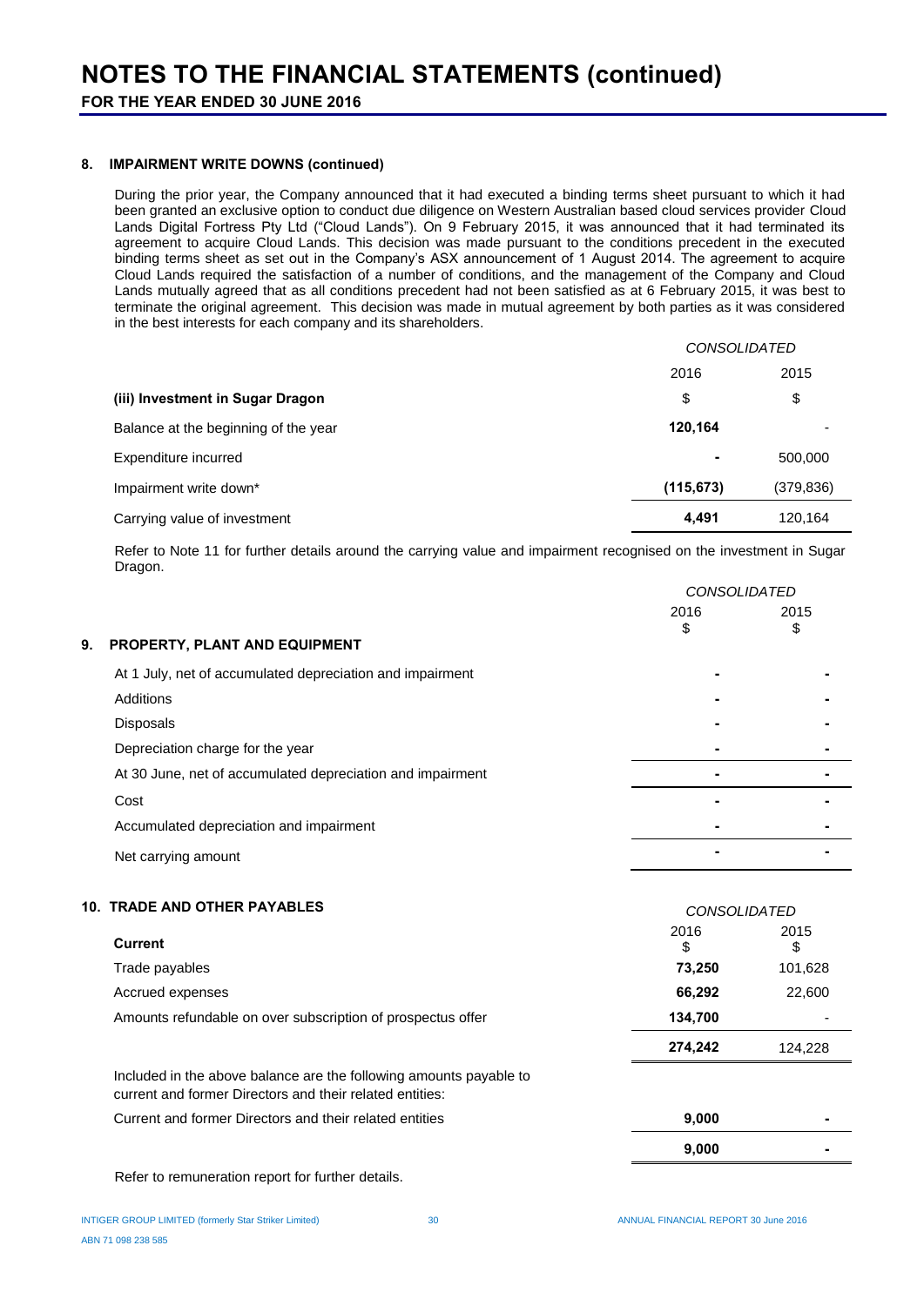# NOTES TO THE FINANCIAL STATEMENTS (continued)

**FOR THE YEAR ENDED 30 JUNE 2016**

**8. IMPAIRMENT WRITE DOWNS (continued)**

During the prior year, the Company announced that it had executed a binding terms sheet pursuant to which it had been granted an exclusive option to conduct due diligence on Western Australian based cloud services provider Cloud Lands Digital Fortress Pty Ltd ("Cloud Lands"). On 9 February 2015, it was announced that it had terminated its agreement to acquire Cloud Lands. This decision was made pursuant to the conditions precedent in the executed binding terms sheet as set out in the Company's ASX announcement of 1 August 2014. The agreement to acquire Cloud Lands required the satisfaction of a number of conditions, and the management of the Company and Cloud Lands mutually agreed that as all conditions precedent had not been satisfied as at 6 February 2015, it was best to terminate the original agreement. This decision was made in mutual agreement by both parties as it was considered in the best interests for each company and its shareholders.

| | *CONSOLIDATED* | |
|---|---|---|
| | 2016 | 2015 |
| **(iii) Investment in Sugar Dragon** | $ | $ |
| Balance at the beginning of the year | **120,164** | - |
| Expenditure incurred | **-** | 500,000 |
| Impairment write down* | **(115,673)** | (379,836) |
| Carrying value of investment | **4,491** | 120,164 |

Refer to Note 11 for further details around the carrying value and impairment recognised on the investment in Sugar Dragon.

**9. PROPERTY, PLANT AND EQUIPMENT**

| | *CONSOLIDATED* | |
|---|---|---|
| | 2016 $ | 2015 $ |
| At 1 July, net of accumulated depreciation and impairment | **-** | - |
| Additions | **-** | - |
| Disposals | **-** | - |
| Depreciation charge for the year | **-** | - |
| At 30 June, net of accumulated depreciation and impairment | **-** | - |
| Cost | **-** | - |
| Accumulated depreciation and impairment | **-** | - |
| Net carrying amount | **-** | - |

**10. TRADE AND OTHER PAYABLES**

| | *CONSOLIDATED* | |
|---|---|---|
| **Current** | 2016 $ | 2015 $ |
| Trade payables | **73,250** | 101,628 |
| Accrued expenses | **66,292** | 22,600 |
| Amounts refundable on over subscription of prospectus offer | **134,700** | - |
| | **274,242** | 124,228 |
| Included in the above balance are the following amounts payable to current and former Directors and their related entities: | | |
| Current and former Directors and their related entities | **9,000** | - |
| | **9,000** | - |

Refer to remuneration report for further details.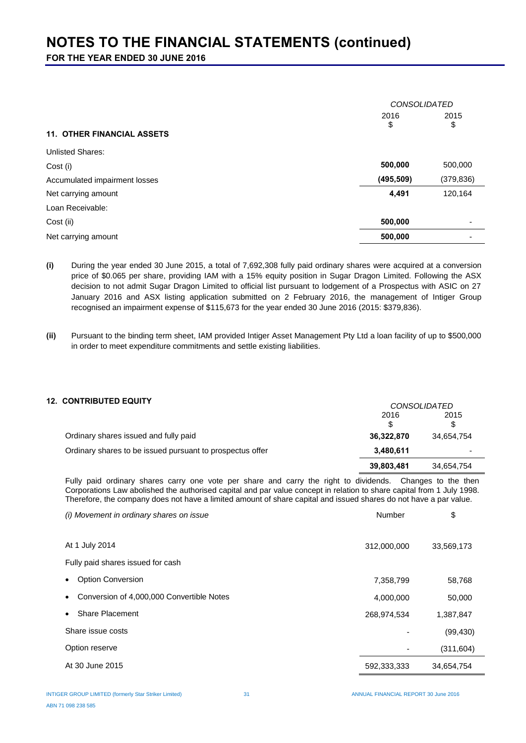# NOTES TO THE FINANCIAL STATEMENTS (continued)

**FOR THE YEAR ENDED 30 JUNE 2016**

| | CONSOLIDATED | |
|---|---|---|
| | 2016 $ | 2015 $ |
| **11. OTHER FINANCIAL ASSETS** | | |
| Unlisted Shares: | | |
| Cost (i) | **500,000** | 500,000 |
| Accumulated impairment losses | **(495,509)** | (379,836) |
| Net carrying amount | **4,491** | 120,164 |
| Loan Receivable: | | |
| Cost (ii) | **500,000** | - |
| Net carrying amount | **500,000** | - |

**(i)** During the year ended 30 June 2015, a total of 7,692,308 fully paid ordinary shares were acquired at a conversion price of $0.065 per share, providing IAM with a 15% equity position in Sugar Dragon Limited. Following the ASX decision to not admit Sugar Dragon Limited to official list pursuant to lodgement of a Prospectus with ASIC on 27 January 2016 and ASX listing application submitted on 2 February 2016, the management of Intiger Group recognised an impairment expense of $115,673 for the year ended 30 June 2016 (2015: $379,836).

**(ii)** Pursuant to the binding term sheet, IAM provided Intiger Asset Management Pty Ltd a loan facility of up to $500,000 in order to meet expenditure commitments and settle existing liabilities.

**12. CONTRIBUTED EQUITY**

| | CONSOLIDATED | |
|---|---|---|
| | 2016 $ | 2015 $ |
| Ordinary shares issued and fully paid | **36,322,870** | 34,654,754 |
| Ordinary shares to be issued pursuant to prospectus offer | **3,480,611** | - |
| | **39,803,481** | 34,654,754 |

Fully paid ordinary shares carry one vote per share and carry the right to dividends. Changes to the then Corporations Law abolished the authorised capital and par value concept in relation to share capital from 1 July 1998. Therefore, the company does not have a limited amount of share capital and issued shares do not have a par value.

| *(i) Movement in ordinary shares on issue* | Number | $ |
|---|---|---|
| At 1 July 2014 | 312,000,000 | 33,569,173 |
| Fully paid shares issued for cash | | |
| • Option Conversion | 7,358,799 | 58,768 |
| • Conversion of 4,000,000 Convertible Notes | 4,000,000 | 50,000 |
| • Share Placement | 268,974,534 | 1,387,847 |
| Share issue costs | - | (99,430) |
| Option reserve | - | (311,604) |
| At 30 June 2015 | 592,333,333 | 34,654,754 |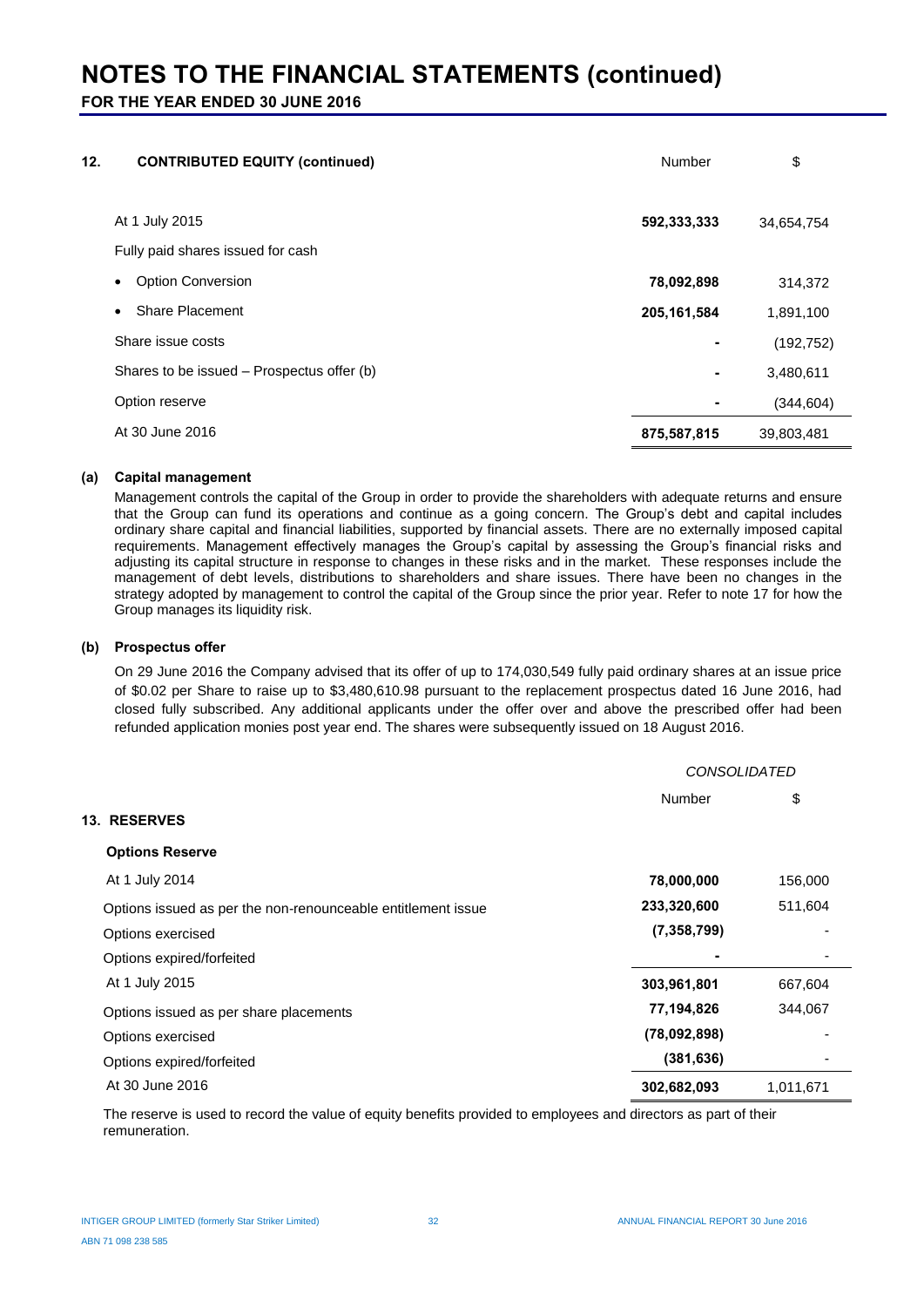# NOTES TO THE FINANCIAL STATEMENTS (continued)

**FOR THE YEAR ENDED 30 JUNE 2016**

| **12. CONTRIBUTED EQUITY (continued)** | Number | $ |
|---|---|---|
| At 1 July 2015 | **592,333,333** | 34,654,754 |
| Fully paid shares issued for cash | | |
| • Option Conversion | **78,092,898** | 314,372 |
| • Share Placement | **205,161,584** | 1,891,100 |
| Share issue costs | **-** | (192,752) |
| Shares to be issued – Prospectus offer (b) | **-** | 3,480,611 |
| Option reserve | **-** | (344,604) |
| At 30 June 2016 | **875,587,815** | 39,803,481 |

**(a) Capital management**

Management controls the capital of the Group in order to provide the shareholders with adequate returns and ensure that the Group can fund its operations and continue as a going concern. The Group's debt and capital includes ordinary share capital and financial liabilities, supported by financial assets. There are no externally imposed capital requirements. Management effectively manages the Group's capital by assessing the Group's financial risks and adjusting its capital structure in response to changes in these risks and in the market. These responses include the management of debt levels, distributions to shareholders and share issues. There have been no changes in the strategy adopted by management to control the capital of the Group since the prior year. Refer to note 17 for how the Group manages its liquidity risk.

**(b) Prospectus offer**

On 29 June 2016 the Company advised that its offer of up to 174,030,549 fully paid ordinary shares at an issue price of $0.02 per Share to raise up to $3,480,610.98 pursuant to the replacement prospectus dated 16 June 2016, had closed fully subscribed. Any additional applicants under the offer over and above the prescribed offer had been refunded application monies post year end. The shares were subsequently issued on 18 August 2016.

| | *CONSOLIDATED* | |
|---|---|---|
| **13. RESERVES** | Number | $ |
| **Options Reserve** | | |
| At 1 July 2014 | **78,000,000** | 156,000 |
| Options issued as per the non-renounceable entitlement issue | **233,320,600** | 511,604 |
| Options exercised | **(7,358,799)** | - |
| Options expired/forfeited | **-** | - |
| At 1 July 2015 | **303,961,801** | 667,604 |
| Options issued as per share placements | **77,194,826** | 344,067 |
| Options exercised | **(78,092,898)** | - |
| Options expired/forfeited | **(381,636)** | - |
| At 30 June 2016 | **302,682,093** | 1,011,671 |

The reserve is used to record the value of equity benefits provided to employees and directors as part of their remuneration.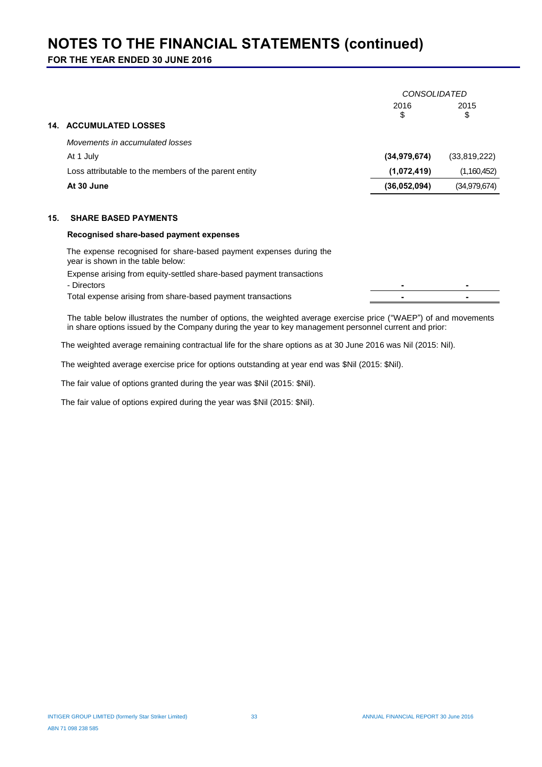# NOTES TO THE FINANCIAL STATEMENTS (continued)

**FOR THE YEAR ENDED 30 JUNE 2016**

| | CONSOLIDATED | |
|---|---|---|
| | 2016 | 2015 |
| | $ | $ |
| **14. ACCUMULATED LOSSES** | | |
| *Movements in accumulated losses* | | |
| At 1 July | **(34,979,674)** | (33,819,222) |
| Loss attributable to the members of the parent entity | **(1,072,419)** | (1,160,452) |
| **At 30 June** | **(36,052,094)** | (34,979,674) |

## 15. SHARE BASED PAYMENTS

**Recognised share-based payment expenses**

| | 2016 | 2015 |
|---|---|---|
| The expense recognised for share-based payment expenses during the year is shown in the table below: | | |
| Expense arising from equity-settled share-based payment transactions | | |
| - Directors | - | - |
| Total expense arising from share-based payment transactions | - | - |

The table below illustrates the number of options, the weighted average exercise price ("WAEP") of and movements in share options issued by the Company during the year to key management personnel current and prior:

The weighted average remaining contractual life for the share options as at 30 June 2016 was Nil (2015: Nil).

The weighted average exercise price for options outstanding at year end was $Nil (2015: $Nil).

The fair value of options granted during the year was $Nil (2015: $Nil).

The fair value of options expired during the year was $Nil (2015: $Nil).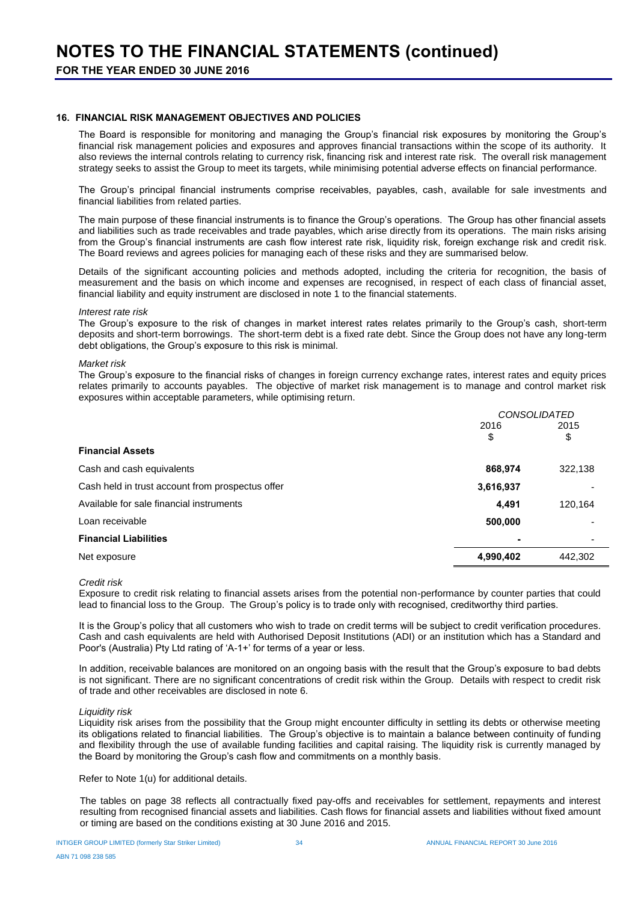# NOTES TO THE FINANCIAL STATEMENTS (continued)

**FOR THE YEAR ENDED 30 JUNE 2016**

## 16. FINANCIAL RISK MANAGEMENT OBJECTIVES AND POLICIES

The Board is responsible for monitoring and managing the Group's financial risk exposures by monitoring the Group's financial risk management policies and exposures and approves financial transactions within the scope of its authority. It also reviews the internal controls relating to currency risk, financing risk and interest rate risk. The overall risk management strategy seeks to assist the Group to meet its targets, while minimising potential adverse effects on financial performance.

The Group's principal financial instruments comprise receivables, payables, cash, available for sale investments and financial liabilities from related parties.

The main purpose of these financial instruments is to finance the Group's operations. The Group has other financial assets and liabilities such as trade receivables and trade payables, which arise directly from its operations. The main risks arising from the Group's financial instruments are cash flow interest rate risk, liquidity risk, foreign exchange risk and credit risk. The Board reviews and agrees policies for managing each of these risks and they are summarised below.

Details of the significant accounting policies and methods adopted, including the criteria for recognition, the basis of measurement and the basis on which income and expenses are recognised, in respect of each class of financial asset, financial liability and equity instrument are disclosed in note 1 to the financial statements.

*Interest rate risk*

The Group's exposure to the risk of changes in market interest rates relates primarily to the Group's cash, short-term deposits and short-term borrowings. The short-term debt is a fixed rate debt. Since the Group does not have any long-term debt obligations, the Group's exposure to this risk is minimal.

*Market risk*

The Group's exposure to the financial risks of changes in foreign currency exchange rates, interest rates and equity prices relates primarily to accounts payables. The objective of market risk management is to manage and control market risk exposures within acceptable parameters, while optimising return.

| | *CONSOLIDATED* | |
|---|---|---|
| | 2016 | 2015 |
| | $ | $ |
| **Financial Assets** | | |
| Cash and cash equivalents | **868,974** | 322,138 |
| Cash held in trust account from prospectus offer | **3,616,937** | - |
| Available for sale financial instruments | **4,491** | 120,164 |
| Loan receivable | **500,000** | - |
| **Financial Liabilities** | **-** | - |
| Net exposure | **4,990,402** | 442,302 |

*Credit risk*

Exposure to credit risk relating to financial assets arises from the potential non-performance by counter parties that could lead to financial loss to the Group. The Group's policy is to trade only with recognised, creditworthy third parties.

It is the Group's policy that all customers who wish to trade on credit terms will be subject to credit verification procedures. Cash and cash equivalents are held with Authorised Deposit Institutions (ADI) or an institution which has a Standard and Poor's (Australia) Pty Ltd rating of 'A-1+' for terms of a year or less.

In addition, receivable balances are monitored on an ongoing basis with the result that the Group's exposure to bad debts is not significant. There are no significant concentrations of credit risk within the Group. Details with respect to credit risk of trade and other receivables are disclosed in note 6.

*Liquidity risk*

Liquidity risk arises from the possibility that the Group might encounter difficulty in settling its debts or otherwise meeting its obligations related to financial liabilities. The Group's objective is to maintain a balance between continuity of funding and flexibility through the use of available funding facilities and capital raising. The liquidity risk is currently managed by the Board by monitoring the Group's cash flow and commitments on a monthly basis.

Refer to Note 1(u) for additional details.

The tables on page 38 reflects all contractually fixed pay-offs and receivables for settlement, repayments and interest resulting from recognised financial assets and liabilities. Cash flows for financial assets and liabilities without fixed amount or timing are based on the conditions existing at 30 June 2016 and 2015.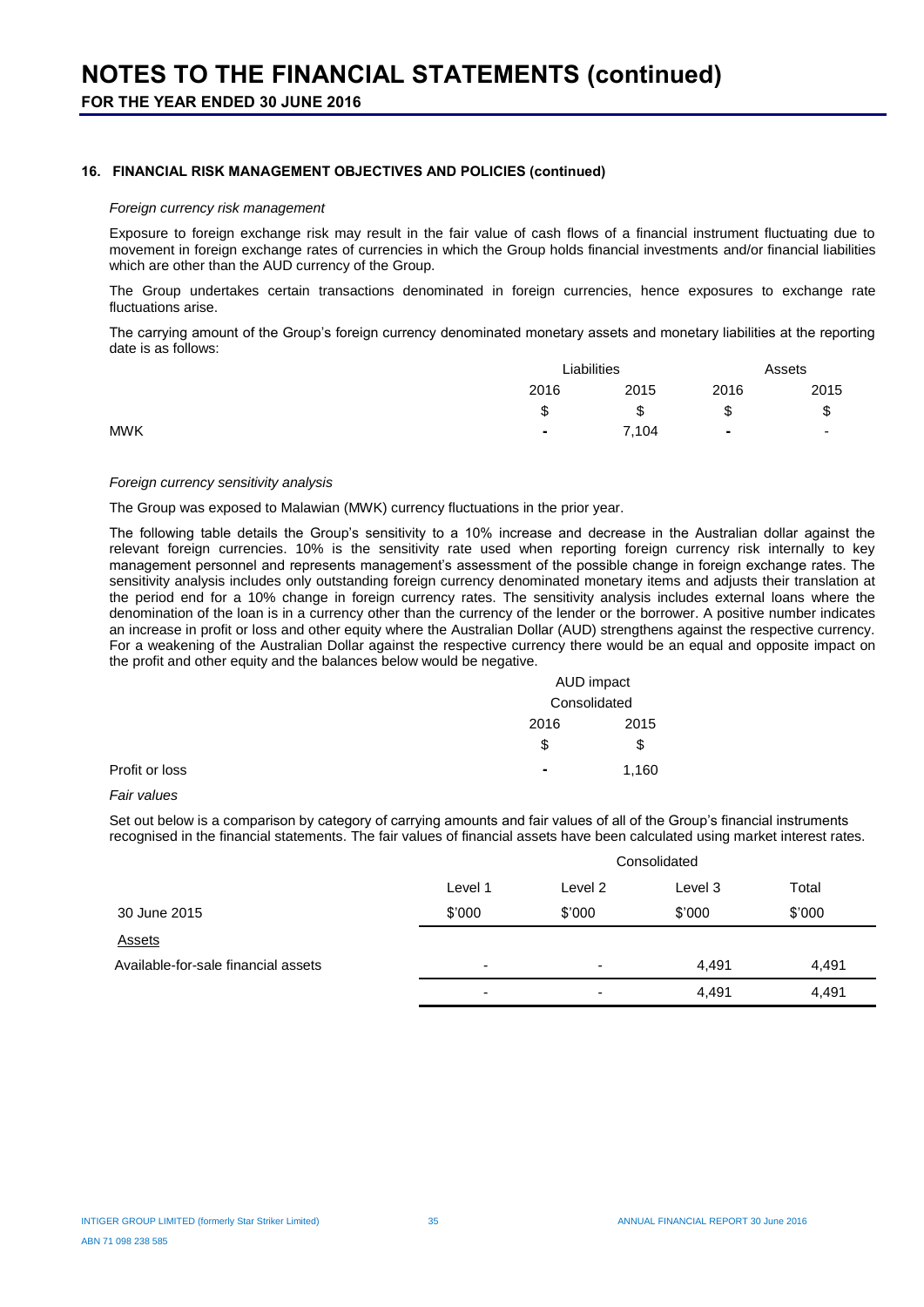# NOTES TO THE FINANCIAL STATEMENTS (continued)

**FOR THE YEAR ENDED 30 JUNE 2016**

### 16. FINANCIAL RISK MANAGEMENT OBJECTIVES AND POLICIES (continued)

*Foreign currency risk management*

Exposure to foreign exchange risk may result in the fair value of cash flows of a financial instrument fluctuating due to movement in foreign exchange rates of currencies in which the Group holds financial investments and/or financial liabilities which are other than the AUD currency of the Group.

The Group undertakes certain transactions denominated in foreign currencies, hence exposures to exchange rate fluctuations arise.

The carrying amount of the Group's foreign currency denominated monetary assets and monetary liabilities at the reporting date is as follows:

| | Liabilities | | Assets | |
|---|---|---|---|---|
| | 2016 | 2015 | 2016 | 2015 |
| | $ | $ | $ | $ |
| MWK | - | 7,104 | - | - |

*Foreign currency sensitivity analysis*

The Group was exposed to Malawian (MWK) currency fluctuations in the prior year.

The following table details the Group's sensitivity to a 10% increase and decrease in the Australian dollar against the relevant foreign currencies. 10% is the sensitivity rate used when reporting foreign currency risk internally to key management personnel and represents management's assessment of the possible change in foreign exchange rates. The sensitivity analysis includes only outstanding foreign currency denominated monetary items and adjusts their translation at the period end for a 10% change in foreign currency rates. The sensitivity analysis includes external loans where the denomination of the loan is in a currency other than the currency of the lender or the borrower. A positive number indicates an increase in profit or loss and other equity where the Australian Dollar (AUD) strengthens against the respective currency. For a weakening of the Australian Dollar against the respective currency there would be an equal and opposite impact on the profit and other equity and the balances below would be negative.

| | AUD impact | |
|---|---|---|
| | Consolidated | |
| | 2016 | 2015 |
| | $ | $ |
| Profit or loss | - | 1,160 |

*Fair values*

Set out below is a comparison by category of carrying amounts and fair values of all of the Group's financial instruments recognised in the financial statements. The fair values of financial assets have been calculated using market interest rates.

| | Consolidated | | | |
|---|---|---|---|---|
| | Level 1 | Level 2 | Level 3 | Total |
| 30 June 2015 | $'000 | $'000 | $'000 | $'000 |
| Assets | | | | |
| Available-for-sale financial assets | - | - | 4,491 | 4,491 |
| | - | - | 4,491 | 4,491 |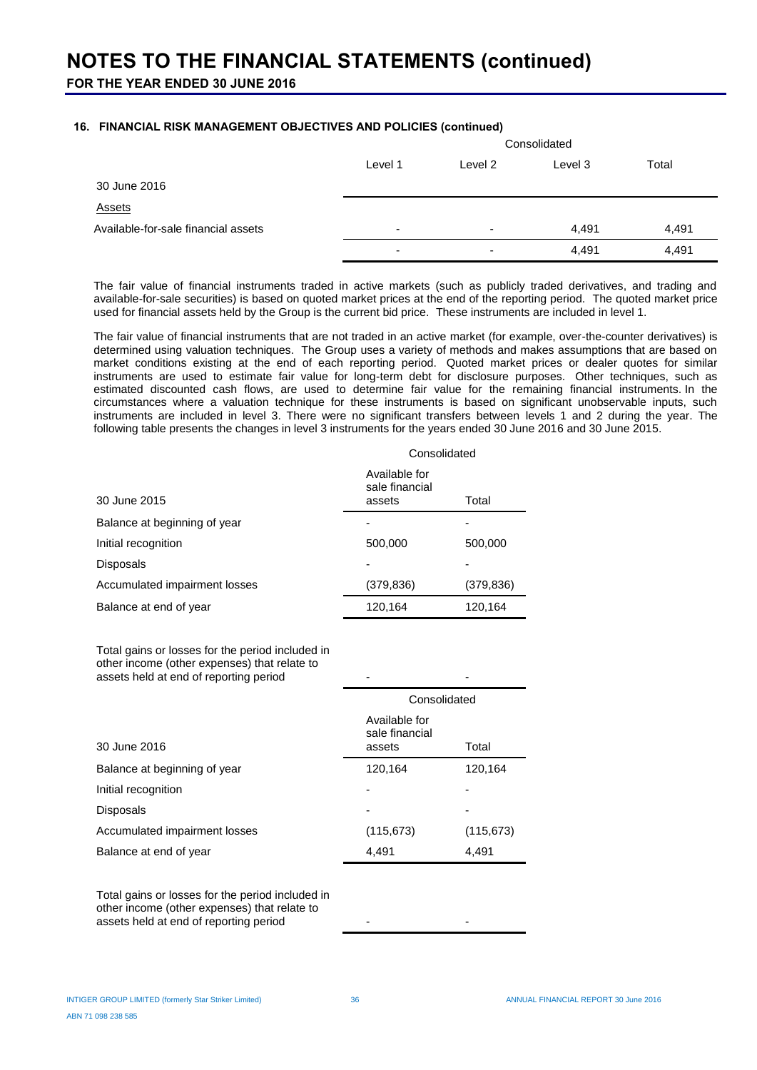# NOTES TO THE FINANCIAL STATEMENTS (continued)

**FOR THE YEAR ENDED 30 JUNE 2016**

### 16. FINANCIAL RISK MANAGEMENT OBJECTIVES AND POLICIES (continued)

| | Consolidated | | | |
|---|---|---|---|---|
| | Level 1 | Level 2 | Level 3 | Total |
| 30 June 2016 | | | | |
| Assets | | | | |
| Available-for-sale financial assets | - | - | 4,491 | 4,491 |
| | - | - | 4,491 | 4,491 |

The fair value of financial instruments traded in active markets (such as publicly traded derivatives, and trading and available-for-sale securities) is based on quoted market prices at the end of the reporting period. The quoted market price used for financial assets held by the Group is the current bid price. These instruments are included in level 1.

The fair value of financial instruments that are not traded in an active market (for example, over-the-counter derivatives) is determined using valuation techniques. The Group uses a variety of methods and makes assumptions that are based on market conditions existing at the end of each reporting period. Quoted market prices or dealer quotes for similar instruments are used to estimate fair value for long-term debt for disclosure purposes. Other techniques, such as estimated discounted cash flows, are used to determine fair value for the remaining financial instruments. In the circumstances where a valuation technique for these instruments is based on significant unobservable inputs, such instruments are included in level 3. There were no significant transfers between levels 1 and 2 during the year. The following table presents the changes in level 3 instruments for the years ended 30 June 2016 and 30 June 2015.

| | Consolidated | |
|---|---|---|
| 30 June 2015 | Available for sale financial assets | Total |
| Balance at beginning of year | - | - |
| Initial recognition | 500,000 | 500,000 |
| Disposals | - | - |
| Accumulated impairment losses | (379,836) | (379,836) |
| Balance at end of year | 120,164 | 120,164 |
| Total gains or losses for the period included in other income (other expenses) that relate to assets held at end of reporting period | - | - |

| | Consolidated | |
|---|---|---|
| 30 June 2016 | Available for sale financial assets | Total |
| Balance at beginning of year | 120,164 | 120,164 |
| Initial recognition | - | - |
| Disposals | - | - |
| Accumulated impairment losses | (115,673) | (115,673) |
| Balance at end of year | 4,491 | 4,491 |
| Total gains or losses for the period included in other income (other expenses) that relate to assets held at end of reporting period | - | - |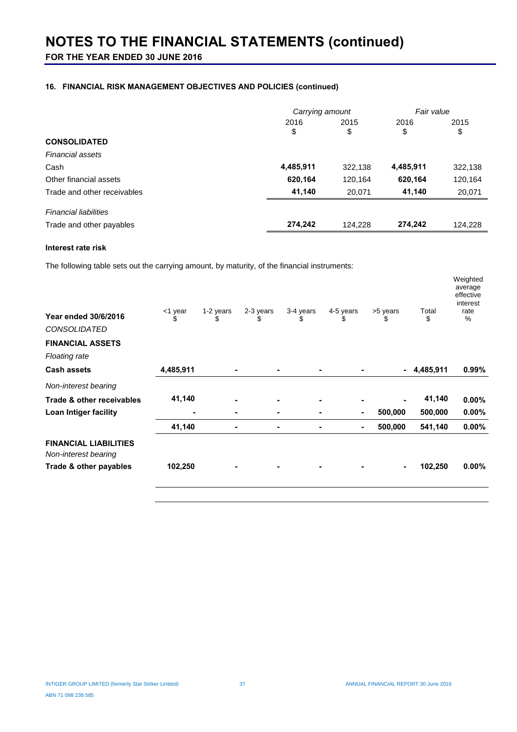# NOTES TO THE FINANCIAL STATEMENTS (continued)

**FOR THE YEAR ENDED 30 JUNE 2016**

### 16. FINANCIAL RISK MANAGEMENT OBJECTIVES AND POLICIES (continued)

| | *Carrying amount* | | *Fair value* | |
|---|---|---|---|---|
| | 2016<br>$ | 2015<br>$ | 2016<br>$ | 2015<br>$ |
| **CONSOLIDATED** | | | | |
| *Financial assets* | | | | |
| Cash | **4,485,911** | 322,138 | **4,485,911** | 322,138 |
| Other financial assets | **620,164** | 120,164 | **620,164** | 120,164 |
| Trade and other receivables | **41,140** | 20,071 | **41,140** | 20,071 |
| *Financial liabilities* | | | | |
| Trade and other payables | **274,242** | 124,228 | **274,242** | 124,228 |

**Interest rate risk**

The following table sets out the carrying amount, by maturity, of the financial instruments:

| **Year ended 30/6/2016** | <1 year<br>$ | 1-2 years<br>$ | 2-3 years<br>$ | 3-4 years<br>$ | 4-5 years<br>$ | >5 years<br>$ | Total<br>$ | Weighted average effective interest rate<br>% |
|---|---|---|---|---|---|---|---|---|
| *CONSOLIDATED* | | | | | | | | |
| **FINANCIAL ASSETS** | | | | | | | | |
| *Floating rate* | | | | | | | | |
| **Cash assets** | **4,485,911** | **-** | **-** | **-** | **-** | **-** | **4,485,911** | **0.99%** |
| *Non-interest bearing* | | | | | | | | |
| **Trade & other receivables** | **41,140** | **-** | **-** | **-** | **-** | **-** | **41,140** | **0.00%** |
| **Loan Intiger facility** | **-** | **-** | **-** | **-** | **-** | **500,000** | **500,000** | **0.00%** |
| | **41,140** | **-** | **-** | **-** | **-** | **500,000** | **541,140** | **0.00%** |
| **FINANCIAL LIABILITIES** | | | | | | | | |
| *Non-interest bearing* | | | | | | | | |
| **Trade & other payables** | **102,250** | **-** | **-** | **-** | **-** | **-** | **102,250** | **0.00%** |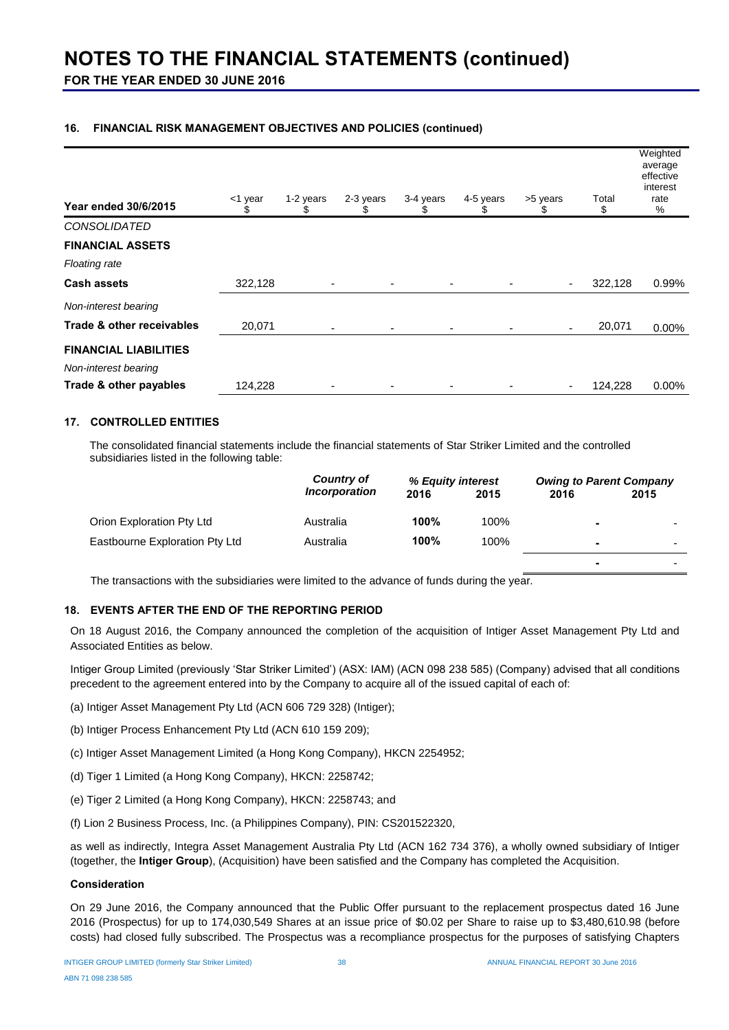# NOTES TO THE FINANCIAL STATEMENTS (continued)

**FOR THE YEAR ENDED 30 JUNE 2016**

## 16. FINANCIAL RISK MANAGEMENT OBJECTIVES AND POLICIES (continued)

| Year ended 30/6/2015 | <1 year $ | 1-2 years $ | 2-3 years $ | 3-4 years $ | 4-5 years $ | >5 years $ | Total $ | Weighted average effective interest rate % |
|---|---|---|---|---|---|---|---|---|
| *CONSOLIDATED* | | | | | | | | |
| **FINANCIAL ASSETS** | | | | | | | | |
| *Floating rate* | | | | | | | | |
| **Cash assets** | 322,128 | - | - | - | - | - | 322,128 | 0.99% |
| *Non-interest bearing* | | | | | | | | |
| **Trade & other receivables** | 20,071 | - | - | - | - | - | 20,071 | 0.00% |
| **FINANCIAL LIABILITIES** | | | | | | | | |
| *Non-interest bearing* | | | | | | | | |
| **Trade & other payables** | 124,228 | - | - | - | - | - | 124,228 | 0.00% |

## 17. CONTROLLED ENTITIES

The consolidated financial statements include the financial statements of Star Striker Limited and the controlled subsidiaries listed in the following table:

| | *Country of Incorporation* | *% Equity interest* | | *Owing to Parent Company* | |
|---|---|---|---|---|---|
| | | **2016** | **2015** | **2016** | **2015** |
| Orion Exploration Pty Ltd | Australia | **100%** | 100% | **-** | - |
| Eastbourne Exploration Pty Ltd | Australia | **100%** | 100% | **-** | - |
| | | | | **-** | - |

The transactions with the subsidiaries were limited to the advance of funds during the year.

## 18. EVENTS AFTER THE END OF THE REPORTING PERIOD

On 18 August 2016, the Company announced the completion of the acquisition of Intiger Asset Management Pty Ltd and Associated Entities as below.

Intiger Group Limited (previously 'Star Striker Limited') (ASX: IAM) (ACN 098 238 585) (Company) advised that all conditions precedent to the agreement entered into by the Company to acquire all of the issued capital of each of:

(a) Intiger Asset Management Pty Ltd (ACN 606 729 328) (Intiger);

(b) Intiger Process Enhancement Pty Ltd (ACN 610 159 209);

(c) Intiger Asset Management Limited (a Hong Kong Company), HKCN 2254952;

(d) Tiger 1 Limited (a Hong Kong Company), HKCN: 2258742;

(e) Tiger 2 Limited (a Hong Kong Company), HKCN: 2258743; and

(f) Lion 2 Business Process, Inc. (a Philippines Company), PIN: CS201522320,

as well as indirectly, Integra Asset Management Australia Pty Ltd (ACN 162 734 376), a wholly owned subsidiary of Intiger (together, the **Intiger Group**), (Acquisition) have been satisfied and the Company has completed the Acquisition.

**Consideration**

On 29 June 2016, the Company announced that the Public Offer pursuant to the replacement prospectus dated 16 June 2016 (Prospectus) for up to 174,030,549 Shares at an issue price of $0.02 per Share to raise up to $3,480,610.98 (before costs) had closed fully subscribed. The Prospectus was a recompliance prospectus for the purposes of satisfying Chapters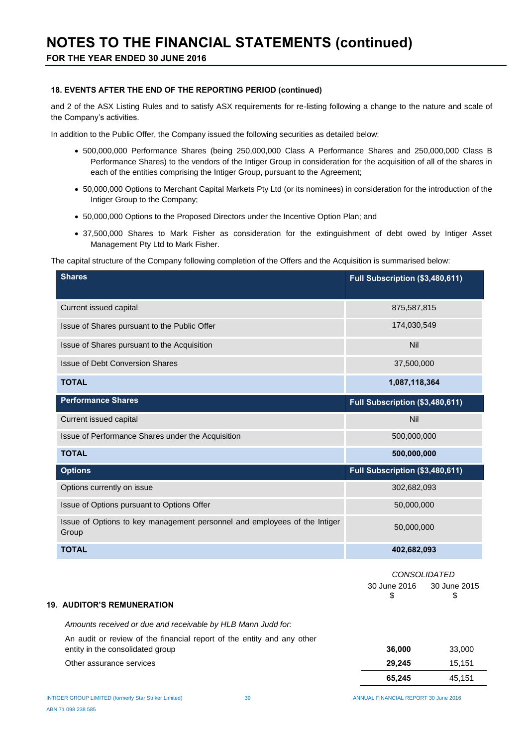# NOTES TO THE FINANCIAL STATEMENTS (continued)

**FOR THE YEAR ENDED 30 JUNE 2016**

### 18. EVENTS AFTER THE END OF THE REPORTING PERIOD (continued)

and 2 of the ASX Listing Rules and to satisfy ASX requirements for re-listing following a change to the nature and scale of the Company's activities.

In addition to the Public Offer, the Company issued the following securities as detailed below:

- 500,000,000 Performance Shares (being 250,000,000 Class A Performance Shares and 250,000,000 Class B Performance Shares) to the vendors of the Intiger Group in consideration for the acquisition of all of the shares in each of the entities comprising the Intiger Group, pursuant to the Agreement;
- 50,000,000 Options to Merchant Capital Markets Pty Ltd (or its nominees) in consideration for the introduction of the Intiger Group to the Company;
- 50,000,000 Options to the Proposed Directors under the Incentive Option Plan; and
- 37,500,000 Shares to Mark Fisher as consideration for the extinguishment of debt owed by Intiger Asset Management Pty Ltd to Mark Fisher.

The capital structure of the Company following completion of the Offers and the Acquisition is summarised below:

| Shares | Full Subscription ($3,480,611) |
|---|---|
| Current issued capital | 875,587,815 |
| Issue of Shares pursuant to the Public Offer | 174,030,549 |
| Issue of Shares pursuant to the Acquisition | Nil |
| Issue of Debt Conversion Shares | 37,500,000 |
| **TOTAL** | **1,087,118,364** |
| **Performance Shares** | **Full Subscription ($3,480,611)** |
| Current issued capital | Nil |
| Issue of Performance Shares under the Acquisition | 500,000,000 |
| **TOTAL** | **500,000,000** |
| **Options** | **Full Subscription ($3,480,611)** |
| Options currently on issue | 302,682,093 |
| Issue of Options pursuant to Options Offer | 50,000,000 |
| Issue of Options to key management personnel and employees of the Intiger Group | 50,000,000 |
| **TOTAL** | **402,682,093** |

### 19. AUDITOR'S REMUNERATION

| | CONSOLIDATED 30 June 2016 $ | CONSOLIDATED 30 June 2015 $ |
|---|---|---|
| *Amounts received or due and receivable by HLB Mann Judd for:* | | |
| An audit or review of the financial report of the entity and any other entity in the consolidated group | **36,000** | 33,000 |
| Other assurance services | **29,245** | 15,151 |
| | **65,245** | 45,151 |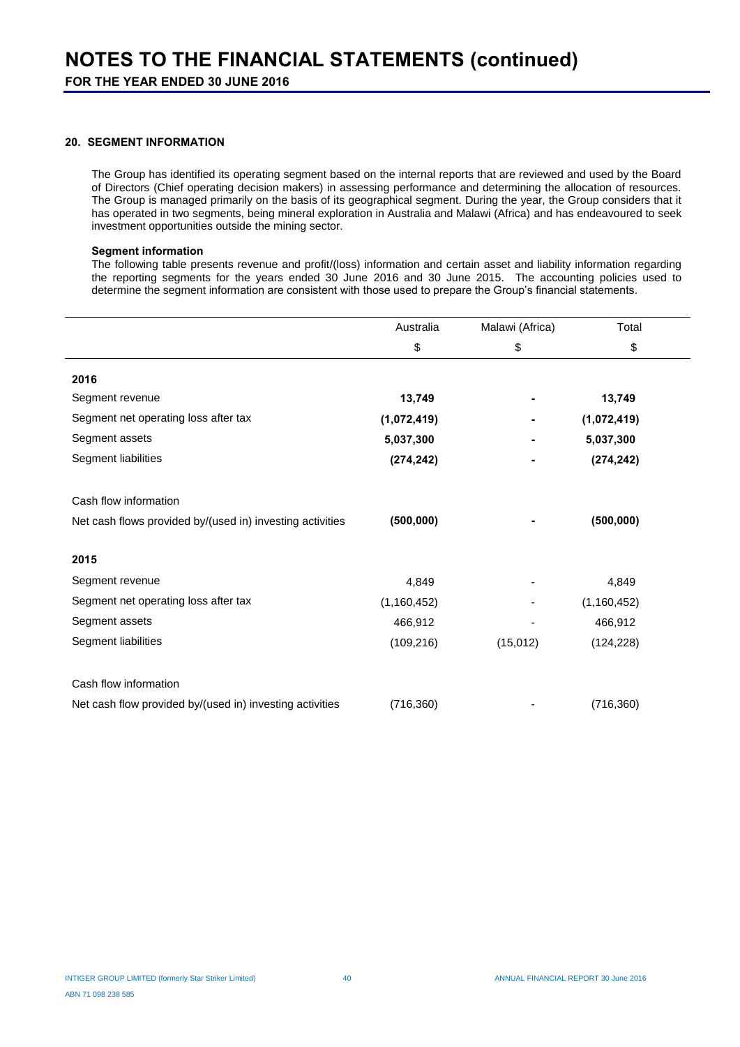## 20. SEGMENT INFORMATION

The Group has identified its operating segment based on the internal reports that are reviewed and used by the Board of Directors (Chief operating decision makers) in assessing performance and determining the allocation of resources. The Group is managed primarily on the basis of its geographical segment. During the year, the Group considers that it has operated in two segments, being mineral exploration in Australia and Malawi (Africa) and has endeavoured to seek investment opportunities outside the mining sector.

**Segment information**

The following table presents revenue and profit/(loss) information and certain asset and liability information regarding the reporting segments for the years ended 30 June 2016 and 30 June 2015. The accounting policies used to determine the segment information are consistent with those used to prepare the Group's financial statements.

| | Australia | Malawi (Africa) | Total |
|---|---|---|---|
| | $ | $ | $ |
| **2016** | | | |
| Segment revenue | **13,749** | **-** | **13,749** |
| Segment net operating loss after tax | **(1,072,419)** | **-** | **(1,072,419)** |
| Segment assets | **5,037,300** | **-** | **5,037,300** |
| Segment liabilities | **(274,242)** | **-** | **(274,242)** |
| Cash flow information | | | |
| Net cash flows provided by/(used in) investing activities | **(500,000)** | **-** | **(500,000)** |
| **2015** | | | |
| Segment revenue | 4,849 | - | 4,849 |
| Segment net operating loss after tax | (1,160,452) | - | (1,160,452) |
| Segment assets | 466,912 | - | 466,912 |
| Segment liabilities | (109,216) | (15,012) | (124,228) |
| Cash flow information | | | |
| Net cash flow provided by/(used in) investing activities | (716,360) | - | (716,360) |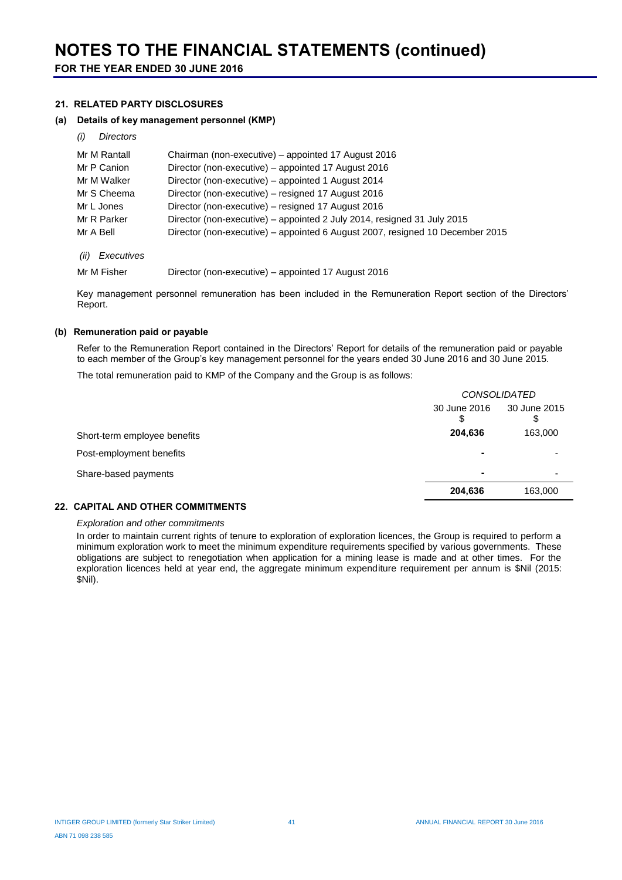# NOTES TO THE FINANCIAL STATEMENTS (continued)

**FOR THE YEAR ENDED 30 JUNE 2016**

## 21. RELATED PARTY DISCLOSURES

### (a) Details of key management personnel (KMP)

*(i) Directors*

| | |
|---|---|
| Mr M Rantall | Chairman (non-executive) – appointed 17 August 2016 |
| Mr P Canion | Director (non-executive) – appointed 17 August 2016 |
| Mr M Walker | Director (non-executive) – appointed 1 August 2014 |
| Mr S Cheema | Director (non-executive) – resigned 17 August 2016 |
| Mr L Jones | Director (non-executive) – resigned 17 August 2016 |
| Mr R Parker | Director (non-executive) – appointed 2 July 2014, resigned 31 July 2015 |
| Mr A Bell | Director (non-executive) – appointed 6 August 2007, resigned 10 December 2015 |

*(ii) Executives*

| | |
|---|---|
| Mr M Fisher | Director (non-executive) – appointed 17 August 2016 |

Key management personnel remuneration has been included in the Remuneration Report section of the Directors' Report.

### (b) Remuneration paid or payable

Refer to the Remuneration Report contained in the Directors' Report for details of the remuneration paid or payable to each member of the Group's key management personnel for the years ended 30 June 2016 and 30 June 2015.

The total remuneration paid to KMP of the Company and the Group is as follows:

| | *CONSOLIDATED* | |
|---|---|---|
| | 30 June 2016 $ | 30 June 2015 $ |
| Short-term employee benefits | **204,636** | 163,000 |
| Post-employment benefits | **-** | - |
| Share-based payments | **-** | - |
| | **204,636** | 163,000 |

## 22. CAPITAL AND OTHER COMMITMENTS

*Exploration and other commitments*

In order to maintain current rights of tenure to exploration of exploration licences, the Group is required to perform a minimum exploration work to meet the minimum expenditure requirements specified by various governments. These obligations are subject to renegotiation when application for a mining lease is made and at other times. For the exploration licences held at year end, the aggregate minimum expenditure requirement per annum is $Nil (2015: $Nil).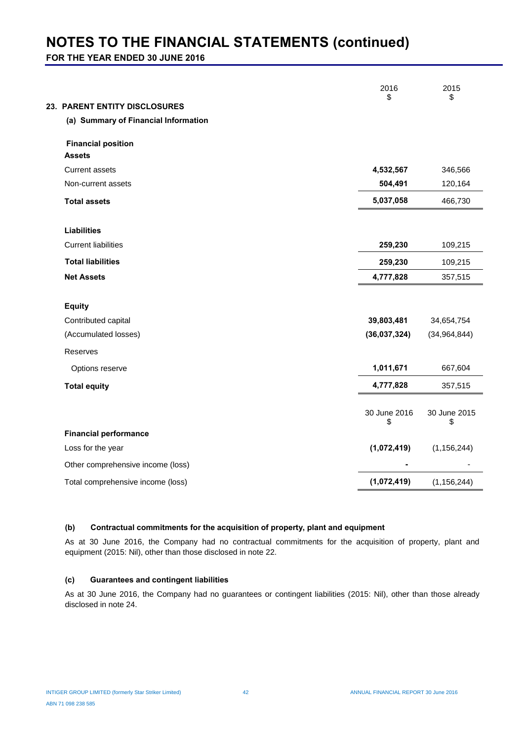# NOTES TO THE FINANCIAL STATEMENTS (continued)

**FOR THE YEAR ENDED 30 JUNE 2016**

## 23. PARENT ENTITY DISCLOSURES

### (a) Summary of Financial Information

| | 2016 $ | 2015 $ |
|---|---|---|
| **Financial position** | | |
| **Assets** | | |
| Current assets | **4,532,567** | 346,566 |
| Non-current assets | **504,491** | 120,164 |
| **Total assets** | **5,037,058** | 466,730 |
| | | |
| **Liabilities** | | |
| Current liabilities | **259,230** | 109,215 |
| **Total liabilities** | **259,230** | 109,215 |
| **Net Assets** | **4,777,828** | 357,515 |
| | | |
| **Equity** | | |
| Contributed capital | **39,803,481** | 34,654,754 |
| (Accumulated losses) | **(36,037,324)** | (34,964,844) |
| Reserves | | |
| Options reserve | **1,011,671** | 667,604 |
| **Total equity** | **4,777,828** | 357,515 |

| | 30 June 2016 $ | 30 June 2015 $ |
|---|---|---|
| **Financial performance** | | |
| Loss for the year | **(1,072,419)** | (1,156,244) |
| Other comprehensive income (loss) | **-** | - |
| Total comprehensive income (loss) | **(1,072,419)** | (1,156,244) |

### (b) Contractual commitments for the acquisition of property, plant and equipment

As at 30 June 2016, the Company had no contractual commitments for the acquisition of property, plant and equipment (2015: Nil), other than those disclosed in note 22.

### (c) Guarantees and contingent liabilities

As at 30 June 2016, the Company had no guarantees or contingent liabilities (2015: Nil), other than those already disclosed in note 24.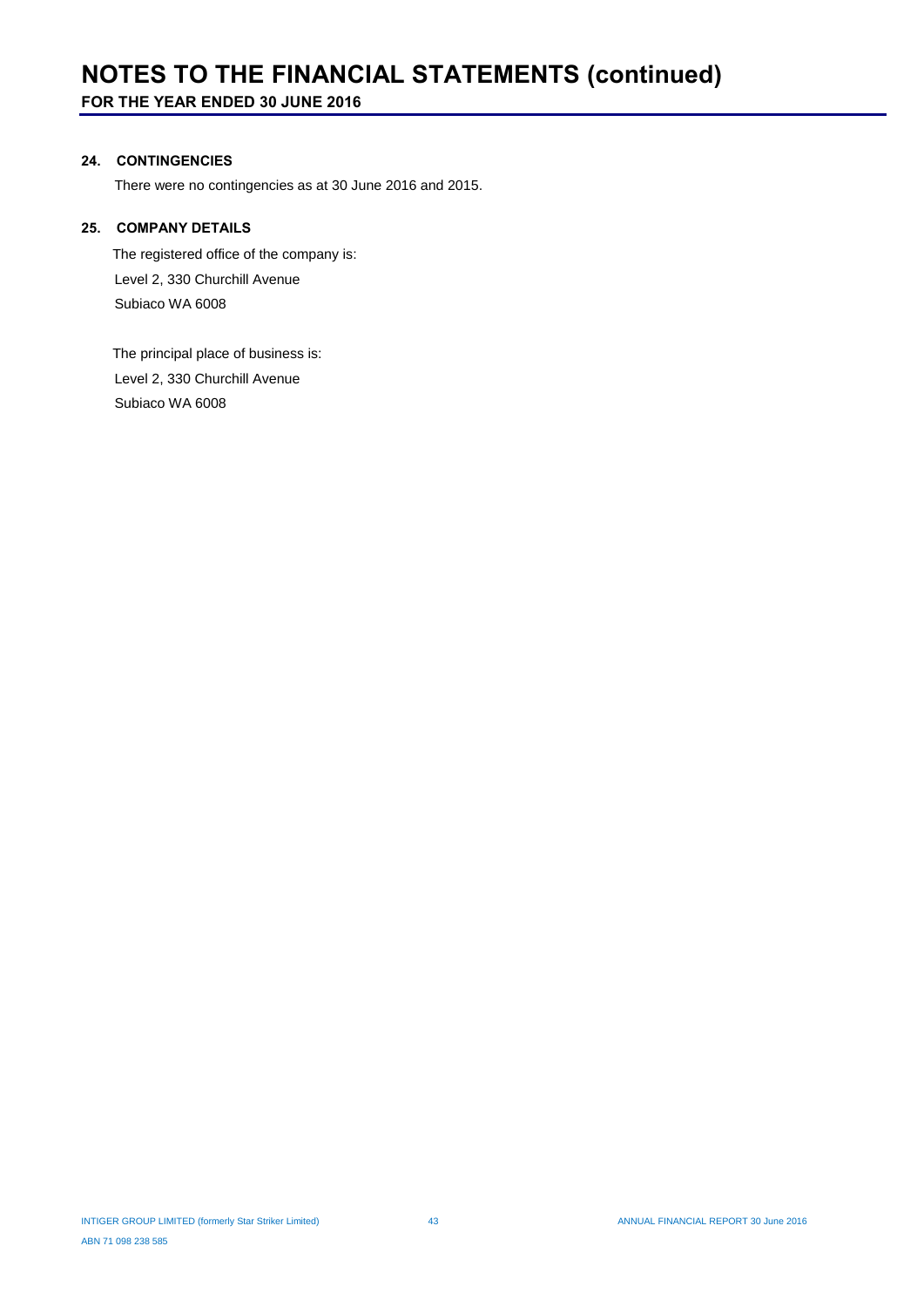# NOTES TO THE FINANCIAL STATEMENTS (continued)

**FOR THE YEAR ENDED 30 JUNE 2016**

### 24. CONTINGENCIES

There were no contingencies as at 30 June 2016 and 2015.

### 25. COMPANY DETAILS

The registered office of the company is:

Level 2, 330 Churchill Avenue
Subiaco WA 6008

The principal place of business is:

Level 2, 330 Churchill Avenue
Subiaco WA 6008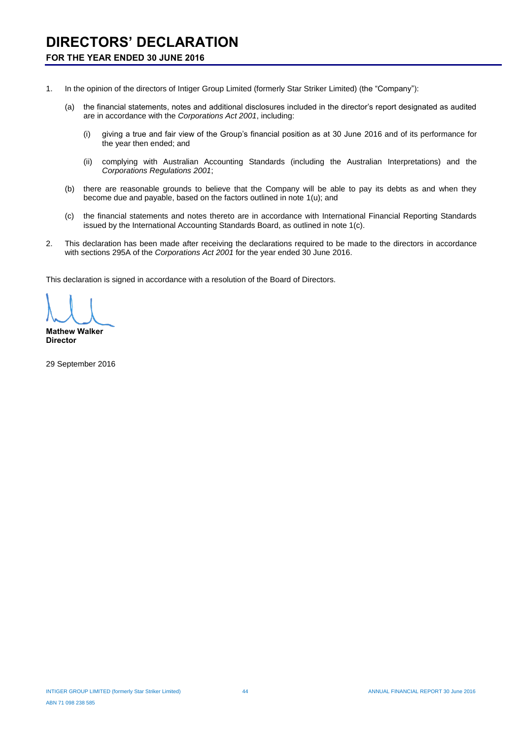# DIRECTORS' DECLARATION

## FOR THE YEAR ENDED 30 JUNE 2016

1. In the opinion of the directors of Intiger Group Limited (formerly Star Striker Limited) (the "Company"):

   (a) the financial statements, notes and additional disclosures included in the director's report designated as audited are in accordance with the *Corporations Act 2001*, including:

      (i) giving a true and fair view of the Group's financial position as at 30 June 2016 and of its performance for the year then ended; and

      (ii) complying with Australian Accounting Standards (including the Australian Interpretations) and the *Corporations Regulations 2001*;

   (b) there are reasonable grounds to believe that the Company will be able to pay its debts as and when they become due and payable, based on the factors outlined in note 1(u); and

   (c) the financial statements and notes thereto are in accordance with International Financial Reporting Standards issued by the International Accounting Standards Board, as outlined in note 1(c).

2. This declaration has been made after receiving the declarations required to be made to the directors in accordance with sections 295A of the *Corporations Act 2001* for the year ended 30 June 2016.

This declaration is signed in accordance with a resolution of the Board of Directors.

**Mathew Walker**
**Director**

29 September 2016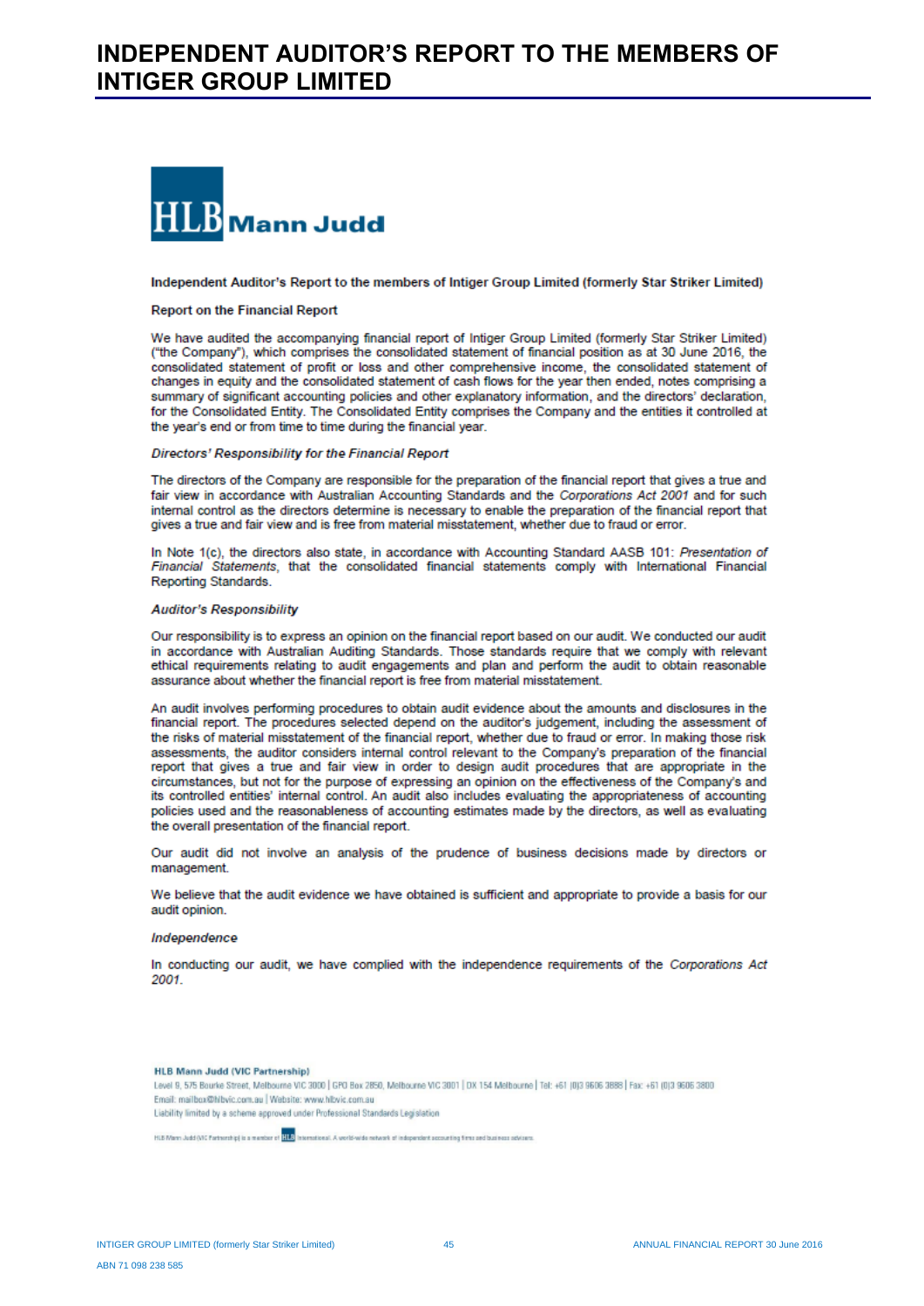# INDEPENDENT AUDITOR'S REPORT TO THE MEMBERS OF INTIGER GROUP LIMITED

**HLB Mann Judd**

**Independent Auditor's Report to the members of Intiger Group Limited (formerly Star Striker Limited)**

**Report on the Financial Report**

We have audited the accompanying financial report of Intiger Group Limited (formerly Star Striker Limited) ("the Company"), which comprises the consolidated statement of financial position as at 30 June 2016, the consolidated statement of profit or loss and other comprehensive income, the consolidated statement of changes in equity and the consolidated statement of cash flows for the year then ended, notes comprising a summary of significant accounting policies and other explanatory information, and the directors' declaration, for the Consolidated Entity. The Consolidated Entity comprises the Company and the entities it controlled at the year's end or from time to time during the financial year.

***Directors' Responsibility for the Financial Report***

The directors of the Company are responsible for the preparation of the financial report that gives a true and fair view in accordance with Australian Accounting Standards and the *Corporations Act 2001* and for such internal control as the directors determine is necessary to enable the preparation of the financial report that gives a true and fair view and is free from material misstatement, whether due to fraud or error.

In Note 1(c), the directors also state, in accordance with Accounting Standard AASB 101: *Presentation of Financial Statements*, that the consolidated financial statements comply with International Financial Reporting Standards.

***Auditor's Responsibility***

Our responsibility is to express an opinion on the financial report based on our audit. We conducted our audit in accordance with Australian Auditing Standards. Those standards require that we comply with relevant ethical requirements relating to audit engagements and plan and perform the audit to obtain reasonable assurance about whether the financial report is free from material misstatement.

An audit involves performing procedures to obtain audit evidence about the amounts and disclosures in the financial report. The procedures selected depend on the auditor's judgement, including the assessment of the risks of material misstatement of the financial report, whether due to fraud or error. In making those risk assessments, the auditor considers internal control relevant to the Company's preparation of the financial report that gives a true and fair view in order to design audit procedures that are appropriate in the circumstances, but not for the purpose of expressing an opinion on the effectiveness of the Company's and its controlled entities' internal control. An audit also includes evaluating the appropriateness of accounting policies used and the reasonableness of accounting estimates made by the directors, as well as evaluating the overall presentation of the financial report.

Our audit did not involve an analysis of the prudence of business decisions made by directors or management.

We believe that the audit evidence we have obtained is sufficient and appropriate to provide a basis for our audit opinion.

***Independence***

In conducting our audit, we have complied with the independence requirements of the *Corporations Act 2001*.

**HLB Mann Judd (VIC Partnership)**
Level 9, 575 Bourke Street, Melbourne VIC 3000 | GPO Box 2850, Melbourne VIC 3001 | DX 154 Melbourne | Tel: +61 (0)3 9606 3888 | Fax: +61 (0)3 9606 3800
Email: mailbox@hlbvic.com.au | Website: www.hlbvic.com.au
Liability limited by a scheme approved under Professional Standards Legislation

HLB Mann Judd (VIC Partnership) is a member of HLB International. A world-wide network of independent accounting firms and business advisers.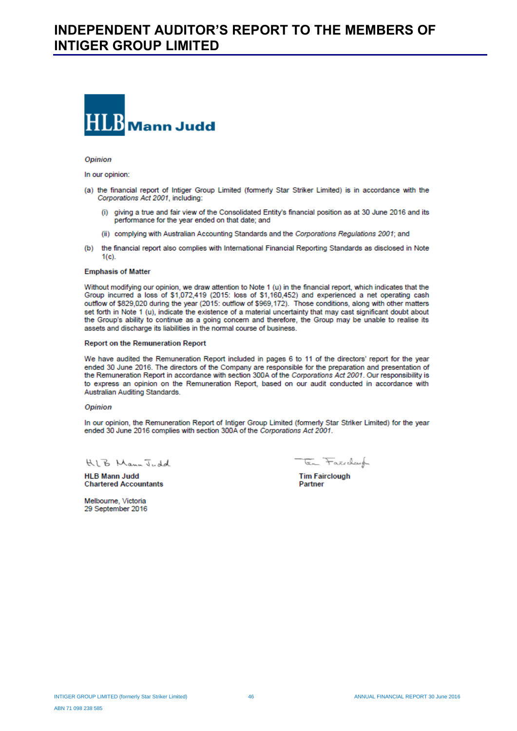# INDEPENDENT AUDITOR'S REPORT TO THE MEMBERS OF INTIGER GROUP LIMITED

**HLB Mann Judd**

*Opinion*

In our opinion:

(a) the financial report of Intiger Group Limited (formerly Star Striker Limited) is in accordance with the *Corporations Act 2001*, including:

  (i) giving a true and fair view of the Consolidated Entity's financial position as at 30 June 2016 and its performance for the year ended on that date; and

  (ii) complying with Australian Accounting Standards and the *Corporations Regulations 2001*; and

(b) the financial report also complies with International Financial Reporting Standards as disclosed in Note 1(c).

**Emphasis of Matter**

Without modifying our opinion, we draw attention to Note 1 (u) in the financial report, which indicates that the Group incurred a loss of $1,072,419 (2015: loss of $1,160,452) and experienced a net operating cash outflow of $829,020 during the year (2015: outflow of $969,172). Those conditions, along with other matters set forth in Note 1 (u), indicate the existence of a material uncertainty that may cast significant doubt about the Group's ability to continue as a going concern and therefore, the Group may be unable to realise its assets and discharge its liabilities in the normal course of business.

**Report on the Remuneration Report**

We have audited the Remuneration Report included in pages 6 to 11 of the directors' report for the year ended 30 June 2016. The directors of the Company are responsible for the preparation and presentation of the Remuneration Report in accordance with section 300A of the *Corporations Act 2001*. Our responsibility is to express an opinion on the Remuneration Report, based on our audit conducted in accordance with Australian Auditing Standards.

*Opinion*

In our opinion, the Remuneration Report of Intiger Group Limited (formerly Star Striker Limited) for the year ended 30 June 2016 complies with section 300A of the *Corporations Act 2001*.

HLB Mann Judd

**HLB Mann Judd**
**Chartered Accountants**

Melbourne, Victoria
29 September 2016

Tim Fairclough

**Tim Fairclough**
**Partner**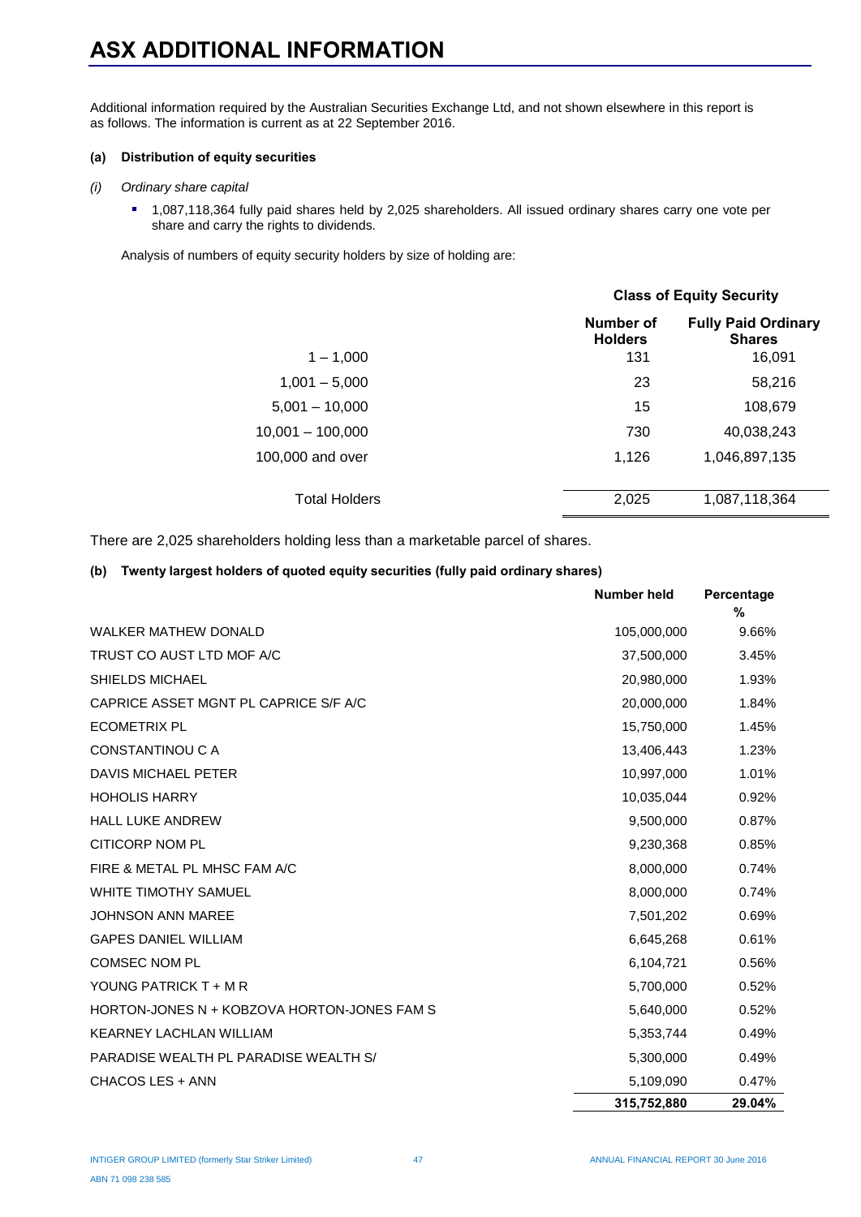# ASX ADDITIONAL INFORMATION

Additional information required by the Australian Securities Exchange Ltd, and not shown elsewhere in this report is as follows. The information is current as at 22 September 2016.

**(a) Distribution of equity securities**

*(i) Ordinary share capital*

- 1,087,118,364 fully paid shares held by 2,025 shareholders. All issued ordinary shares carry one vote per share and carry the rights to dividends.

Analysis of numbers of equity security holders by size of holding are:

| | Class of Equity Security | |
|---|---|---|
| | **Number of Holders** | **Fully Paid Ordinary Shares** |
| 1 – 1,000 | 131 | 16,091 |
| 1,001 – 5,000 | 23 | 58,216 |
| 5,001 – 10,000 | 15 | 108,679 |
| 10,001 – 100,000 | 730 | 40,038,243 |
| 100,000 and over | 1,126 | 1,046,897,135 |
| Total Holders | 2,025 | 1,087,118,364 |

There are 2,025 shareholders holding less than a marketable parcel of shares.

**(b) Twenty largest holders of quoted equity securities (fully paid ordinary shares)**

| | Number held | Percentage % |
|---|---|---|
| WALKER MATHEW DONALD | 105,000,000 | 9.66% |
| TRUST CO AUST LTD MOF A/C | 37,500,000 | 3.45% |
| SHIELDS MICHAEL | 20,980,000 | 1.93% |
| CAPRICE ASSET MGNT PL CAPRICE S/F A/C | 20,000,000 | 1.84% |
| ECOMETRIX PL | 15,750,000 | 1.45% |
| CONSTANTINOU C A | 13,406,443 | 1.23% |
| DAVIS MICHAEL PETER | 10,997,000 | 1.01% |
| HOHOLIS HARRY | 10,035,044 | 0.92% |
| HALL LUKE ANDREW | 9,500,000 | 0.87% |
| CITICORP NOM PL | 9,230,368 | 0.85% |
| FIRE & METAL PL MHSC FAM A/C | 8,000,000 | 0.74% |
| WHITE TIMOTHY SAMUEL | 8,000,000 | 0.74% |
| JOHNSON ANN MAREE | 7,501,202 | 0.69% |
| GAPES DANIEL WILLIAM | 6,645,268 | 0.61% |
| COMSEC NOM PL | 6,104,721 | 0.56% |
| YOUNG PATRICK T + M R | 5,700,000 | 0.52% |
| HORTON-JONES N + KOBZOVA HORTON-JONES FAM S | 5,640,000 | 0.52% |
| KEARNEY LACHLAN WILLIAM | 5,353,744 | 0.49% |
| PARADISE WEALTH PL PARADISE WEALTH S/ | 5,300,000 | 0.49% |
| CHACOS LES + ANN | 5,109,090 | 0.47% |
| | **315,752,880** | **29.04%** |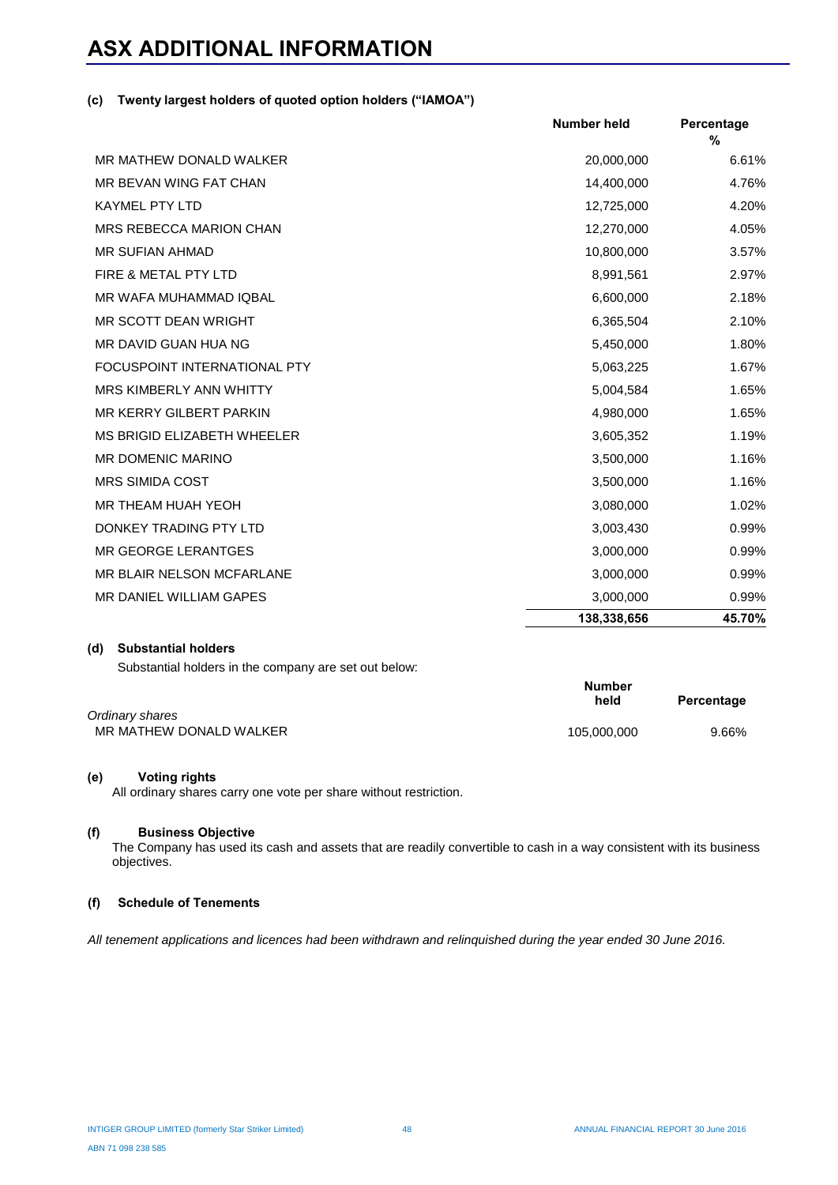# ASX ADDITIONAL INFORMATION

**(c) Twenty largest holders of quoted option holders ("IAMOA")**

| | Number held | Percentage % |
|---|---|---|
| MR MATHEW DONALD WALKER | 20,000,000 | 6.61% |
| MR BEVAN WING FAT CHAN | 14,400,000 | 4.76% |
| KAYMEL PTY LTD | 12,725,000 | 4.20% |
| MRS REBECCA MARION CHAN | 12,270,000 | 4.05% |
| MR SUFIAN AHMAD | 10,800,000 | 3.57% |
| FIRE & METAL PTY LTD | 8,991,561 | 2.97% |
| MR WAFA MUHAMMAD IQBAL | 6,600,000 | 2.18% |
| MR SCOTT DEAN WRIGHT | 6,365,504 | 2.10% |
| MR DAVID GUAN HUA NG | 5,450,000 | 1.80% |
| FOCUSPOINT INTERNATIONAL PTY | 5,063,225 | 1.67% |
| MRS KIMBERLY ANN WHITTY | 5,004,584 | 1.65% |
| MR KERRY GILBERT PARKIN | 4,980,000 | 1.65% |
| MS BRIGID ELIZABETH WHEELER | 3,605,352 | 1.19% |
| MR DOMENIC MARINO | 3,500,000 | 1.16% |
| MRS SIMIDA COST | 3,500,000 | 1.16% |
| MR THEAM HUAH YEOH | 3,080,000 | 1.02% |
| DONKEY TRADING PTY LTD | 3,003,430 | 0.99% |
| MR GEORGE LERANTGES | 3,000,000 | 0.99% |
| MR BLAIR NELSON MCFARLANE | 3,000,000 | 0.99% |
| MR DANIEL WILLIAM GAPES | 3,000,000 | 0.99% |
| | **138,338,656** | **45.70%** |

**(d) Substantial holders**

Substantial holders in the company are set out below:

| | Number held | Percentage |
|---|---|---|
| *Ordinary shares* | | |
| MR MATHEW DONALD WALKER | 105,000,000 | 9.66% |

**(e) Voting rights**

All ordinary shares carry one vote per share without restriction.

**(f) Business Objective**

The Company has used its cash and assets that are readily convertible to cash in a way consistent with its business objectives.

**(f) Schedule of Tenements**

*All tenement applications and licences had been withdrawn and relinquished during the year ended 30 June 2016.*